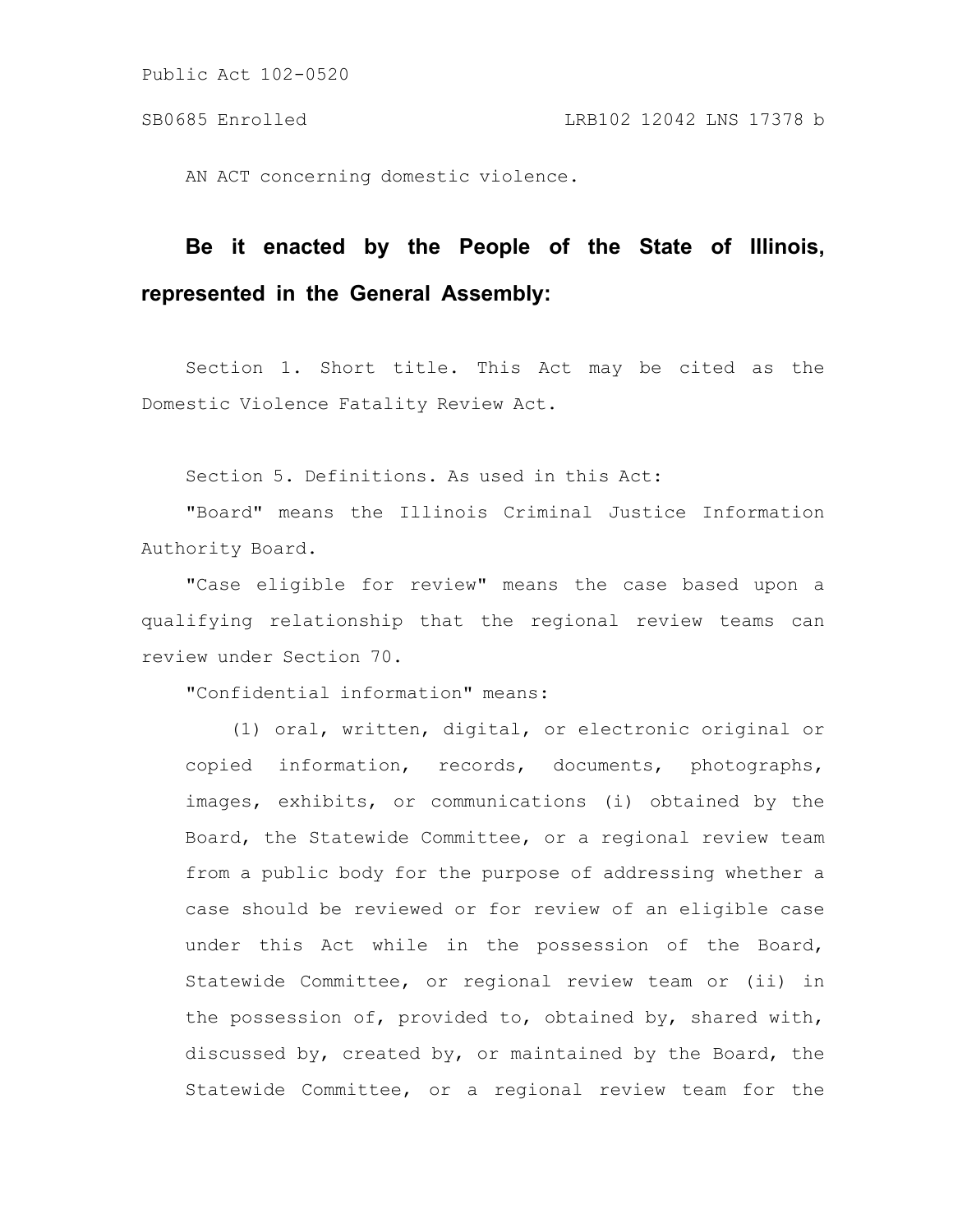Public Act 102-0520

SB0685 Enrolled LRB102 12042 LNS 17378 b

AN ACT concerning domestic violence.

**Be it enacted by the People of the State of Illinois, represented in the General Assembly:**

Section 1. Short title. This Act may be cited as the Domestic Violence Fatality Review Act.

Section 5. Definitions. As used in this Act:

"Board" means the Illinois Criminal Justice Information Authority Board.

"Case eligible for review" means the case based upon a qualifying relationship that the regional review teams can review under Section 70.

"Confidential information" means:

(1) oral, written, digital, or electronic original or copied information, records, documents, photographs, images, exhibits, or communications (i) obtained by the Board, the Statewide Committee, or a regional review team from a public body for the purpose of addressing whether a case should be reviewed or for review of an eligible case under this Act while in the possession of the Board, Statewide Committee, or regional review team or (ii) in the possession of, provided to, obtained by, shared with, discussed by, created by, or maintained by the Board, the Statewide Committee, or a regional review team for the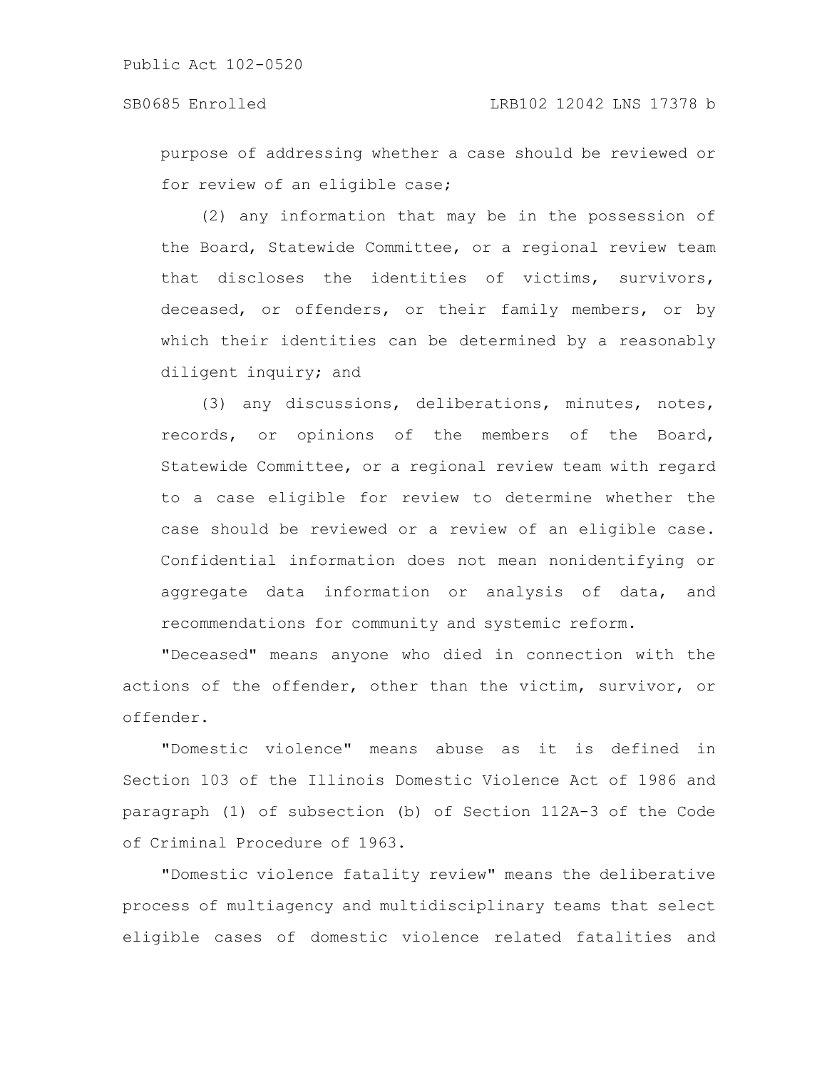purpose of addressing whether a case should be reviewed or for review of an eligible case;

(2) any information that may be in the possession of the Board, Statewide Committee, or a regional review team that discloses the identities of victims, survivors, deceased, or offenders, or their family members, or by which their identities can be determined by a reasonably diligent inquiry; and

(3) any discussions, deliberations, minutes, notes, records, or opinions of the members of the Board, Statewide Committee, or a regional review team with regard to a case eligible for review to determine whether the case should be reviewed or a review of an eligible case. Confidential information does not mean nonidentifying or aggregate data information or analysis of data, and recommendations for community and systemic reform.

"Deceased" means anyone who died in connection with the actions of the offender, other than the victim, survivor, or offender.

"Domestic violence" means abuse as it is defined in Section 103 of the Illinois Domestic Violence Act of 1986 and paragraph (1) of subsection (b) of Section 112A-3 of the Code of Criminal Procedure of 1963.

"Domestic violence fatality review" means the deliberative process of multiagency and multidisciplinary teams that select eligible cases of domestic violence related fatalities and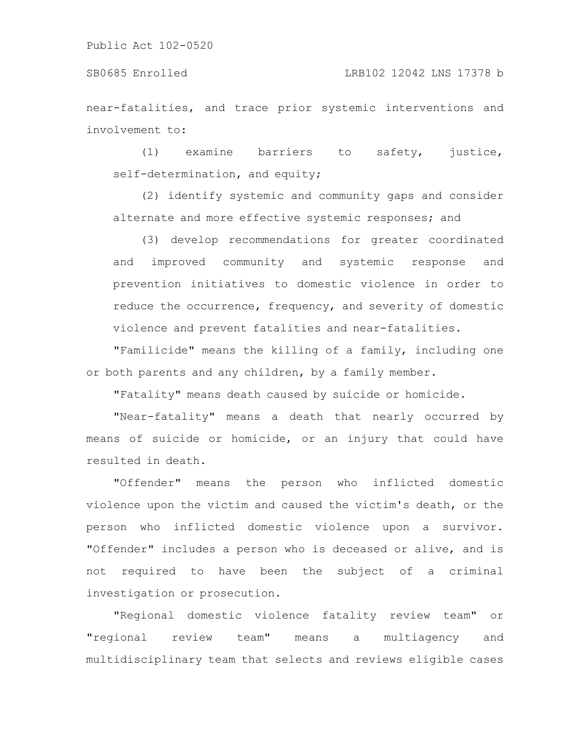near-fatalities, and trace prior systemic interventions and involvement to:

(1) examine barriers to safety, justice, self-determination, and equity;

(2) identify systemic and community gaps and consider alternate and more effective systemic responses; and

(3) develop recommendations for greater coordinated and improved community and systemic response and prevention initiatives to domestic violence in order to reduce the occurrence, frequency, and severity of domestic violence and prevent fatalities and near-fatalities.

"Familicide" means the killing of a family, including one or both parents and any children, by a family member.

"Fatality" means death caused by suicide or homicide.

"Near-fatality" means a death that nearly occurred by means of suicide or homicide, or an injury that could have resulted in death.

"Offender" means the person who inflicted domestic violence upon the victim and caused the victim's death, or the person who inflicted domestic violence upon a survivor. "Offender" includes a person who is deceased or alive, and is not required to have been the subject of a criminal investigation or prosecution.

"Regional domestic violence fatality review team" or "regional review team" means a multiagency and multidisciplinary team that selects and reviews eligible cases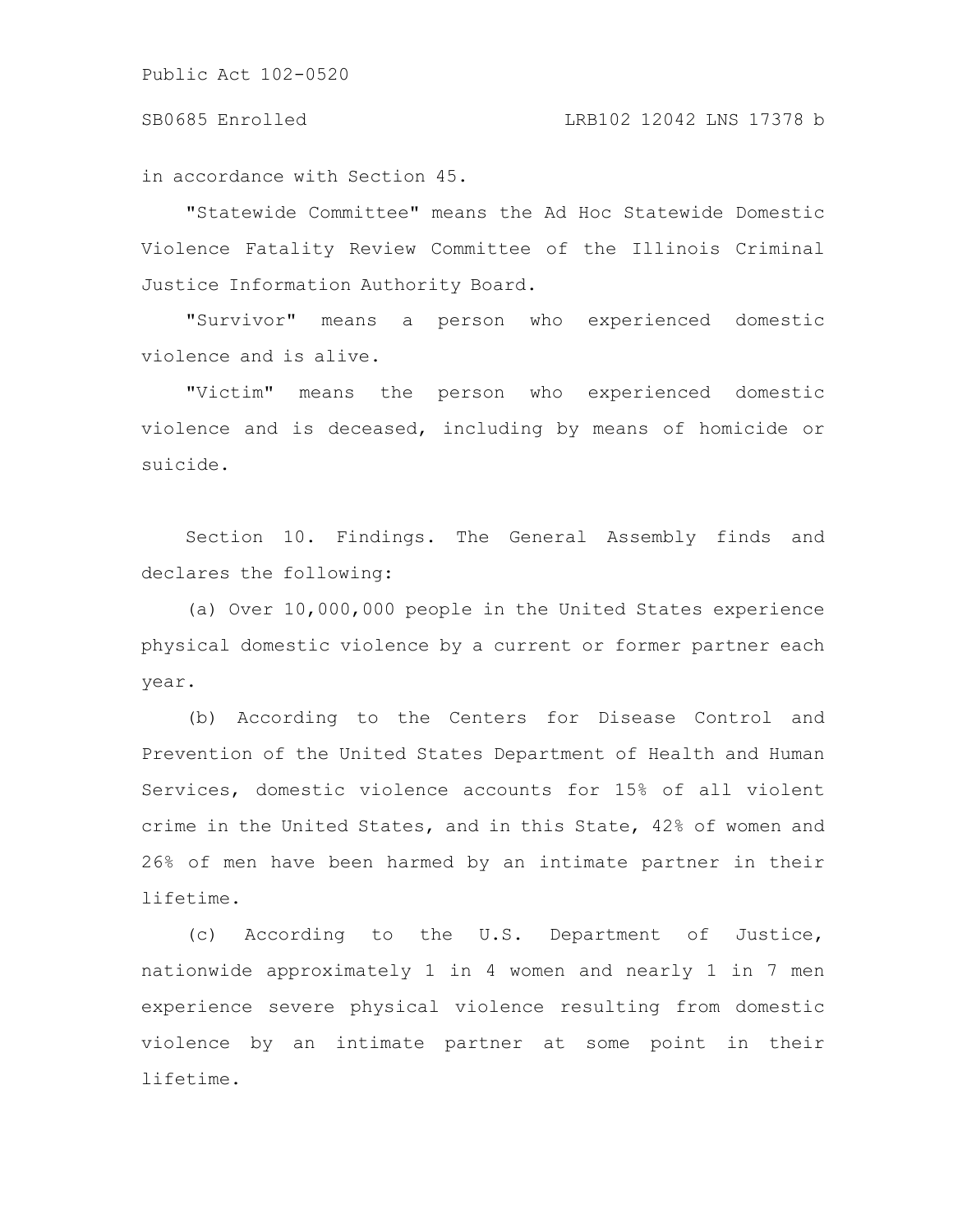in accordance with Section 45.

"Statewide Committee" means the Ad Hoc Statewide Domestic Violence Fatality Review Committee of the Illinois Criminal Justice Information Authority Board.

"Survivor" means a person who experienced domestic violence and is alive.

"Victim" means the person who experienced domestic violence and is deceased, including by means of homicide or suicide.

Section 10. Findings. The General Assembly finds and declares the following:

(a) Over 10,000,000 people in the United States experience physical domestic violence by a current or former partner each year.

(b) According to the Centers for Disease Control and Prevention of the United States Department of Health and Human Services, domestic violence accounts for 15% of all violent crime in the United States, and in this State, 42% of women and 26% of men have been harmed by an intimate partner in their lifetime.

(c) According to the U.S. Department of Justice, nationwide approximately 1 in 4 women and nearly 1 in 7 men experience severe physical violence resulting from domestic violence by an intimate partner at some point in their lifetime.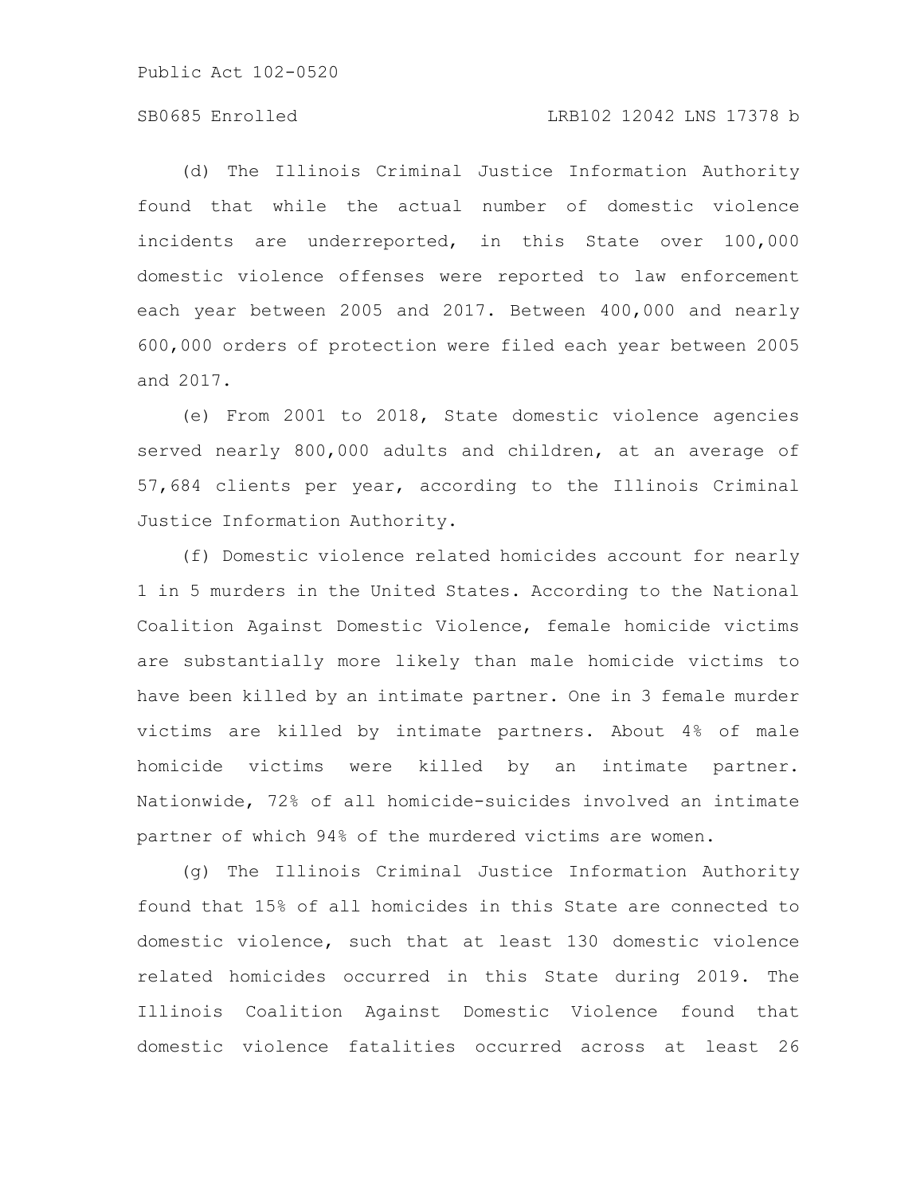(d) The Illinois Criminal Justice Information Authority found that while the actual number of domestic violence incidents are underreported, in this State over 100,000 domestic violence offenses were reported to law enforcement each year between 2005 and 2017. Between 400,000 and nearly 600,000 orders of protection were filed each year between 2005 and 2017.

(e) From 2001 to 2018, State domestic violence agencies served nearly 800,000 adults and children, at an average of 57,684 clients per year, according to the Illinois Criminal Justice Information Authority.

(f) Domestic violence related homicides account for nearly 1 in 5 murders in the United States. According to the National Coalition Against Domestic Violence, female homicide victims are substantially more likely than male homicide victims to have been killed by an intimate partner. One in 3 female murder victims are killed by intimate partners. About 4% of male homicide victims were killed by an intimate partner. Nationwide, 72% of all homicide-suicides involved an intimate partner of which 94% of the murdered victims are women.

(g) The Illinois Criminal Justice Information Authority found that 15% of all homicides in this State are connected to domestic violence, such that at least 130 domestic violence related homicides occurred in this State during 2019. The Illinois Coalition Against Domestic Violence found that domestic violence fatalities occurred across at least 26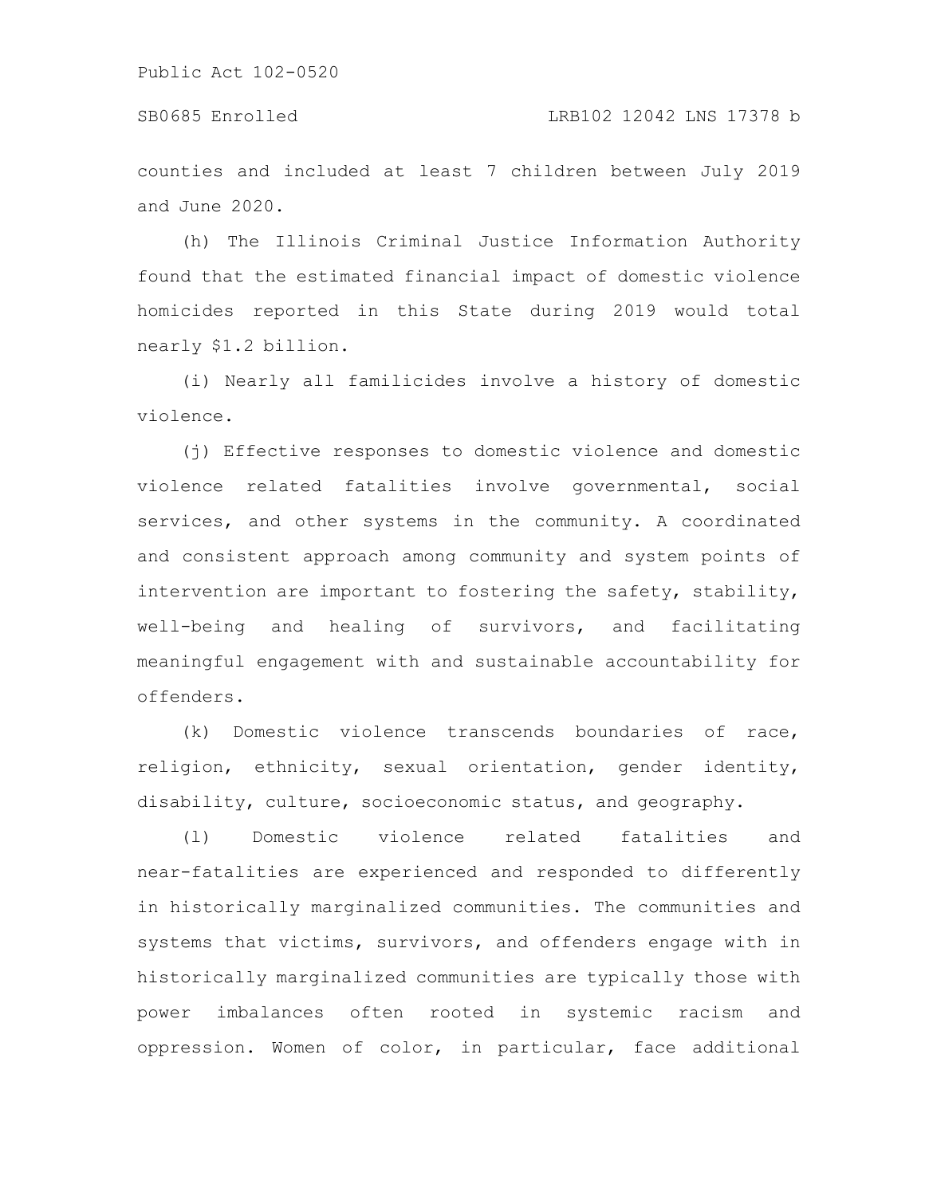counties and included at least 7 children between July 2019 and June 2020.

(h) The Illinois Criminal Justice Information Authority found that the estimated financial impact of domestic violence homicides reported in this State during 2019 would total nearly $1.2 billion.

(i) Nearly all familicides involve a history of domestic violence.

(j) Effective responses to domestic violence and domestic violence related fatalities involve governmental, social services, and other systems in the community. A coordinated and consistent approach among community and system points of intervention are important to fostering the safety, stability, well-being and healing of survivors, and facilitating meaningful engagement with and sustainable accountability for offenders.

(k) Domestic violence transcends boundaries of race, religion, ethnicity, sexual orientation, gender identity, disability, culture, socioeconomic status, and geography.

(l) Domestic violence related fatalities and near-fatalities are experienced and responded to differently in historically marginalized communities. The communities and systems that victims, survivors, and offenders engage with in historically marginalized communities are typically those with power imbalances often rooted in systemic racism and oppression. Women of color, in particular, face additional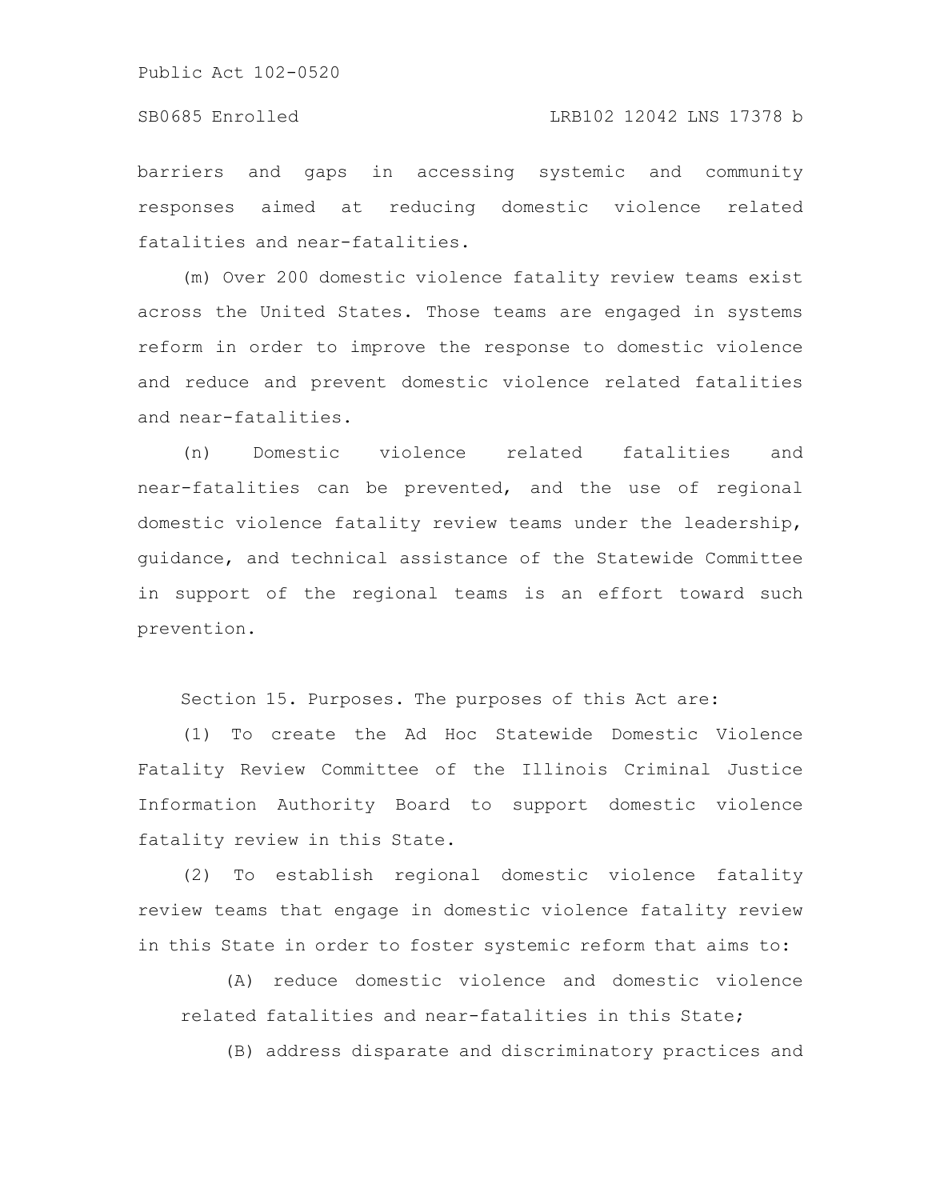barriers and gaps in accessing systemic and community responses aimed at reducing domestic violence related fatalities and near-fatalities.

(m) Over 200 domestic violence fatality review teams exist across the United States. Those teams are engaged in systems reform in order to improve the response to domestic violence and reduce and prevent domestic violence related fatalities and near-fatalities.

(n) Domestic violence related fatalities and near-fatalities can be prevented, and the use of regional domestic violence fatality review teams under the leadership, guidance, and technical assistance of the Statewide Committee in support of the regional teams is an effort toward such prevention.

Section 15. Purposes. The purposes of this Act are:

(1) To create the Ad Hoc Statewide Domestic Violence Fatality Review Committee of the Illinois Criminal Justice Information Authority Board to support domestic violence fatality review in this State.

(2) To establish regional domestic violence fatality review teams that engage in domestic violence fatality review in this State in order to foster systemic reform that aims to:

(A) reduce domestic violence and domestic violence related fatalities and near-fatalities in this State;

(B) address disparate and discriminatory practices and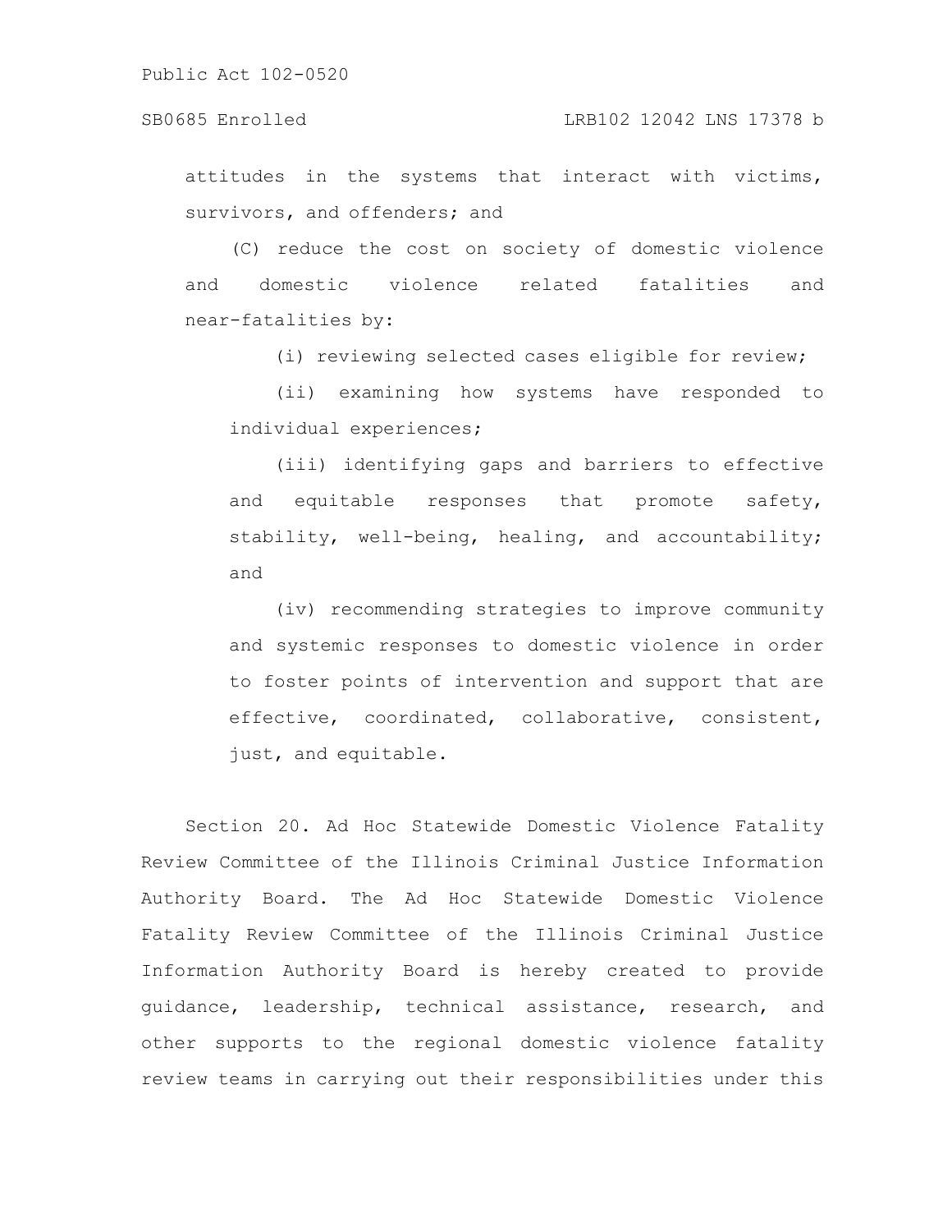attitudes in the systems that interact with victims, survivors, and offenders; and

(C) reduce the cost on society of domestic violence and domestic violence related fatalities and near-fatalities by:

(i) reviewing selected cases eligible for review;

(ii) examining how systems have responded to individual experiences;

(iii) identifying gaps and barriers to effective and equitable responses that promote safety, stability, well-being, healing, and accountability; and

(iv) recommending strategies to improve community and systemic responses to domestic violence in order to foster points of intervention and support that are effective, coordinated, collaborative, consistent, just, and equitable.

Section 20. Ad Hoc Statewide Domestic Violence Fatality Review Committee of the Illinois Criminal Justice Information Authority Board. The Ad Hoc Statewide Domestic Violence Fatality Review Committee of the Illinois Criminal Justice Information Authority Board is hereby created to provide guidance, leadership, technical assistance, research, and other supports to the regional domestic violence fatality review teams in carrying out their responsibilities under this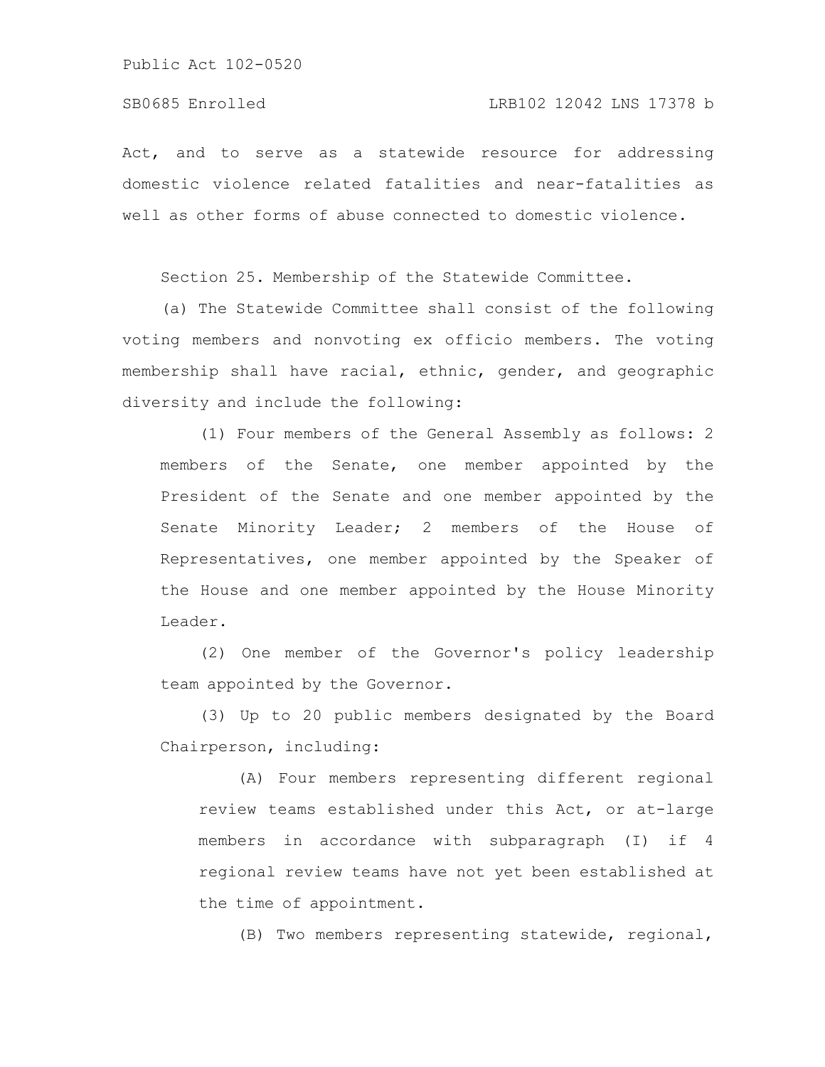Act, and to serve as a statewide resource for addressing domestic violence related fatalities and near-fatalities as well as other forms of abuse connected to domestic violence.

Section 25. Membership of the Statewide Committee.

(a) The Statewide Committee shall consist of the following voting members and nonvoting ex officio members. The voting membership shall have racial, ethnic, gender, and geographic diversity and include the following:

(1) Four members of the General Assembly as follows: 2 members of the Senate, one member appointed by the President of the Senate and one member appointed by the Senate Minority Leader; 2 members of the House of Representatives, one member appointed by the Speaker of the House and one member appointed by the House Minority Leader.

(2) One member of the Governor's policy leadership team appointed by the Governor.

(3) Up to 20 public members designated by the Board Chairperson, including:

(A) Four members representing different regional review teams established under this Act, or at-large members in accordance with subparagraph (I) if 4 regional review teams have not yet been established at the time of appointment.

(B) Two members representing statewide, regional,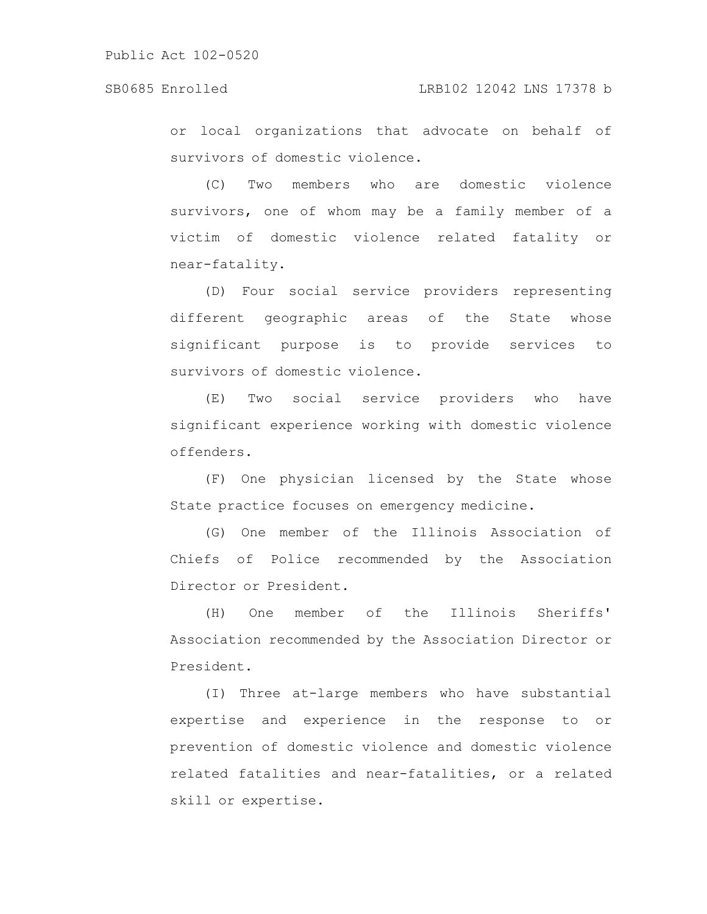or local organizations that advocate on behalf of survivors of domestic violence.

(C) Two members who are domestic violence survivors, one of whom may be a family member of a victim of domestic violence related fatality or near-fatality.

(D) Four social service providers representing different geographic areas of the State whose significant purpose is to provide services to survivors of domestic violence.

(E) Two social service providers who have significant experience working with domestic violence offenders.

(F) One physician licensed by the State whose State practice focuses on emergency medicine.

(G) One member of the Illinois Association of Chiefs of Police recommended by the Association Director or President.

(H) One member of the Illinois Sheriffs' Association recommended by the Association Director or President.

(I) Three at-large members who have substantial expertise and experience in the response to or prevention of domestic violence and domestic violence related fatalities and near-fatalities, or a related skill or expertise.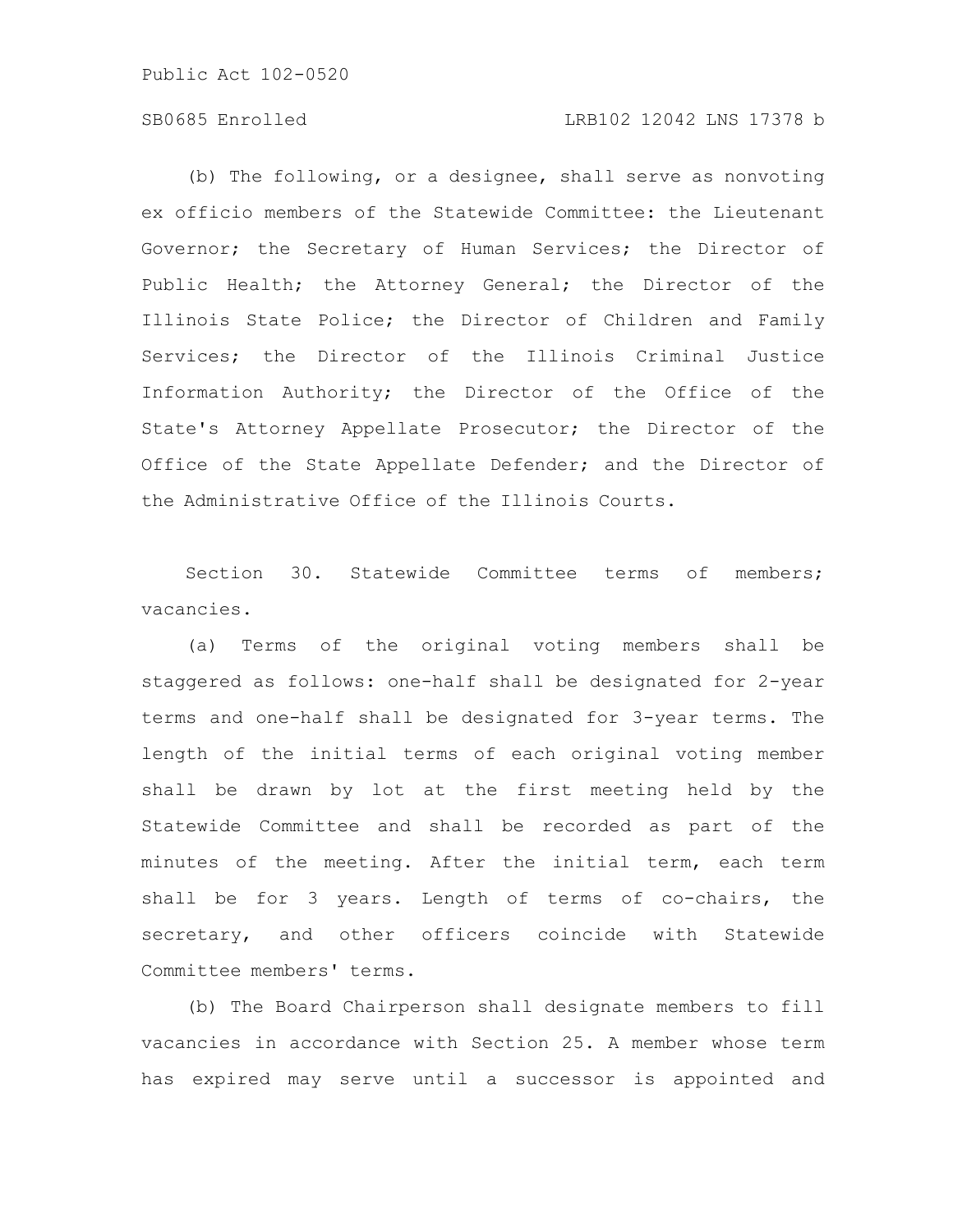(b) The following, or a designee, shall serve as nonvoting ex officio members of the Statewide Committee: the Lieutenant Governor; the Secretary of Human Services; the Director of Public Health; the Attorney General; the Director of the Illinois State Police; the Director of Children and Family Services; the Director of the Illinois Criminal Justice Information Authority; the Director of the Office of the State's Attorney Appellate Prosecutor; the Director of the Office of the State Appellate Defender; and the Director of the Administrative Office of the Illinois Courts.

Section 30. Statewide Committee terms of members; vacancies.

(a) Terms of the original voting members shall be staggered as follows: one-half shall be designated for 2-year terms and one-half shall be designated for 3-year terms. The length of the initial terms of each original voting member shall be drawn by lot at the first meeting held by the Statewide Committee and shall be recorded as part of the minutes of the meeting. After the initial term, each term shall be for 3 years. Length of terms of co-chairs, the secretary, and other officers coincide with Statewide Committee members' terms.

(b) The Board Chairperson shall designate members to fill vacancies in accordance with Section 25. A member whose term has expired may serve until a successor is appointed and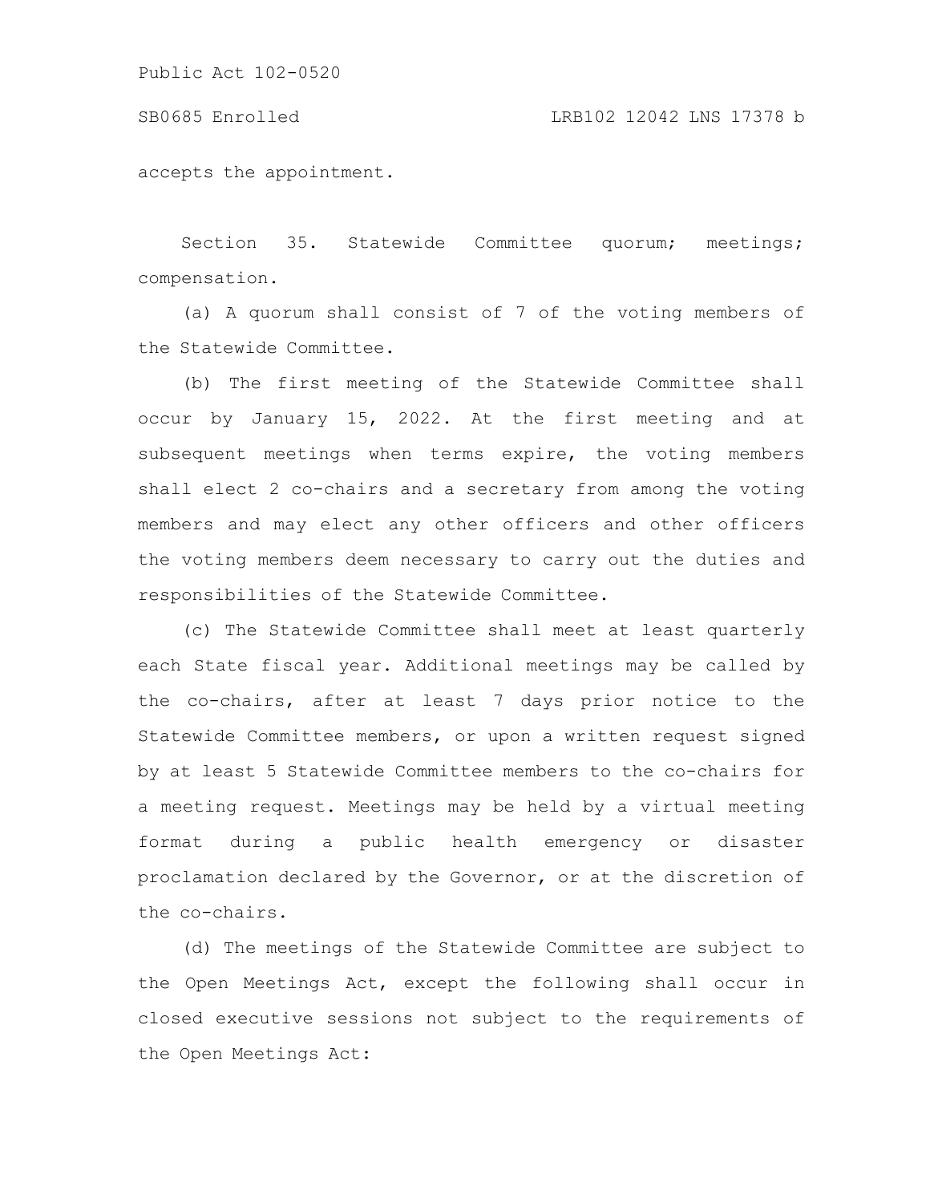accepts the appointment.

Section 35. Statewide Committee quorum; meetings; compensation.

(a) A quorum shall consist of 7 of the voting members of the Statewide Committee.

(b) The first meeting of the Statewide Committee shall occur by January 15, 2022. At the first meeting and at subsequent meetings when terms expire, the voting members shall elect 2 co-chairs and a secretary from among the voting members and may elect any other officers and other officers the voting members deem necessary to carry out the duties and responsibilities of the Statewide Committee.

(c) The Statewide Committee shall meet at least quarterly each State fiscal year. Additional meetings may be called by the co-chairs, after at least 7 days prior notice to the Statewide Committee members, or upon a written request signed by at least 5 Statewide Committee members to the co-chairs for a meeting request. Meetings may be held by a virtual meeting format during a public health emergency or disaster proclamation declared by the Governor, or at the discretion of the co-chairs.

(d) The meetings of the Statewide Committee are subject to the Open Meetings Act, except the following shall occur in closed executive sessions not subject to the requirements of the Open Meetings Act: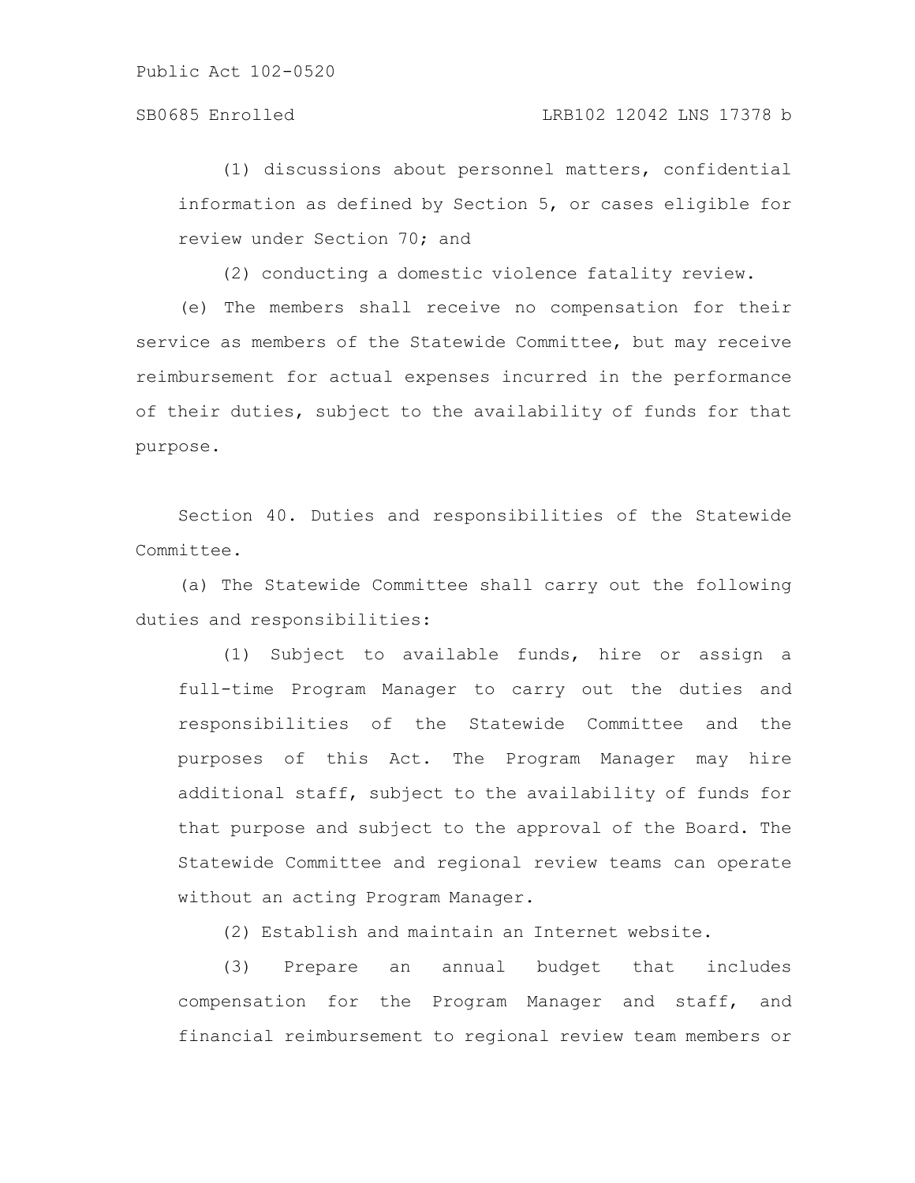(1) discussions about personnel matters, confidential information as defined by Section 5, or cases eligible for review under Section 70; and

(2) conducting a domestic violence fatality review.

(e) The members shall receive no compensation for their service as members of the Statewide Committee, but may receive reimbursement for actual expenses incurred in the performance of their duties, subject to the availability of funds for that purpose.

Section 40. Duties and responsibilities of the Statewide Committee.

(a) The Statewide Committee shall carry out the following duties and responsibilities:

(1) Subject to available funds, hire or assign a full-time Program Manager to carry out the duties and responsibilities of the Statewide Committee and the purposes of this Act. The Program Manager may hire additional staff, subject to the availability of funds for that purpose and subject to the approval of the Board. The Statewide Committee and regional review teams can operate without an acting Program Manager.

(2) Establish and maintain an Internet website.

(3) Prepare an annual budget that includes compensation for the Program Manager and staff, and financial reimbursement to regional review team members or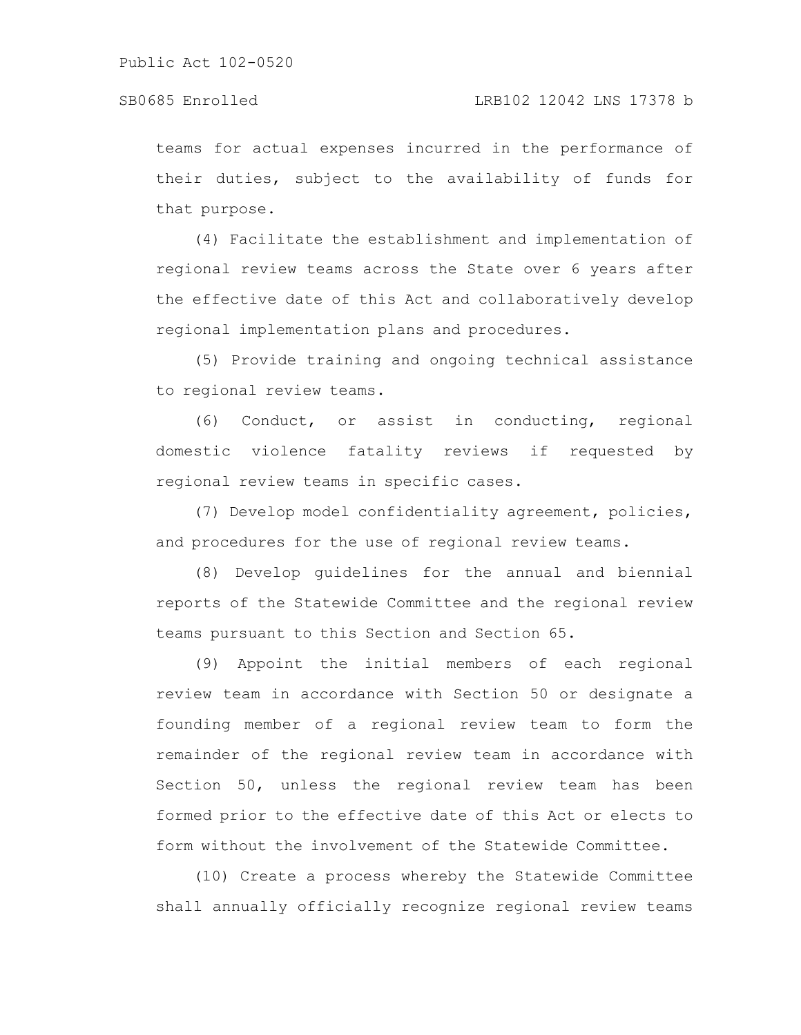teams for actual expenses incurred in the performance of their duties, subject to the availability of funds for that purpose.

(4) Facilitate the establishment and implementation of regional review teams across the State over 6 years after the effective date of this Act and collaboratively develop regional implementation plans and procedures.

(5) Provide training and ongoing technical assistance to regional review teams.

(6) Conduct, or assist in conducting, regional domestic violence fatality reviews if requested by regional review teams in specific cases.

(7) Develop model confidentiality agreement, policies, and procedures for the use of regional review teams.

(8) Develop guidelines for the annual and biennial reports of the Statewide Committee and the regional review teams pursuant to this Section and Section 65.

(9) Appoint the initial members of each regional review team in accordance with Section 50 or designate a founding member of a regional review team to form the remainder of the regional review team in accordance with Section 50, unless the regional review team has been formed prior to the effective date of this Act or elects to form without the involvement of the Statewide Committee.

(10) Create a process whereby the Statewide Committee shall annually officially recognize regional review teams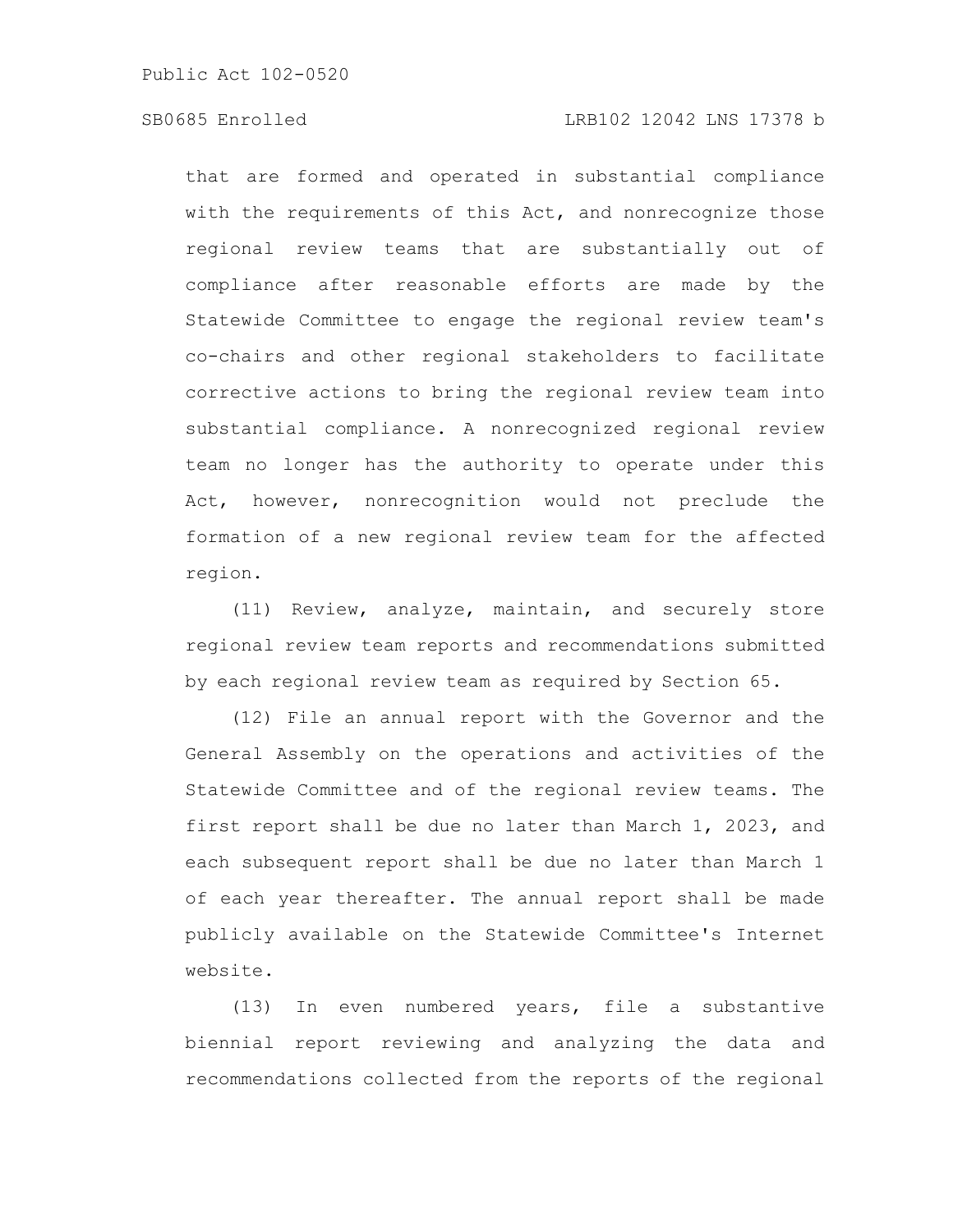that are formed and operated in substantial compliance with the requirements of this Act, and nonrecognize those regional review teams that are substantially out of compliance after reasonable efforts are made by the Statewide Committee to engage the regional review team's co-chairs and other regional stakeholders to facilitate corrective actions to bring the regional review team into substantial compliance. A nonrecognized regional review team no longer has the authority to operate under this Act, however, nonrecognition would not preclude the formation of a new regional review team for the affected region.

(11) Review, analyze, maintain, and securely store regional review team reports and recommendations submitted by each regional review team as required by Section 65.

(12) File an annual report with the Governor and the General Assembly on the operations and activities of the Statewide Committee and of the regional review teams. The first report shall be due no later than March 1, 2023, and each subsequent report shall be due no later than March 1 of each year thereafter. The annual report shall be made publicly available on the Statewide Committee's Internet website.

(13) In even numbered years, file a substantive biennial report reviewing and analyzing the data and recommendations collected from the reports of the regional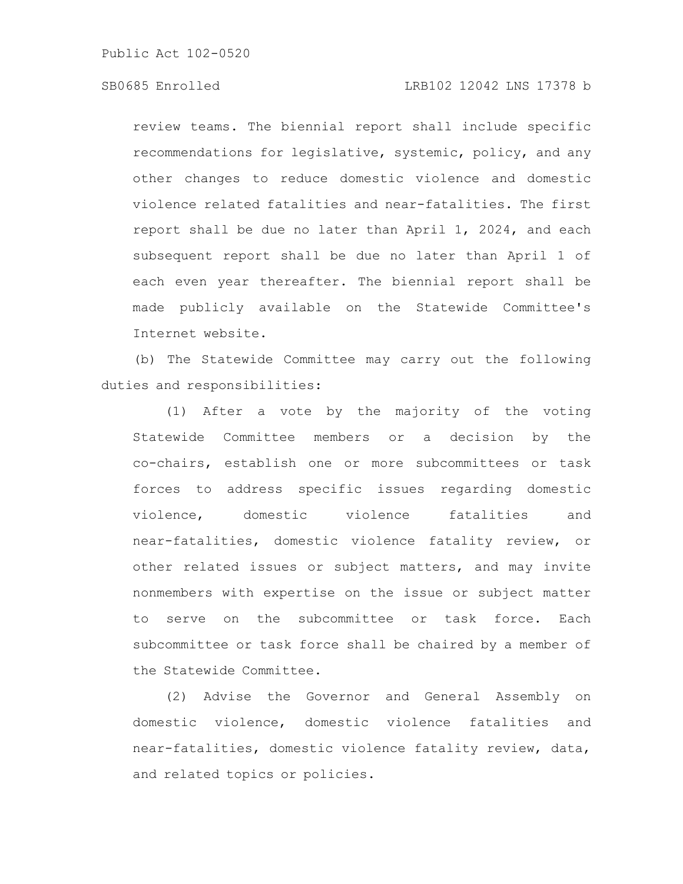review teams. The biennial report shall include specific recommendations for legislative, systemic, policy, and any other changes to reduce domestic violence and domestic violence related fatalities and near-fatalities. The first report shall be due no later than April 1, 2024, and each subsequent report shall be due no later than April 1 of each even year thereafter. The biennial report shall be made publicly available on the Statewide Committee's Internet website.

(b) The Statewide Committee may carry out the following duties and responsibilities:

(1) After a vote by the majority of the voting Statewide Committee members or a decision by the co-chairs, establish one or more subcommittees or task forces to address specific issues regarding domestic violence, domestic violence fatalities and near-fatalities, domestic violence fatality review, or other related issues or subject matters, and may invite nonmembers with expertise on the issue or subject matter to serve on the subcommittee or task force. Each subcommittee or task force shall be chaired by a member of the Statewide Committee.

(2) Advise the Governor and General Assembly on domestic violence, domestic violence fatalities and near-fatalities, domestic violence fatality review, data, and related topics or policies.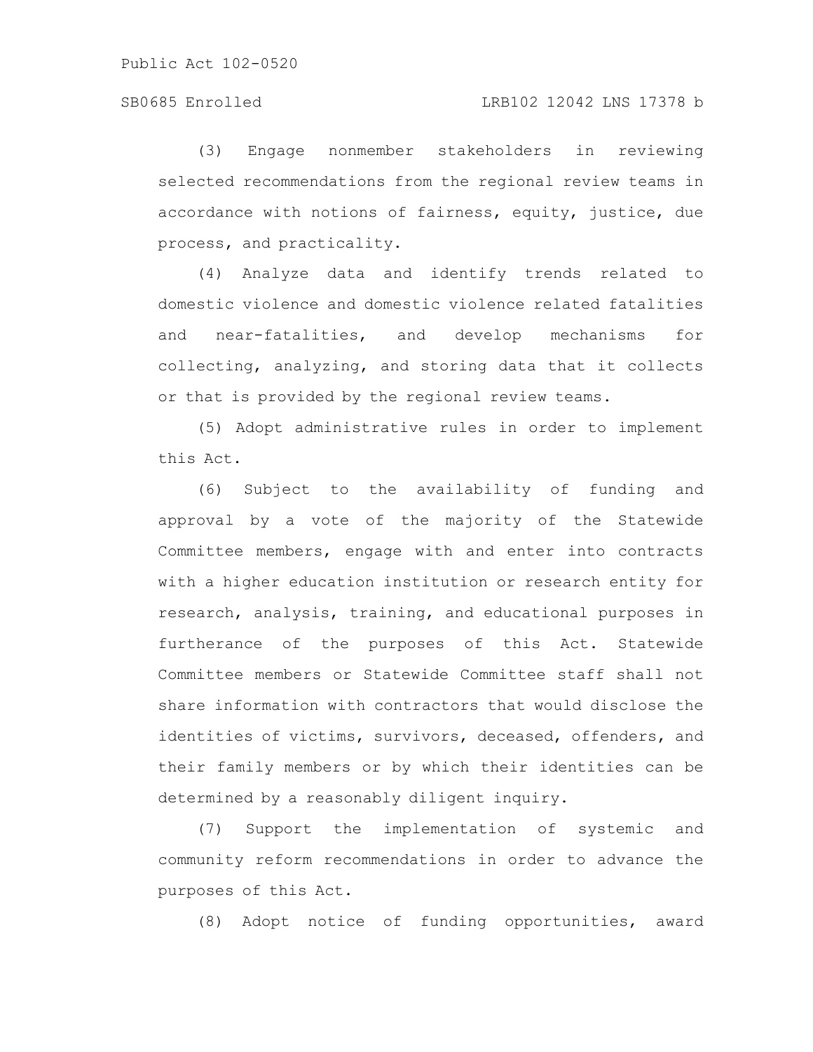(3) Engage nonmember stakeholders in reviewing selected recommendations from the regional review teams in accordance with notions of fairness, equity, justice, due process, and practicality.

(4) Analyze data and identify trends related to domestic violence and domestic violence related fatalities and near-fatalities, and develop mechanisms for collecting, analyzing, and storing data that it collects or that is provided by the regional review teams.

(5) Adopt administrative rules in order to implement this Act.

(6) Subject to the availability of funding and approval by a vote of the majority of the Statewide Committee members, engage with and enter into contracts with a higher education institution or research entity for research, analysis, training, and educational purposes in furtherance of the purposes of this Act. Statewide Committee members or Statewide Committee staff shall not share information with contractors that would disclose the identities of victims, survivors, deceased, offenders, and their family members or by which their identities can be determined by a reasonably diligent inquiry.

(7) Support the implementation of systemic and community reform recommendations in order to advance the purposes of this Act.

(8) Adopt notice of funding opportunities, award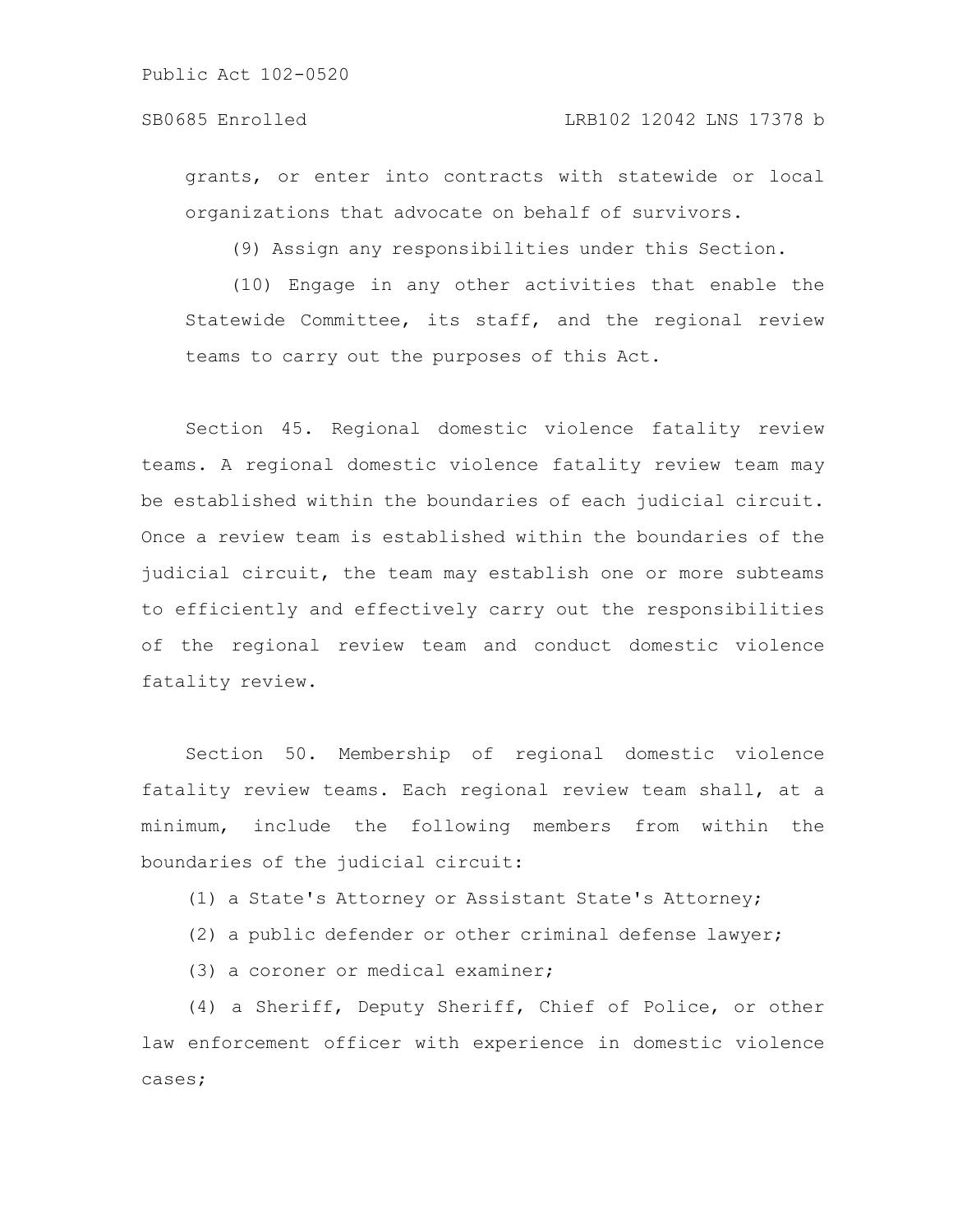grants, or enter into contracts with statewide or local organizations that advocate on behalf of survivors.

(9) Assign any responsibilities under this Section.

(10) Engage in any other activities that enable the Statewide Committee, its staff, and the regional review teams to carry out the purposes of this Act.

Section 45. Regional domestic violence fatality review teams. A regional domestic violence fatality review team may be established within the boundaries of each judicial circuit. Once a review team is established within the boundaries of the judicial circuit, the team may establish one or more subteams to efficiently and effectively carry out the responsibilities of the regional review team and conduct domestic violence fatality review.

Section 50. Membership of regional domestic violence fatality review teams. Each regional review team shall, at a minimum, include the following members from within the boundaries of the judicial circuit:

(1) a State's Attorney or Assistant State's Attorney;

(2) a public defender or other criminal defense lawyer;

(3) a coroner or medical examiner;

(4) a Sheriff, Deputy Sheriff, Chief of Police, or other law enforcement officer with experience in domestic violence cases;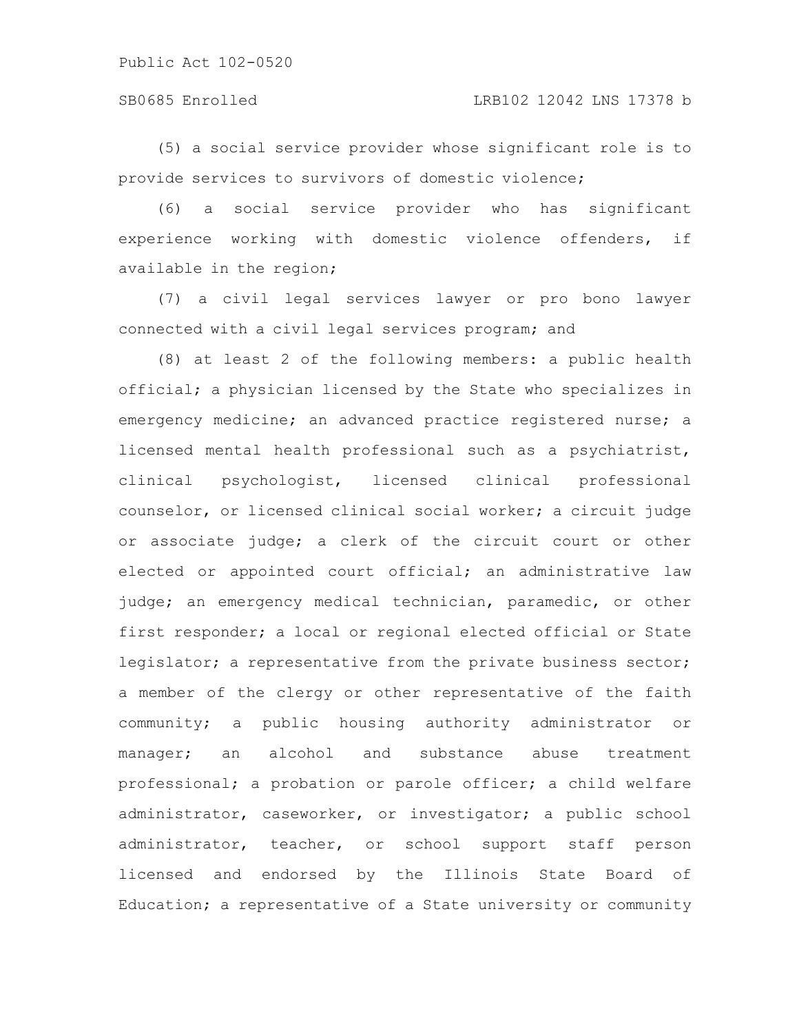(5) a social service provider whose significant role is to provide services to survivors of domestic violence;

(6) a social service provider who has significant experience working with domestic violence offenders, if available in the region;

(7) a civil legal services lawyer or pro bono lawyer connected with a civil legal services program; and

(8) at least 2 of the following members: a public health official; a physician licensed by the State who specializes in emergency medicine; an advanced practice registered nurse; a licensed mental health professional such as a psychiatrist, clinical psychologist, licensed clinical professional counselor, or licensed clinical social worker; a circuit judge or associate judge; a clerk of the circuit court or other elected or appointed court official; an administrative law judge; an emergency medical technician, paramedic, or other first responder; a local or regional elected official or State legislator; a representative from the private business sector; a member of the clergy or other representative of the faith community; a public housing authority administrator or manager; an alcohol and substance abuse treatment professional; a probation or parole officer; a child welfare administrator, caseworker, or investigator; a public school administrator, teacher, or school support staff person licensed and endorsed by the Illinois State Board of Education; a representative of a State university or community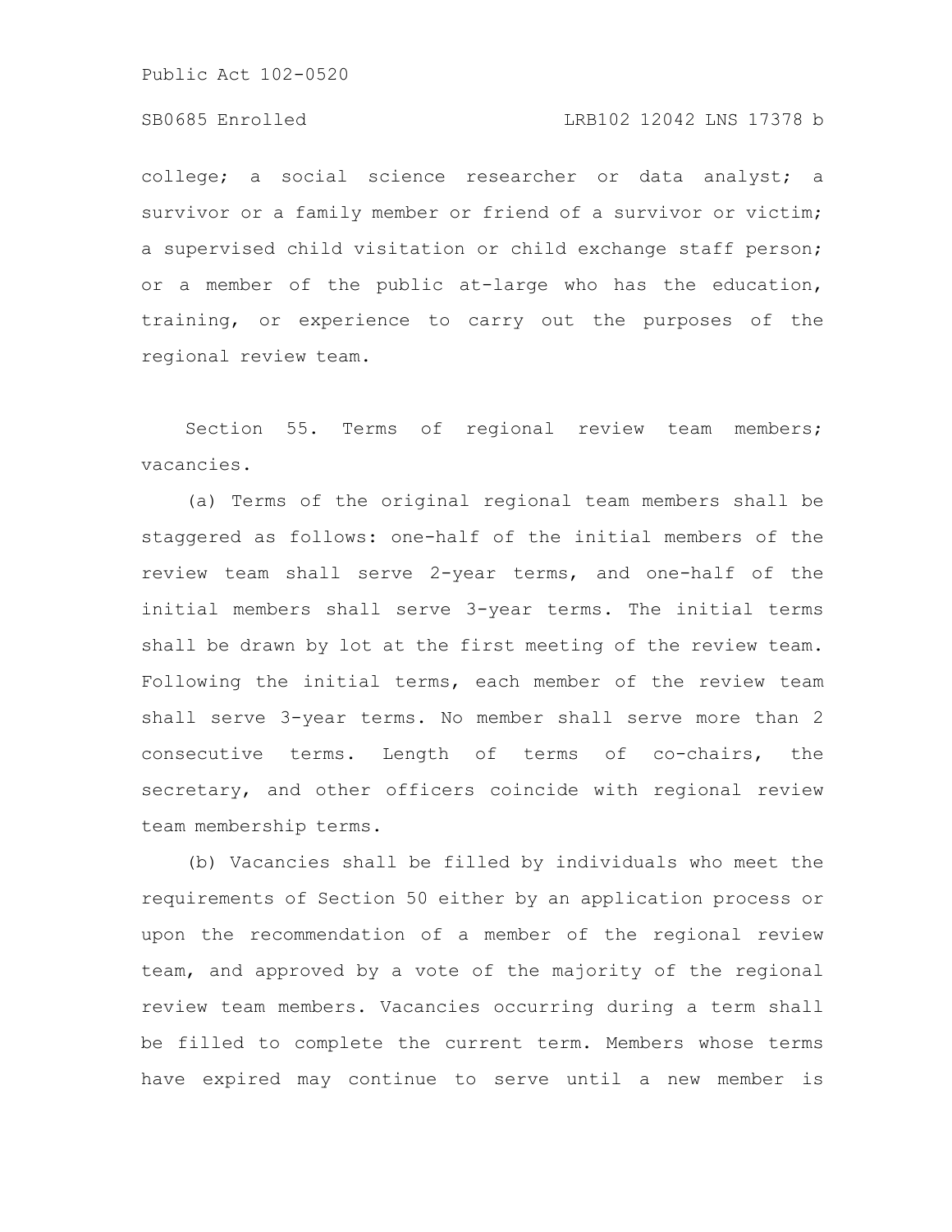college; a social science researcher or data analyst; a survivor or a family member or friend of a survivor or victim; a supervised child visitation or child exchange staff person; or a member of the public at-large who has the education, training, or experience to carry out the purposes of the regional review team.

Section 55. Terms of regional review team members; vacancies.

(a) Terms of the original regional team members shall be staggered as follows: one-half of the initial members of the review team shall serve 2-year terms, and one-half of the initial members shall serve 3-year terms. The initial terms shall be drawn by lot at the first meeting of the review team. Following the initial terms, each member of the review team shall serve 3-year terms. No member shall serve more than 2 consecutive terms. Length of terms of co-chairs, the secretary, and other officers coincide with regional review team membership terms.

(b) Vacancies shall be filled by individuals who meet the requirements of Section 50 either by an application process or upon the recommendation of a member of the regional review team, and approved by a vote of the majority of the regional review team members. Vacancies occurring during a term shall be filled to complete the current term. Members whose terms have expired may continue to serve until a new member is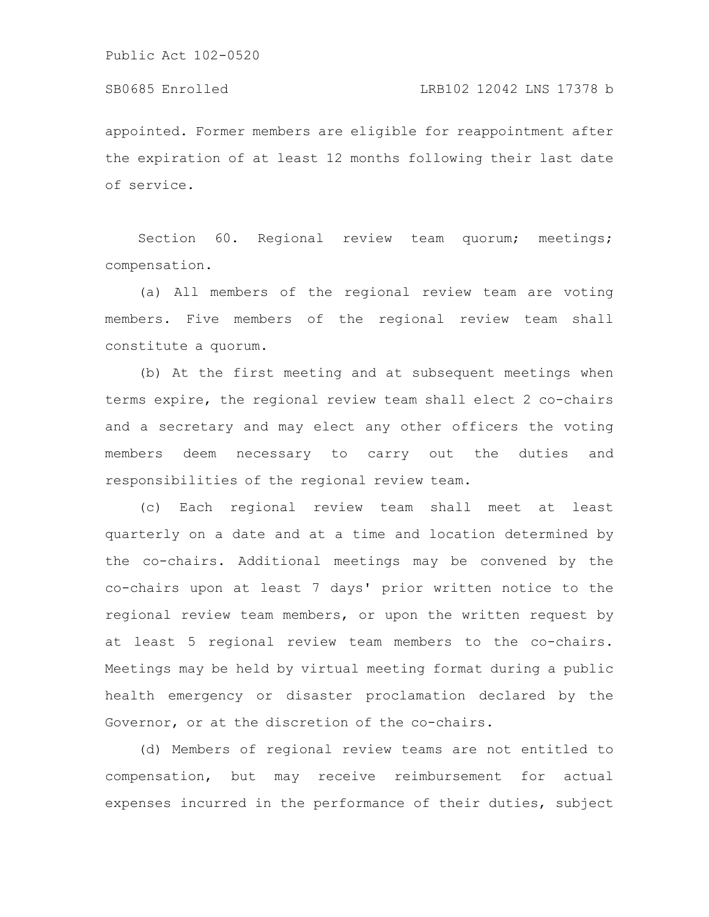appointed. Former members are eligible for reappointment after the expiration of at least 12 months following their last date of service.

Section 60. Regional review team quorum; meetings; compensation.

(a) All members of the regional review team are voting members. Five members of the regional review team shall constitute a quorum.

(b) At the first meeting and at subsequent meetings when terms expire, the regional review team shall elect 2 co-chairs and a secretary and may elect any other officers the voting members deem necessary to carry out the duties and responsibilities of the regional review team.

(c) Each regional review team shall meet at least quarterly on a date and at a time and location determined by the co-chairs. Additional meetings may be convened by the co-chairs upon at least 7 days' prior written notice to the regional review team members, or upon the written request by at least 5 regional review team members to the co-chairs. Meetings may be held by virtual meeting format during a public health emergency or disaster proclamation declared by the Governor, or at the discretion of the co-chairs.

(d) Members of regional review teams are not entitled to compensation, but may receive reimbursement for actual expenses incurred in the performance of their duties, subject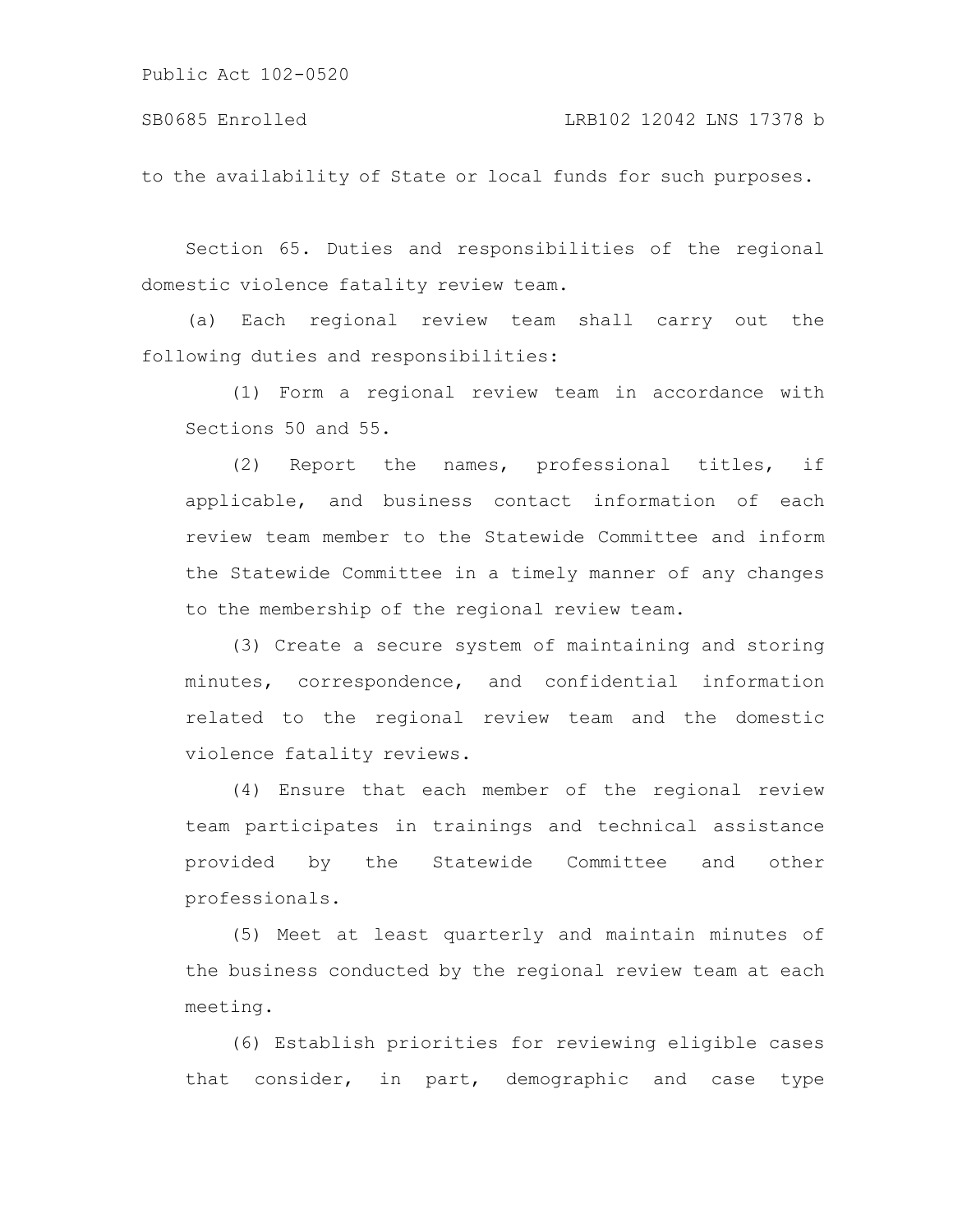to the availability of State or local funds for such purposes.

Section 65. Duties and responsibilities of the regional domestic violence fatality review team.

(a) Each regional review team shall carry out the following duties and responsibilities:

(1) Form a regional review team in accordance with Sections 50 and 55.

(2) Report the names, professional titles, if applicable, and business contact information of each review team member to the Statewide Committee and inform the Statewide Committee in a timely manner of any changes to the membership of the regional review team.

(3) Create a secure system of maintaining and storing minutes, correspondence, and confidential information related to the regional review team and the domestic violence fatality reviews.

(4) Ensure that each member of the regional review team participates in trainings and technical assistance provided by the Statewide Committee and other professionals.

(5) Meet at least quarterly and maintain minutes of the business conducted by the regional review team at each meeting.

(6) Establish priorities for reviewing eligible cases that consider, in part, demographic and case type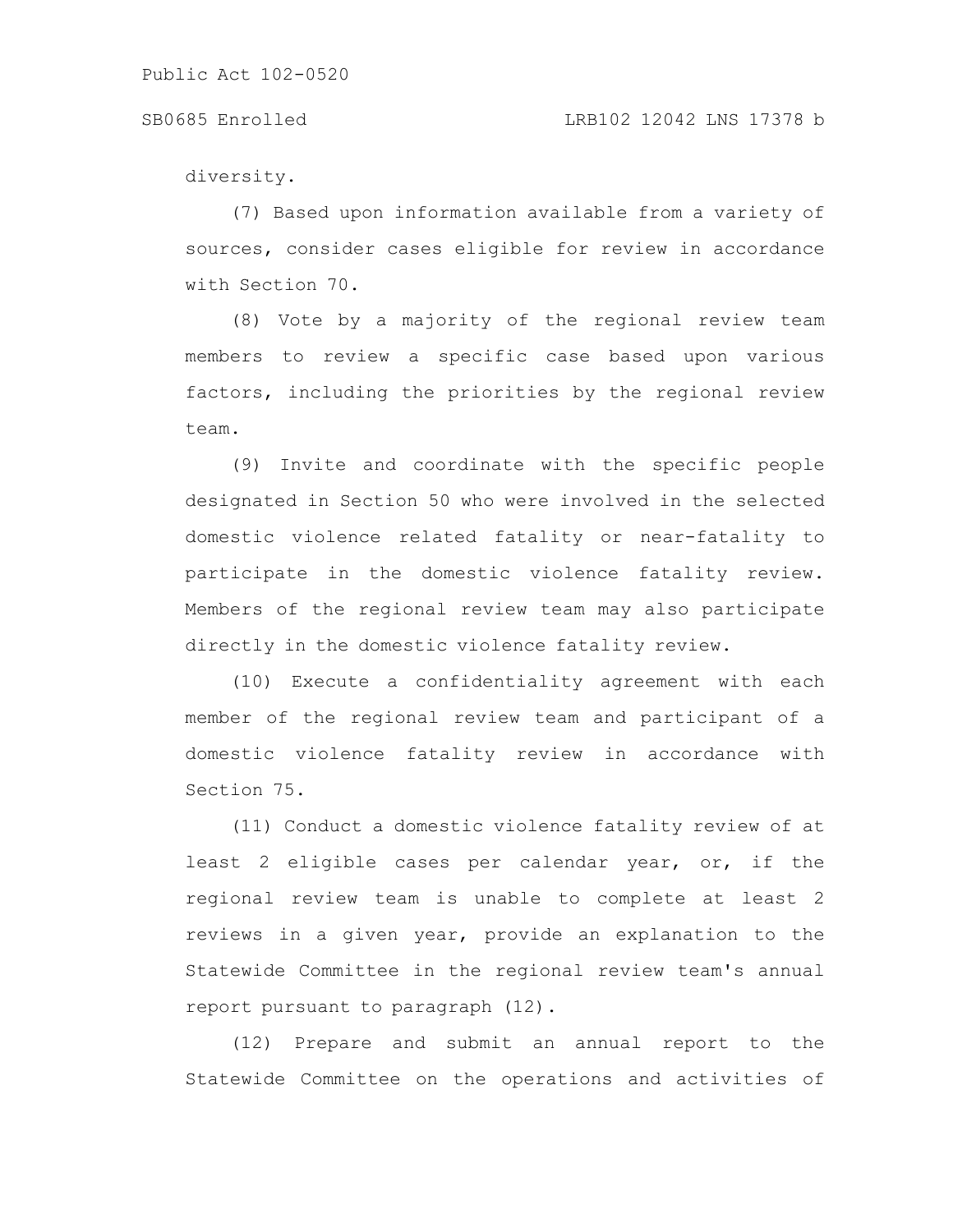diversity.

(7) Based upon information available from a variety of sources, consider cases eligible for review in accordance with Section 70.

(8) Vote by a majority of the regional review team members to review a specific case based upon various factors, including the priorities by the regional review team.

(9) Invite and coordinate with the specific people designated in Section 50 who were involved in the selected domestic violence related fatality or near-fatality to participate in the domestic violence fatality review. Members of the regional review team may also participate directly in the domestic violence fatality review.

(10) Execute a confidentiality agreement with each member of the regional review team and participant of a domestic violence fatality review in accordance with Section 75.

(11) Conduct a domestic violence fatality review of at least 2 eligible cases per calendar year, or, if the regional review team is unable to complete at least 2 reviews in a given year, provide an explanation to the Statewide Committee in the regional review team's annual report pursuant to paragraph (12).

(12) Prepare and submit an annual report to the Statewide Committee on the operations and activities of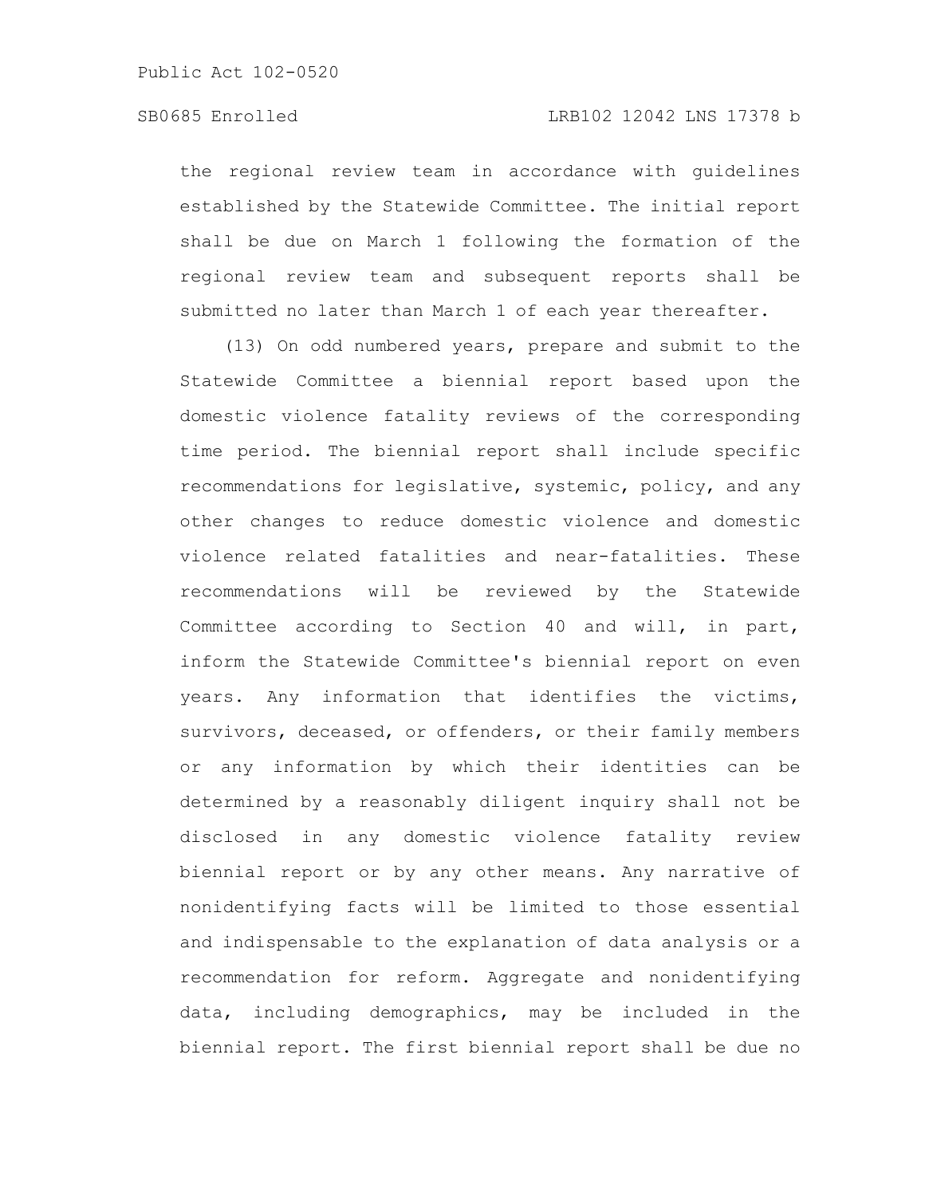the regional review team in accordance with guidelines established by the Statewide Committee. The initial report shall be due on March 1 following the formation of the regional review team and subsequent reports shall be submitted no later than March 1 of each year thereafter.

(13) On odd numbered years, prepare and submit to the Statewide Committee a biennial report based upon the domestic violence fatality reviews of the corresponding time period. The biennial report shall include specific recommendations for legislative, systemic, policy, and any other changes to reduce domestic violence and domestic violence related fatalities and near-fatalities. These recommendations will be reviewed by the Statewide Committee according to Section 40 and will, in part, inform the Statewide Committee's biennial report on even years. Any information that identifies the victims, survivors, deceased, or offenders, or their family members or any information by which their identities can be determined by a reasonably diligent inquiry shall not be disclosed in any domestic violence fatality review biennial report or by any other means. Any narrative of nonidentifying facts will be limited to those essential and indispensable to the explanation of data analysis or a recommendation for reform. Aggregate and nonidentifying data, including demographics, may be included in the biennial report. The first biennial report shall be due no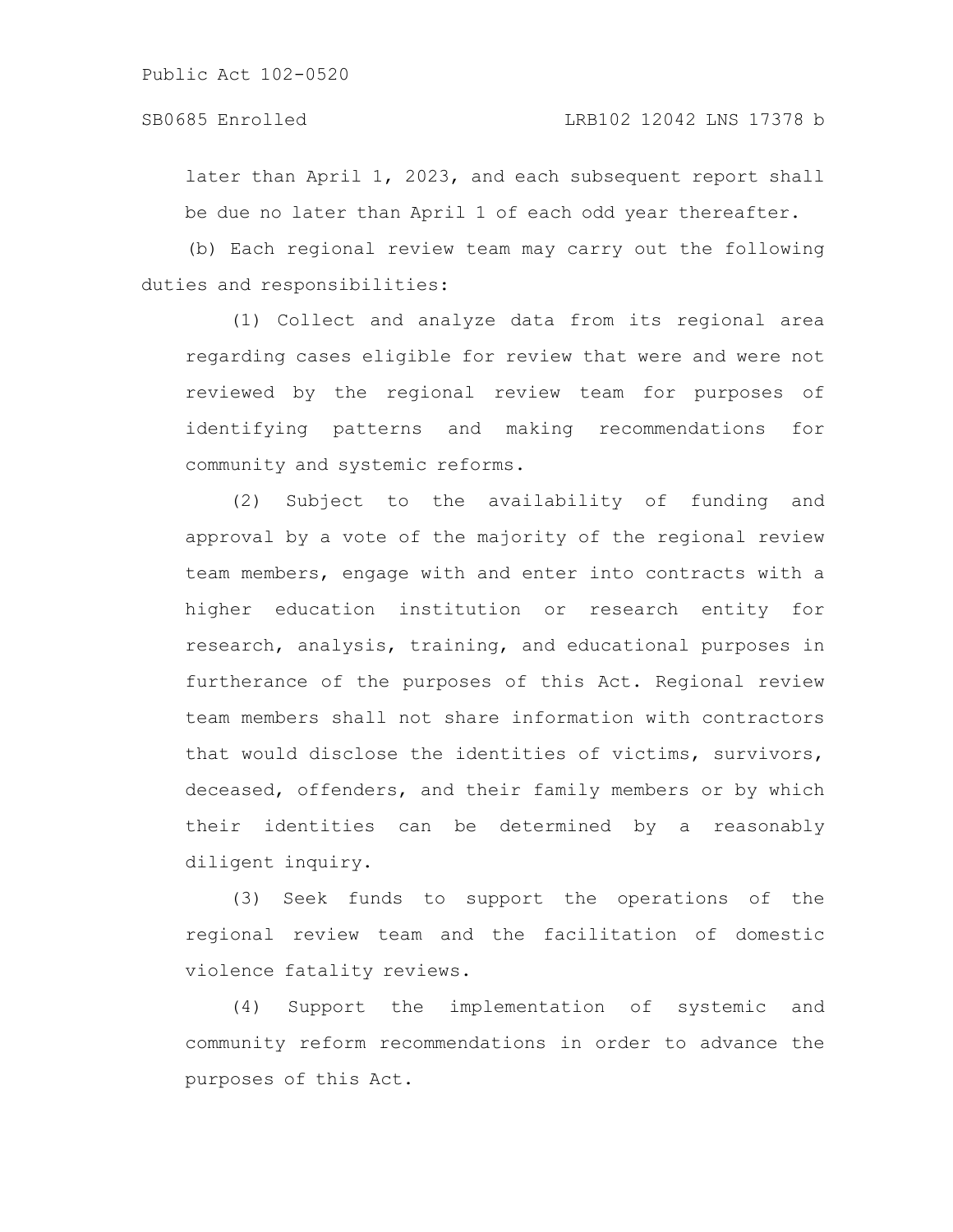later than April 1, 2023, and each subsequent report shall be due no later than April 1 of each odd year thereafter.

(b) Each regional review team may carry out the following duties and responsibilities:

(1) Collect and analyze data from its regional area regarding cases eligible for review that were and were not reviewed by the regional review team for purposes of identifying patterns and making recommendations for community and systemic reforms.

(2) Subject to the availability of funding and approval by a vote of the majority of the regional review team members, engage with and enter into contracts with a higher education institution or research entity for research, analysis, training, and educational purposes in furtherance of the purposes of this Act. Regional review team members shall not share information with contractors that would disclose the identities of victims, survivors, deceased, offenders, and their family members or by which their identities can be determined by a reasonably diligent inquiry.

(3) Seek funds to support the operations of the regional review team and the facilitation of domestic violence fatality reviews.

(4) Support the implementation of systemic and community reform recommendations in order to advance the purposes of this Act.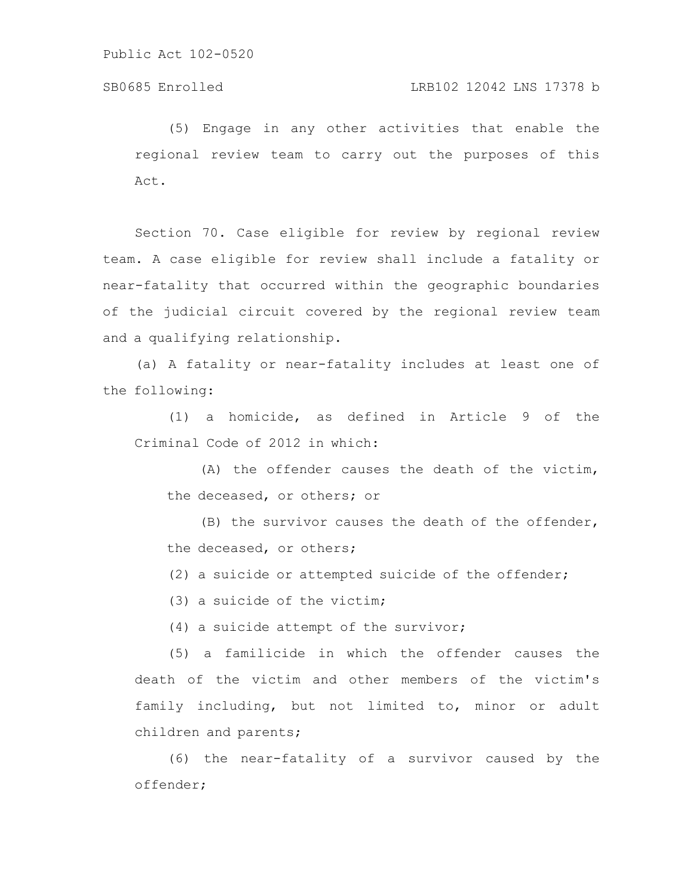(5) Engage in any other activities that enable the regional review team to carry out the purposes of this Act.

Section 70. Case eligible for review by regional review team. A case eligible for review shall include a fatality or near-fatality that occurred within the geographic boundaries of the judicial circuit covered by the regional review team and a qualifying relationship.

(a) A fatality or near-fatality includes at least one of the following:

(1) a homicide, as defined in Article 9 of the Criminal Code of 2012 in which:

(A) the offender causes the death of the victim, the deceased, or others; or

(B) the survivor causes the death of the offender, the deceased, or others;

(2) a suicide or attempted suicide of the offender;

(3) a suicide of the victim;

(4) a suicide attempt of the survivor;

(5) a familicide in which the offender causes the death of the victim and other members of the victim's family including, but not limited to, minor or adult children and parents;

(6) the near-fatality of a survivor caused by the offender;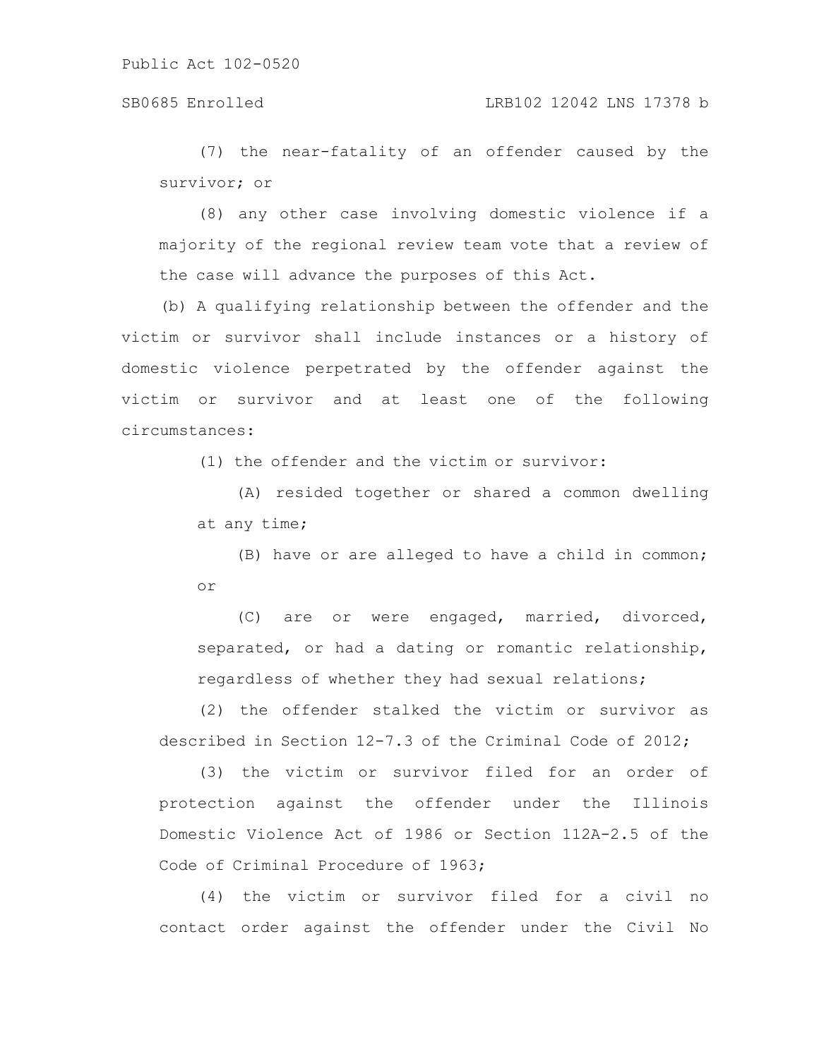(7) the near-fatality of an offender caused by the survivor; or

(8) any other case involving domestic violence if a majority of the regional review team vote that a review of the case will advance the purposes of this Act.

(b) A qualifying relationship between the offender and the victim or survivor shall include instances or a history of domestic violence perpetrated by the offender against the victim or survivor and at least one of the following circumstances:

(1) the offender and the victim or survivor:

(A) resided together or shared a common dwelling at any time;

(B) have or are alleged to have a child in common; or

(C) are or were engaged, married, divorced, separated, or had a dating or romantic relationship, regardless of whether they had sexual relations;

(2) the offender stalked the victim or survivor as described in Section 12-7.3 of the Criminal Code of 2012;

(3) the victim or survivor filed for an order of protection against the offender under the Illinois Domestic Violence Act of 1986 or Section 112A-2.5 of the Code of Criminal Procedure of 1963;

(4) the victim or survivor filed for a civil no contact order against the offender under the Civil No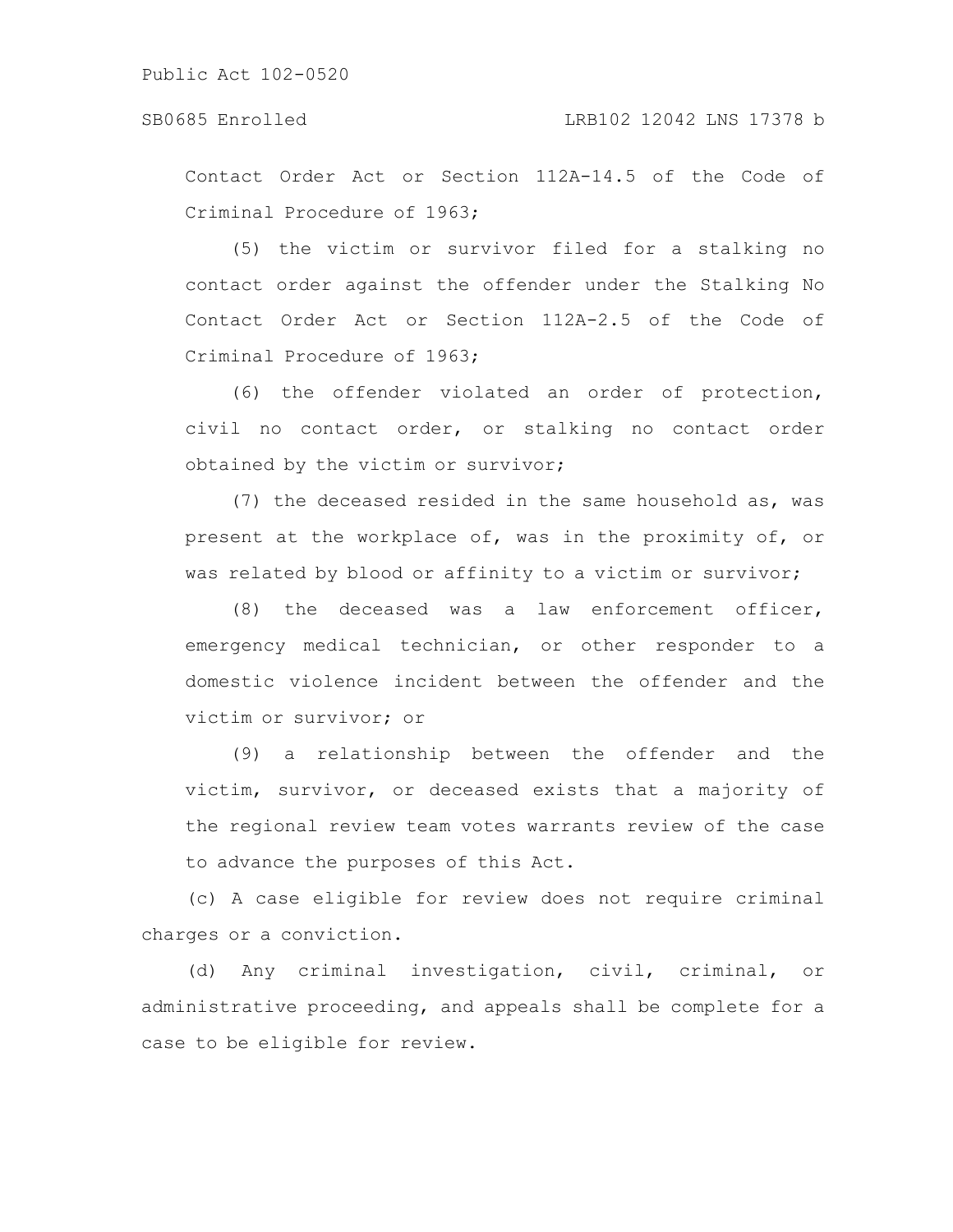Contact Order Act or Section 112A-14.5 of the Code of Criminal Procedure of 1963;

(5) the victim or survivor filed for a stalking no contact order against the offender under the Stalking No Contact Order Act or Section 112A-2.5 of the Code of Criminal Procedure of 1963;

(6) the offender violated an order of protection, civil no contact order, or stalking no contact order obtained by the victim or survivor;

(7) the deceased resided in the same household as, was present at the workplace of, was in the proximity of, or was related by blood or affinity to a victim or survivor;

(8) the deceased was a law enforcement officer, emergency medical technician, or other responder to a domestic violence incident between the offender and the victim or survivor; or

(9) a relationship between the offender and the victim, survivor, or deceased exists that a majority of the regional review team votes warrants review of the case to advance the purposes of this Act.

(c) A case eligible for review does not require criminal charges or a conviction.

(d) Any criminal investigation, civil, criminal, or administrative proceeding, and appeals shall be complete for a case to be eligible for review.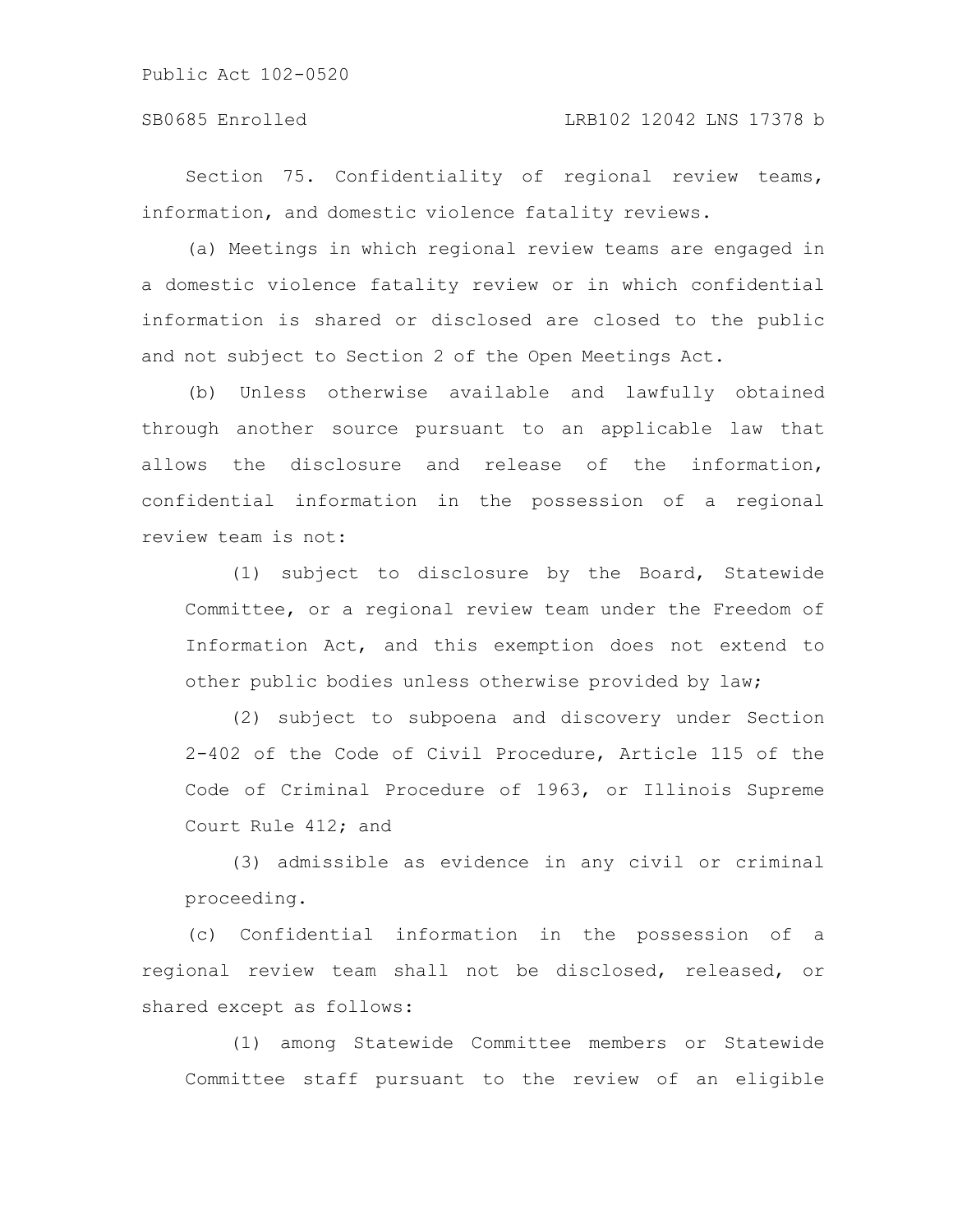Section 75. Confidentiality of regional review teams, information, and domestic violence fatality reviews.

(a) Meetings in which regional review teams are engaged in a domestic violence fatality review or in which confidential information is shared or disclosed are closed to the public and not subject to Section 2 of the Open Meetings Act.

(b) Unless otherwise available and lawfully obtained through another source pursuant to an applicable law that allows the disclosure and release of the information, confidential information in the possession of a regional review team is not:

(1) subject to disclosure by the Board, Statewide Committee, or a regional review team under the Freedom of Information Act, and this exemption does not extend to other public bodies unless otherwise provided by law;

(2) subject to subpoena and discovery under Section 2-402 of the Code of Civil Procedure, Article 115 of the Code of Criminal Procedure of 1963, or Illinois Supreme Court Rule 412; and

(3) admissible as evidence in any civil or criminal proceeding.

(c) Confidential information in the possession of a regional review team shall not be disclosed, released, or shared except as follows:

(1) among Statewide Committee members or Statewide Committee staff pursuant to the review of an eligible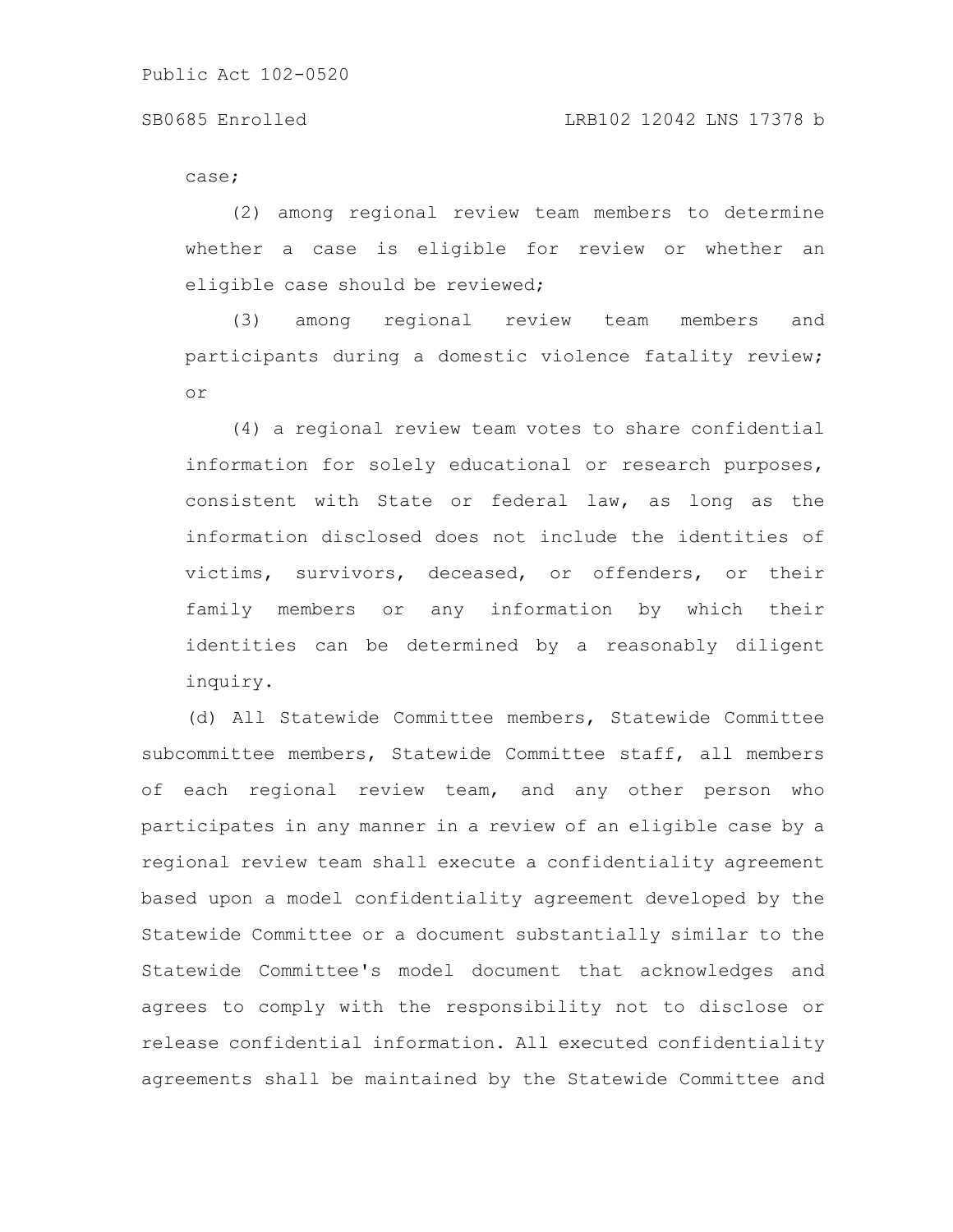case;

(2) among regional review team members to determine whether a case is eligible for review or whether an eligible case should be reviewed;

(3) among regional review team members and participants during a domestic violence fatality review; or

(4) a regional review team votes to share confidential information for solely educational or research purposes, consistent with State or federal law, as long as the information disclosed does not include the identities of victims, survivors, deceased, or offenders, or their family members or any information by which their identities can be determined by a reasonably diligent inquiry.

(d) All Statewide Committee members, Statewide Committee subcommittee members, Statewide Committee staff, all members of each regional review team, and any other person who participates in any manner in a review of an eligible case by a regional review team shall execute a confidentiality agreement based upon a model confidentiality agreement developed by the Statewide Committee or a document substantially similar to the Statewide Committee's model document that acknowledges and agrees to comply with the responsibility not to disclose or release confidential information. All executed confidentiality agreements shall be maintained by the Statewide Committee and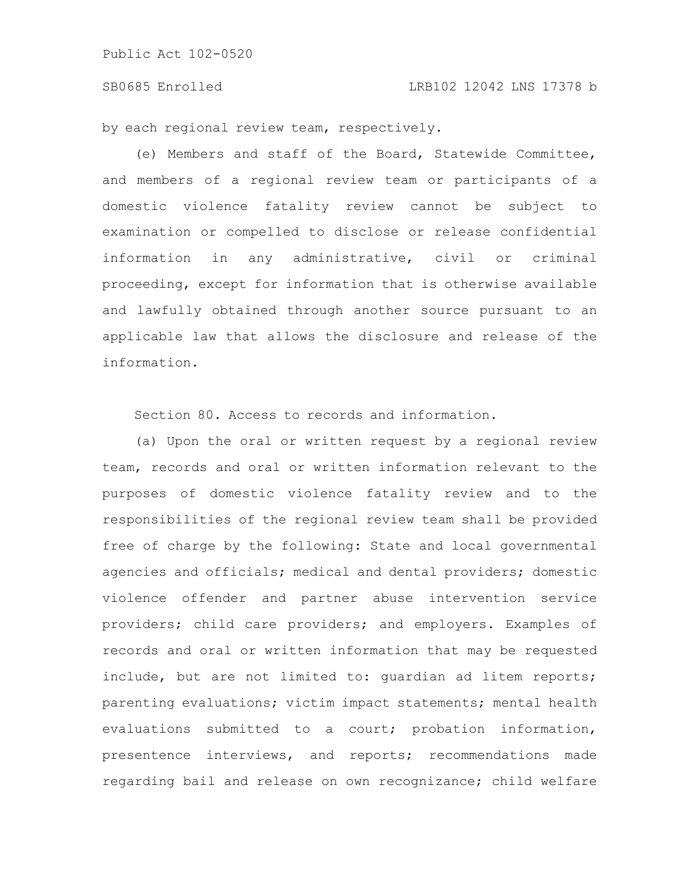by each regional review team, respectively.

(e) Members and staff of the Board, Statewide Committee, and members of a regional review team or participants of a domestic violence fatality review cannot be subject to examination or compelled to disclose or release confidential information in any administrative, civil or criminal proceeding, except for information that is otherwise available and lawfully obtained through another source pursuant to an applicable law that allows the disclosure and release of the information.

Section 80. Access to records and information.

(a) Upon the oral or written request by a regional review team, records and oral or written information relevant to the purposes of domestic violence fatality review and to the responsibilities of the regional review team shall be provided free of charge by the following: State and local governmental agencies and officials; medical and dental providers; domestic violence offender and partner abuse intervention service providers; child care providers; and employers. Examples of records and oral or written information that may be requested include, but are not limited to: guardian ad litem reports; parenting evaluations; victim impact statements; mental health evaluations submitted to a court; probation information, presentence interviews, and reports; recommendations made regarding bail and release on own recognizance; child welfare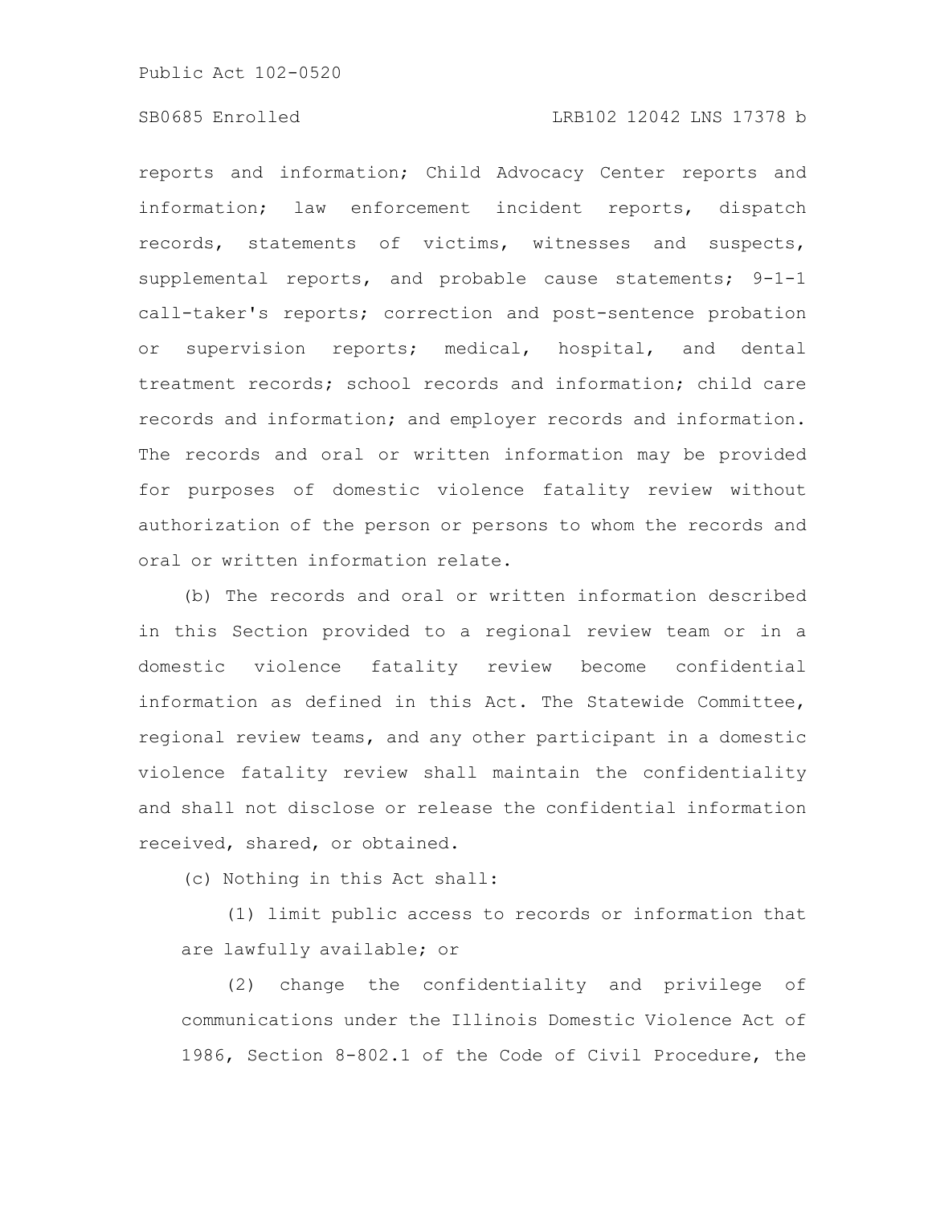reports and information; Child Advocacy Center reports and information; law enforcement incident reports, dispatch records, statements of victims, witnesses and suspects, supplemental reports, and probable cause statements; 9-1-1 call-taker's reports; correction and post-sentence probation or supervision reports; medical, hospital, and dental treatment records; school records and information; child care records and information; and employer records and information. The records and oral or written information may be provided for purposes of domestic violence fatality review without authorization of the person or persons to whom the records and oral or written information relate.

(b) The records and oral or written information described in this Section provided to a regional review team or in a domestic violence fatality review become confidential information as defined in this Act. The Statewide Committee, regional review teams, and any other participant in a domestic violence fatality review shall maintain the confidentiality and shall not disclose or release the confidential information received, shared, or obtained.

(c) Nothing in this Act shall:

(1) limit public access to records or information that are lawfully available; or

(2) change the confidentiality and privilege of communications under the Illinois Domestic Violence Act of 1986, Section 8-802.1 of the Code of Civil Procedure, the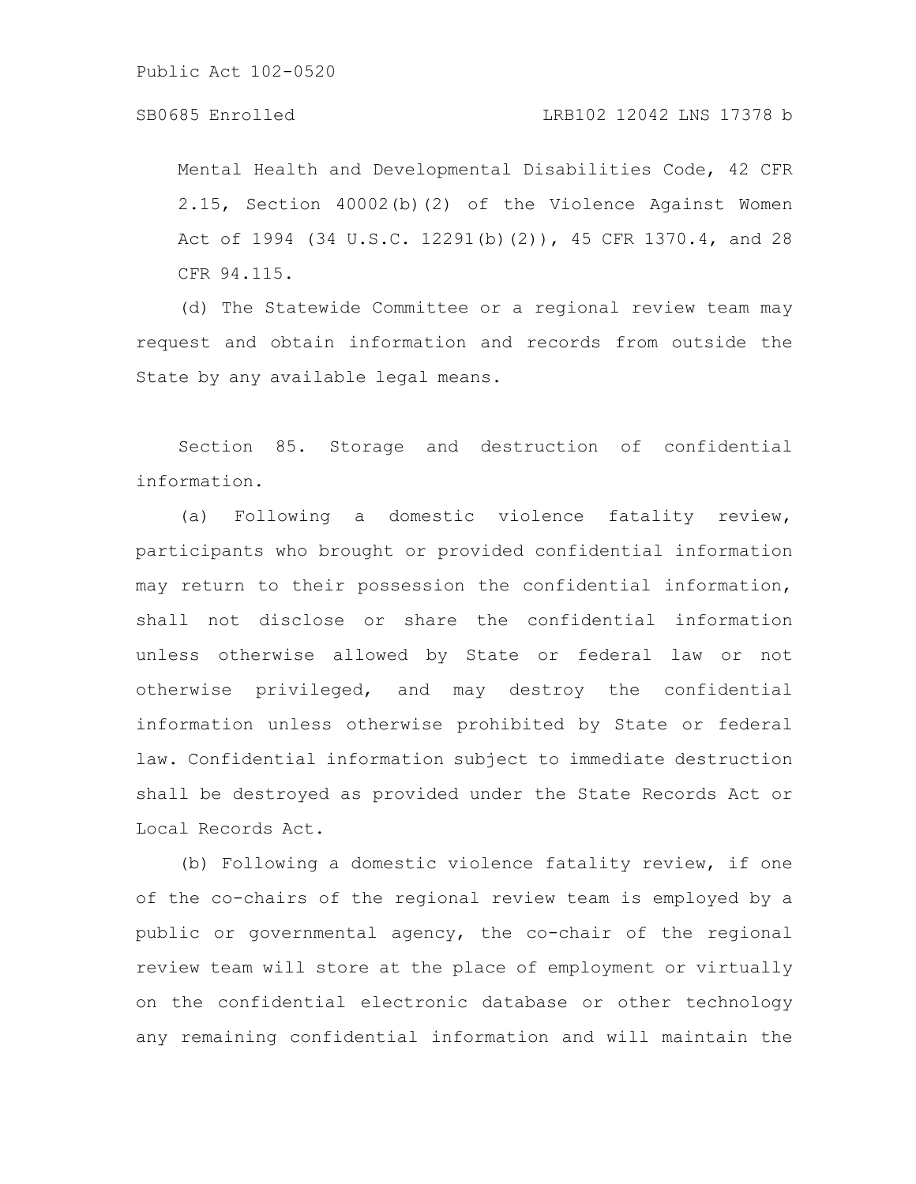Mental Health and Developmental Disabilities Code, 42 CFR 2.15, Section 40002(b)(2) of the Violence Against Women Act of 1994 (34 U.S.C. 12291(b)(2)), 45 CFR 1370.4, and 28 CFR 94.115.

(d) The Statewide Committee or a regional review team may request and obtain information and records from outside the State by any available legal means.

Section 85. Storage and destruction of confidential information.

(a) Following a domestic violence fatality review, participants who brought or provided confidential information may return to their possession the confidential information, shall not disclose or share the confidential information unless otherwise allowed by State or federal law or not otherwise privileged, and may destroy the confidential information unless otherwise prohibited by State or federal law. Confidential information subject to immediate destruction shall be destroyed as provided under the State Records Act or Local Records Act.

(b) Following a domestic violence fatality review, if one of the co-chairs of the regional review team is employed by a public or governmental agency, the co-chair of the regional review team will store at the place of employment or virtually on the confidential electronic database or other technology any remaining confidential information and will maintain the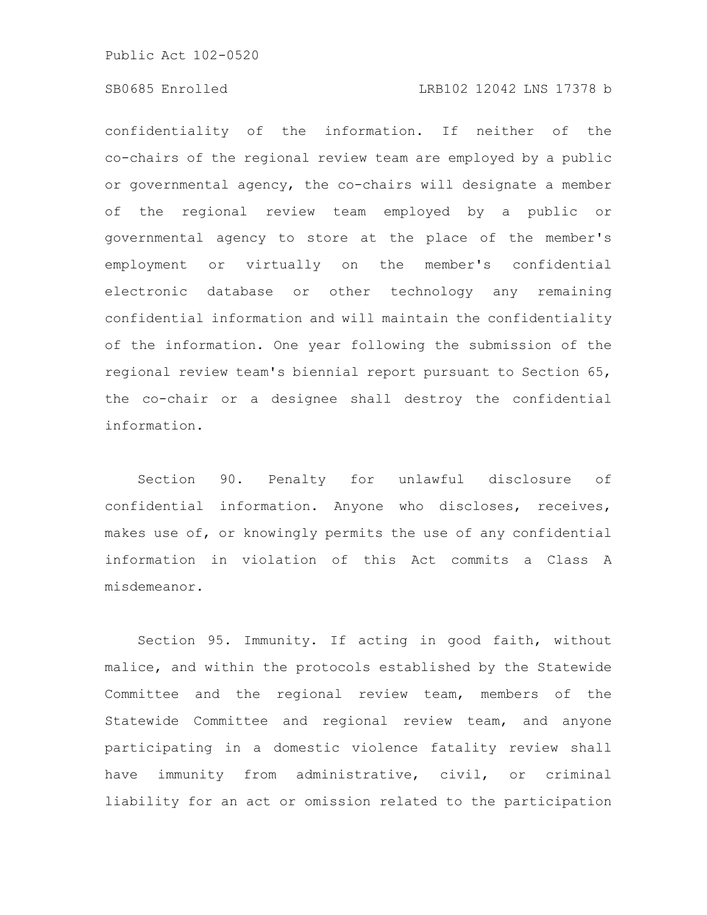confidentiality of the information. If neither of the co-chairs of the regional review team are employed by a public or governmental agency, the co-chairs will designate a member of the regional review team employed by a public or governmental agency to store at the place of the member's employment or virtually on the member's confidential electronic database or other technology any remaining confidential information and will maintain the confidentiality of the information. One year following the submission of the regional review team's biennial report pursuant to Section 65, the co-chair or a designee shall destroy the confidential information.

Section 90. Penalty for unlawful disclosure of confidential information. Anyone who discloses, receives, makes use of, or knowingly permits the use of any confidential information in violation of this Act commits a Class A misdemeanor.

Section 95. Immunity. If acting in good faith, without malice, and within the protocols established by the Statewide Committee and the regional review team, members of the Statewide Committee and regional review team, and anyone participating in a domestic violence fatality review shall have immunity from administrative, civil, or criminal liability for an act or omission related to the participation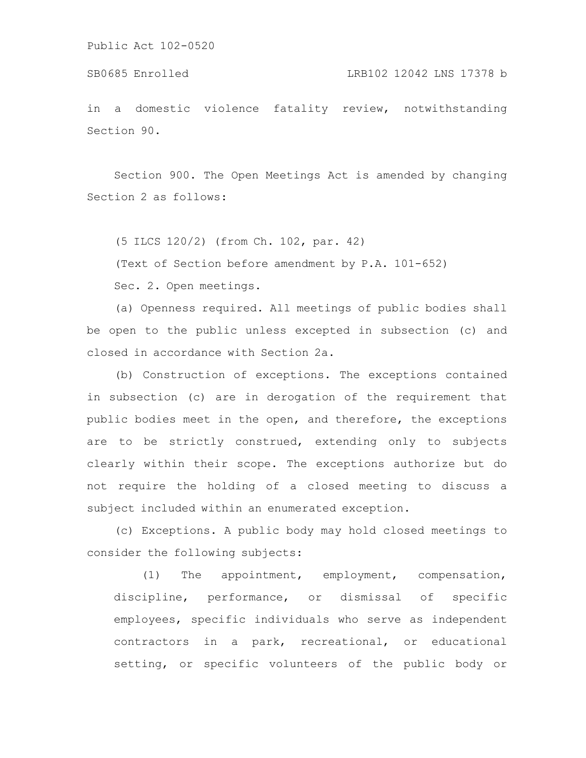in a domestic violence fatality review, notwithstanding Section 90.

Section 900. The Open Meetings Act is amended by changing Section 2 as follows:

(5 ILCS 120/2) (from Ch. 102, par. 42)

(Text of Section before amendment by P.A. 101-652)

Sec. 2. Open meetings.

(a) Openness required. All meetings of public bodies shall be open to the public unless excepted in subsection (c) and closed in accordance with Section 2a.

(b) Construction of exceptions. The exceptions contained in subsection (c) are in derogation of the requirement that public bodies meet in the open, and therefore, the exceptions are to be strictly construed, extending only to subjects clearly within their scope. The exceptions authorize but do not require the holding of a closed meeting to discuss a subject included within an enumerated exception.

(c) Exceptions. A public body may hold closed meetings to consider the following subjects:

(1) The appointment, employment, compensation, discipline, performance, or dismissal of specific employees, specific individuals who serve as independent contractors in a park, recreational, or educational setting, or specific volunteers of the public body or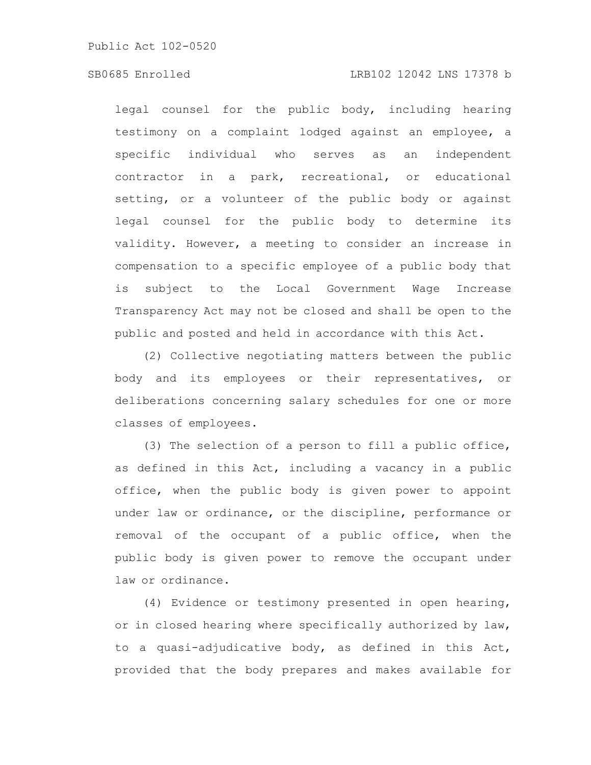legal counsel for the public body, including hearing testimony on a complaint lodged against an employee, a specific individual who serves as an independent contractor in a park, recreational, or educational setting, or a volunteer of the public body or against legal counsel for the public body to determine its validity. However, a meeting to consider an increase in compensation to a specific employee of a public body that is subject to the Local Government Wage Increase Transparency Act may not be closed and shall be open to the public and posted and held in accordance with this Act.

(2) Collective negotiating matters between the public body and its employees or their representatives, or deliberations concerning salary schedules for one or more classes of employees.

(3) The selection of a person to fill a public office, as defined in this Act, including a vacancy in a public office, when the public body is given power to appoint under law or ordinance, or the discipline, performance or removal of the occupant of a public office, when the public body is given power to remove the occupant under law or ordinance.

(4) Evidence or testimony presented in open hearing, or in closed hearing where specifically authorized by law, to a quasi-adjudicative body, as defined in this Act, provided that the body prepares and makes available for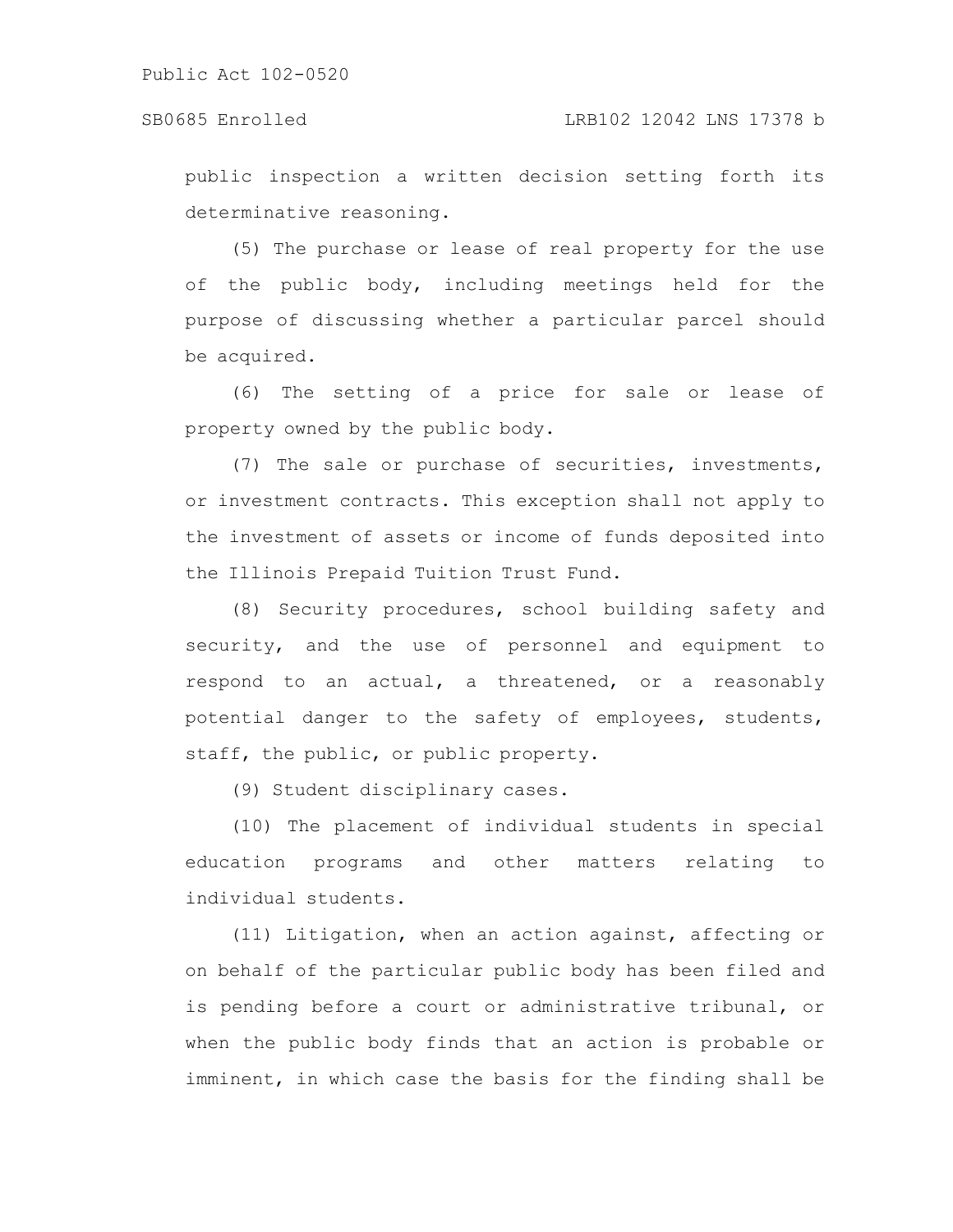public inspection a written decision setting forth its determinative reasoning.

(5) The purchase or lease of real property for the use of the public body, including meetings held for the purpose of discussing whether a particular parcel should be acquired.

(6) The setting of a price for sale or lease of property owned by the public body.

(7) The sale or purchase of securities, investments, or investment contracts. This exception shall not apply to the investment of assets or income of funds deposited into the Illinois Prepaid Tuition Trust Fund.

(8) Security procedures, school building safety and security, and the use of personnel and equipment to respond to an actual, a threatened, or a reasonably potential danger to the safety of employees, students, staff, the public, or public property.

(9) Student disciplinary cases.

(10) The placement of individual students in special education programs and other matters relating to individual students.

(11) Litigation, when an action against, affecting or on behalf of the particular public body has been filed and is pending before a court or administrative tribunal, or when the public body finds that an action is probable or imminent, in which case the basis for the finding shall be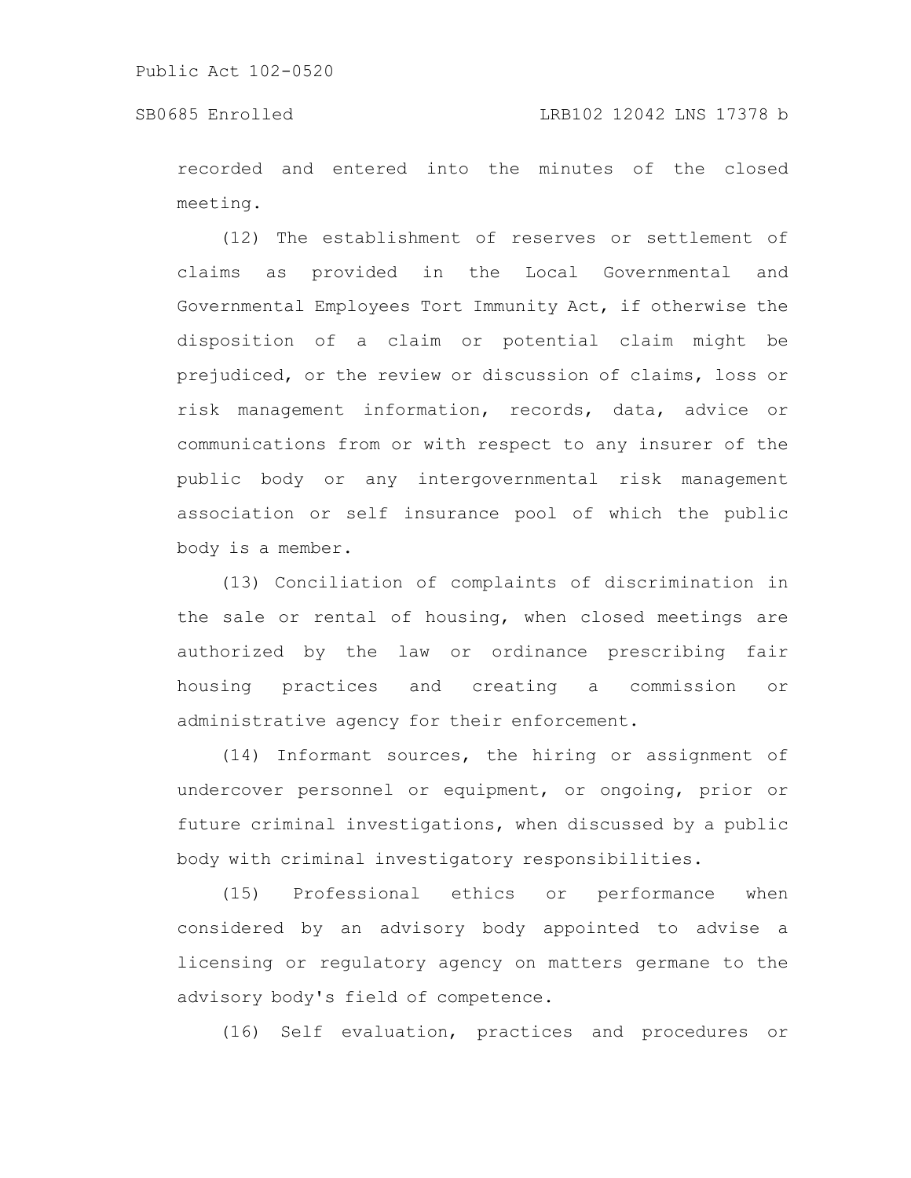recorded and entered into the minutes of the closed meeting.

(12) The establishment of reserves or settlement of claims as provided in the Local Governmental and Governmental Employees Tort Immunity Act, if otherwise the disposition of a claim or potential claim might be prejudiced, or the review or discussion of claims, loss or risk management information, records, data, advice or communications from or with respect to any insurer of the public body or any intergovernmental risk management association or self insurance pool of which the public body is a member.

(13) Conciliation of complaints of discrimination in the sale or rental of housing, when closed meetings are authorized by the law or ordinance prescribing fair housing practices and creating a commission or administrative agency for their enforcement.

(14) Informant sources, the hiring or assignment of undercover personnel or equipment, or ongoing, prior or future criminal investigations, when discussed by a public body with criminal investigatory responsibilities.

(15) Professional ethics or performance when considered by an advisory body appointed to advise a licensing or regulatory agency on matters germane to the advisory body's field of competence.

(16) Self evaluation, practices and procedures or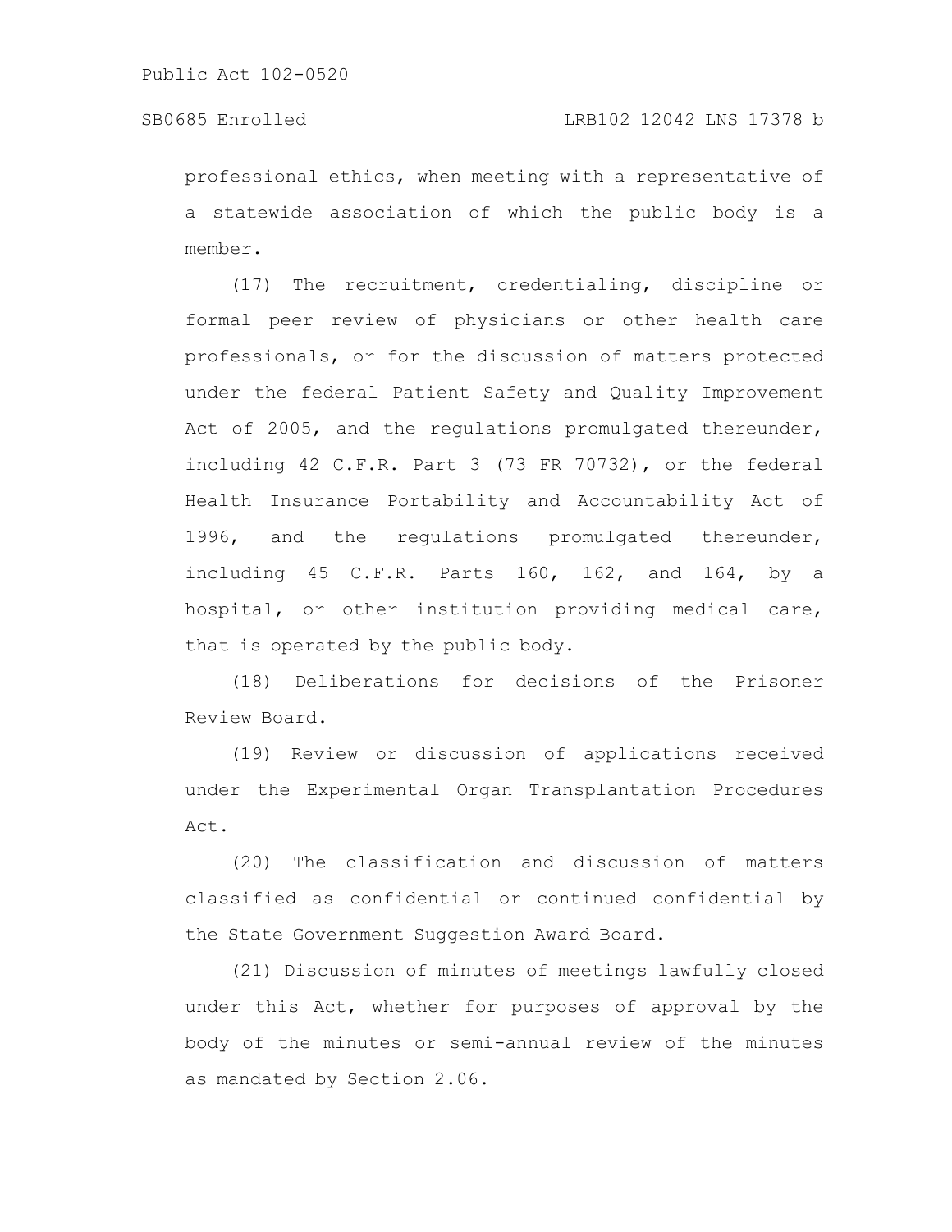professional ethics, when meeting with a representative of a statewide association of which the public body is a member.

(17) The recruitment, credentialing, discipline or formal peer review of physicians or other health care professionals, or for the discussion of matters protected under the federal Patient Safety and Quality Improvement Act of 2005, and the regulations promulgated thereunder, including 42 C.F.R. Part 3 (73 FR 70732), or the federal Health Insurance Portability and Accountability Act of 1996, and the regulations promulgated thereunder, including 45 C.F.R. Parts 160, 162, and 164, by a hospital, or other institution providing medical care, that is operated by the public body.

(18) Deliberations for decisions of the Prisoner Review Board.

(19) Review or discussion of applications received under the Experimental Organ Transplantation Procedures Act.

(20) The classification and discussion of matters classified as confidential or continued confidential by the State Government Suggestion Award Board.

(21) Discussion of minutes of meetings lawfully closed under this Act, whether for purposes of approval by the body of the minutes or semi-annual review of the minutes as mandated by Section 2.06.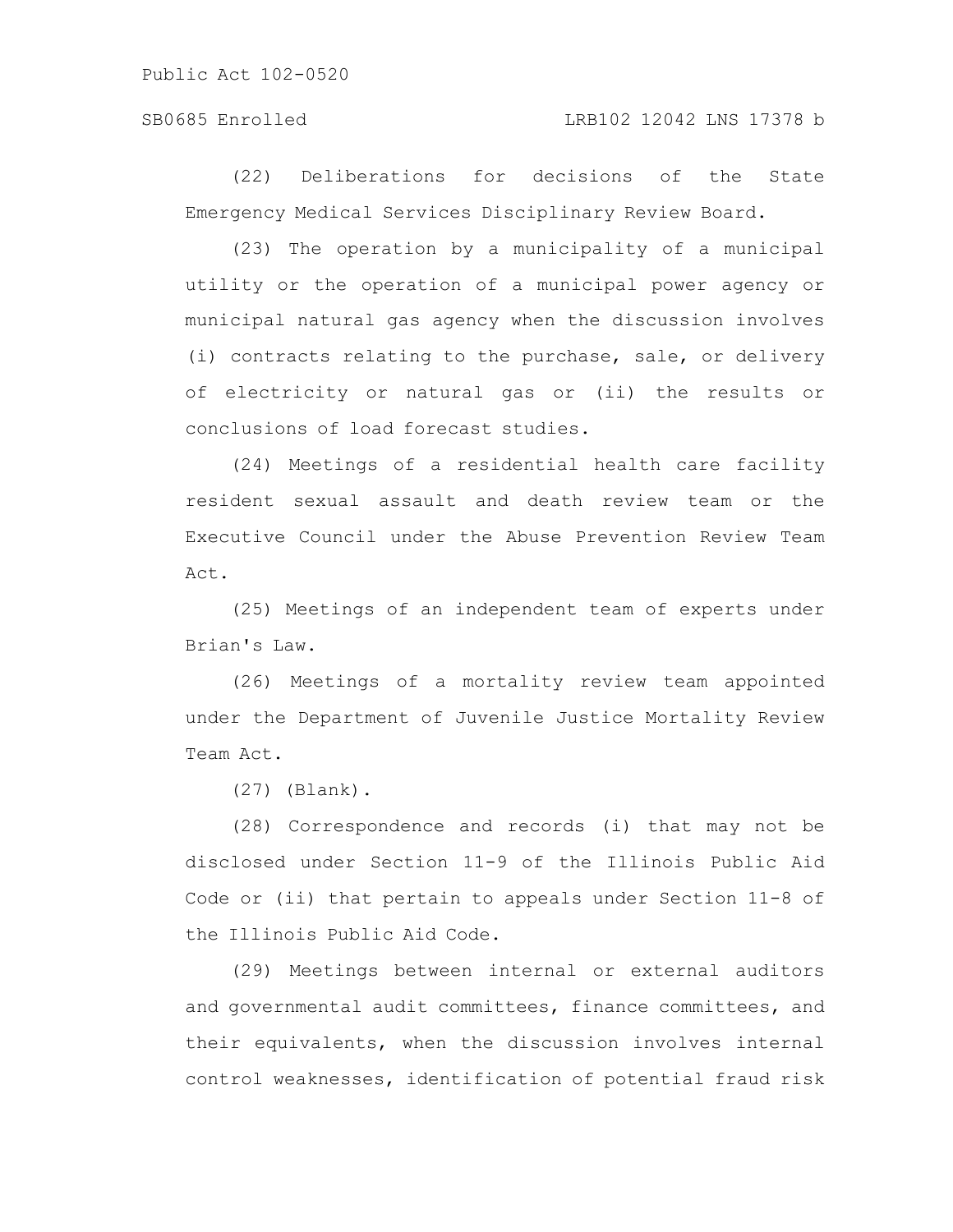(22) Deliberations for decisions of the State Emergency Medical Services Disciplinary Review Board.

(23) The operation by a municipality of a municipal utility or the operation of a municipal power agency or municipal natural gas agency when the discussion involves (i) contracts relating to the purchase, sale, or delivery of electricity or natural gas or (ii) the results or conclusions of load forecast studies.

(24) Meetings of a residential health care facility resident sexual assault and death review team or the Executive Council under the Abuse Prevention Review Team Act.

(25) Meetings of an independent team of experts under Brian's Law.

(26) Meetings of a mortality review team appointed under the Department of Juvenile Justice Mortality Review Team Act.

(27) (Blank).

(28) Correspondence and records (i) that may not be disclosed under Section 11-9 of the Illinois Public Aid Code or (ii) that pertain to appeals under Section 11-8 of the Illinois Public Aid Code.

(29) Meetings between internal or external auditors and governmental audit committees, finance committees, and their equivalents, when the discussion involves internal control weaknesses, identification of potential fraud risk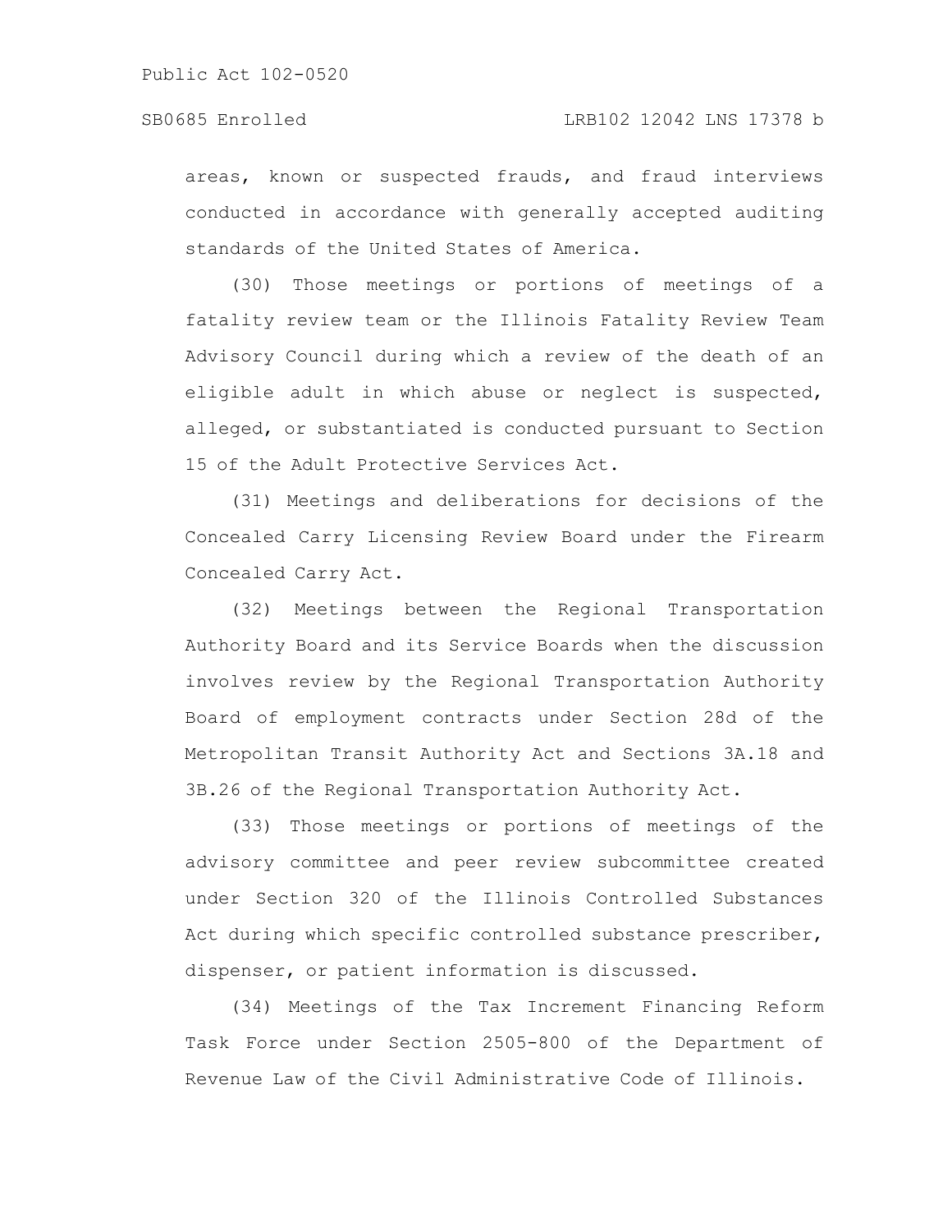areas, known or suspected frauds, and fraud interviews conducted in accordance with generally accepted auditing standards of the United States of America.

(30) Those meetings or portions of meetings of a fatality review team or the Illinois Fatality Review Team Advisory Council during which a review of the death of an eligible adult in which abuse or neglect is suspected, alleged, or substantiated is conducted pursuant to Section 15 of the Adult Protective Services Act.

(31) Meetings and deliberations for decisions of the Concealed Carry Licensing Review Board under the Firearm Concealed Carry Act.

(32) Meetings between the Regional Transportation Authority Board and its Service Boards when the discussion involves review by the Regional Transportation Authority Board of employment contracts under Section 28d of the Metropolitan Transit Authority Act and Sections 3A.18 and 3B.26 of the Regional Transportation Authority Act.

(33) Those meetings or portions of meetings of the advisory committee and peer review subcommittee created under Section 320 of the Illinois Controlled Substances Act during which specific controlled substance prescriber, dispenser, or patient information is discussed.

(34) Meetings of the Tax Increment Financing Reform Task Force under Section 2505-800 of the Department of Revenue Law of the Civil Administrative Code of Illinois.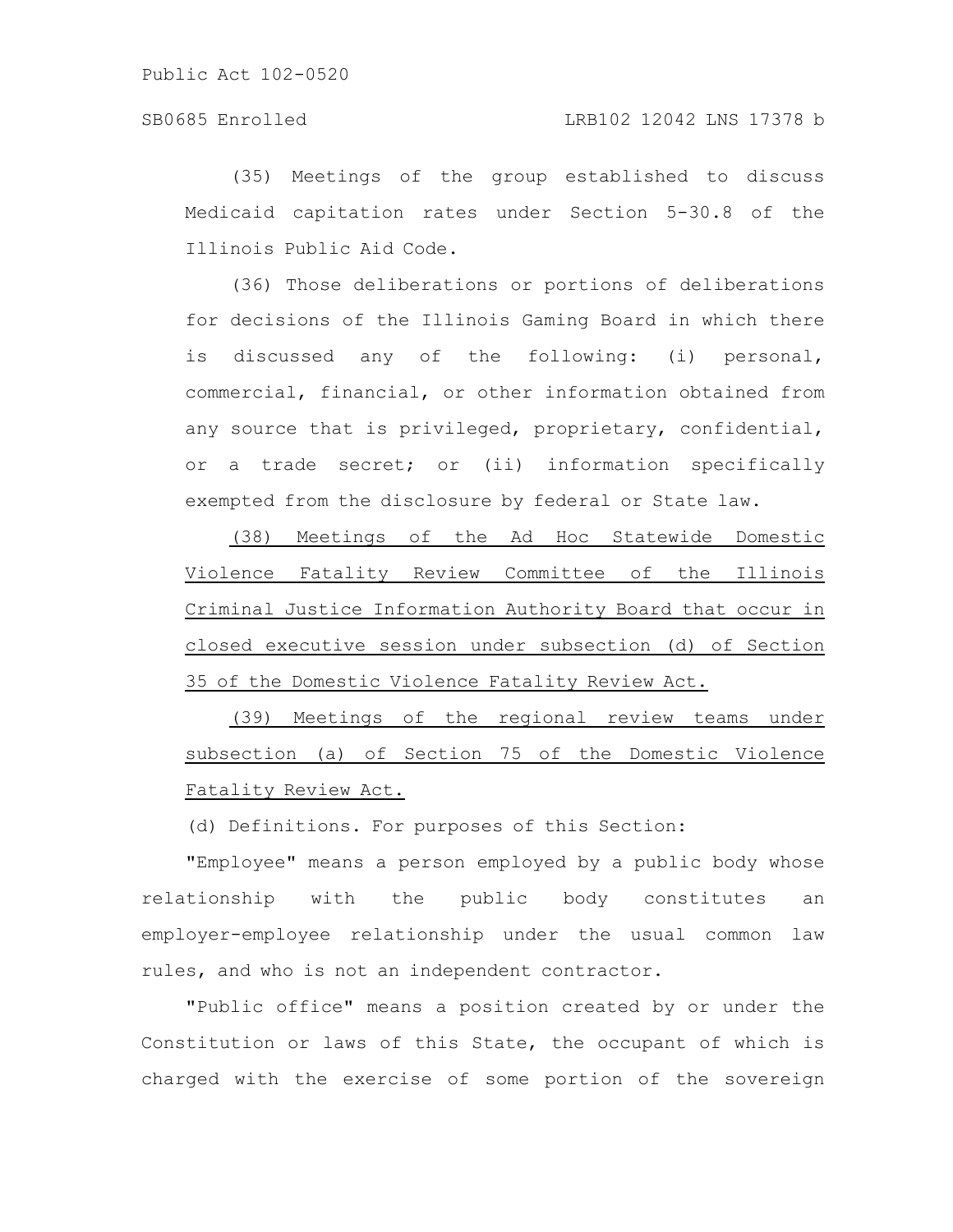(35) Meetings of the group established to discuss Medicaid capitation rates under Section 5-30.8 of the Illinois Public Aid Code.

(36) Those deliberations or portions of deliberations for decisions of the Illinois Gaming Board in which there is discussed any of the following: (i) personal, commercial, financial, or other information obtained from any source that is privileged, proprietary, confidential, or a trade secret; or (ii) information specifically exempted from the disclosure by federal or State law.

<u>(38) Meetings of the Ad Hoc Statewide Domestic Violence Fatality Review Committee of the Illinois Criminal Justice Information Authority Board that occur in closed executive session under subsection (d) of Section 35 of the Domestic Violence Fatality Review Act.</u>

<u>(39) Meetings of the regional review teams under subsection (a) of Section 75 of the Domestic Violence Fatality Review Act.</u>

(d) Definitions. For purposes of this Section:

"Employee" means a person employed by a public body whose relationship with the public body constitutes an employer-employee relationship under the usual common law rules, and who is not an independent contractor.

"Public office" means a position created by or under the Constitution or laws of this State, the occupant of which is charged with the exercise of some portion of the sovereign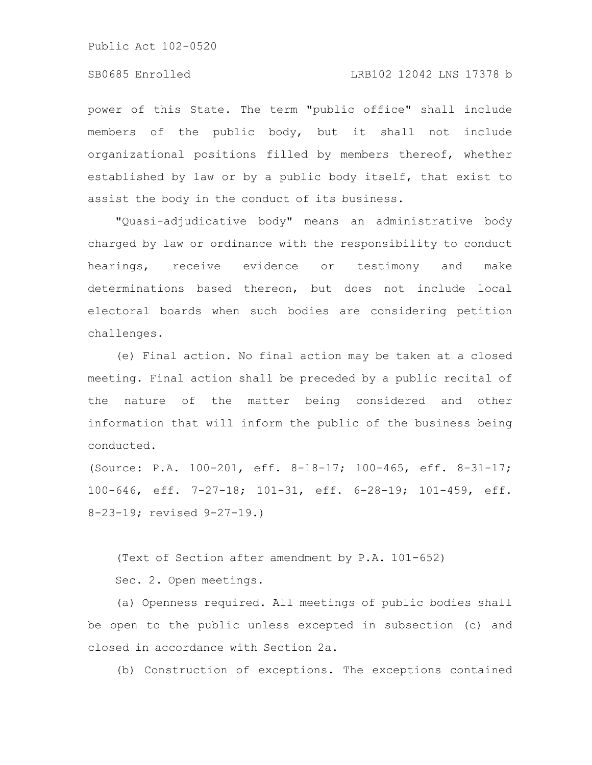power of this State. The term "public office" shall include members of the public body, but it shall not include organizational positions filled by members thereof, whether established by law or by a public body itself, that exist to assist the body in the conduct of its business.

"Quasi-adjudicative body" means an administrative body charged by law or ordinance with the responsibility to conduct hearings, receive evidence or testimony and make determinations based thereon, but does not include local electoral boards when such bodies are considering petition challenges.

(e) Final action. No final action may be taken at a closed meeting. Final action shall be preceded by a public recital of the nature of the matter being considered and other information that will inform the public of the business being conducted.

(Source: P.A. 100-201, eff. 8-18-17; 100-465, eff. 8-31-17; 100-646, eff. 7-27-18; 101-31, eff. 6-28-19; 101-459, eff. 8-23-19; revised 9-27-19.)

(Text of Section after amendment by P.A. 101-652)

Sec. 2. Open meetings.

(a) Openness required. All meetings of public bodies shall be open to the public unless excepted in subsection (c) and closed in accordance with Section 2a.

(b) Construction of exceptions. The exceptions contained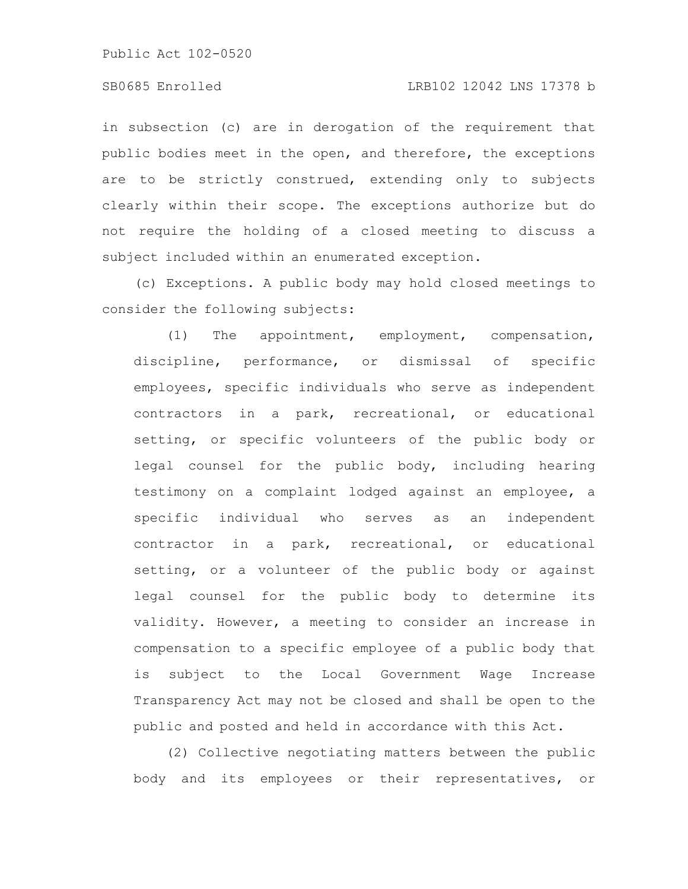in subsection (c) are in derogation of the requirement that public bodies meet in the open, and therefore, the exceptions are to be strictly construed, extending only to subjects clearly within their scope. The exceptions authorize but do not require the holding of a closed meeting to discuss a subject included within an enumerated exception.

(c) Exceptions. A public body may hold closed meetings to consider the following subjects:

(1) The appointment, employment, compensation, discipline, performance, or dismissal of specific employees, specific individuals who serve as independent contractors in a park, recreational, or educational setting, or specific volunteers of the public body or legal counsel for the public body, including hearing testimony on a complaint lodged against an employee, a specific individual who serves as an independent contractor in a park, recreational, or educational setting, or a volunteer of the public body or against legal counsel for the public body to determine its validity. However, a meeting to consider an increase in compensation to a specific employee of a public body that is subject to the Local Government Wage Increase Transparency Act may not be closed and shall be open to the public and posted and held in accordance with this Act.

(2) Collective negotiating matters between the public body and its employees or their representatives, or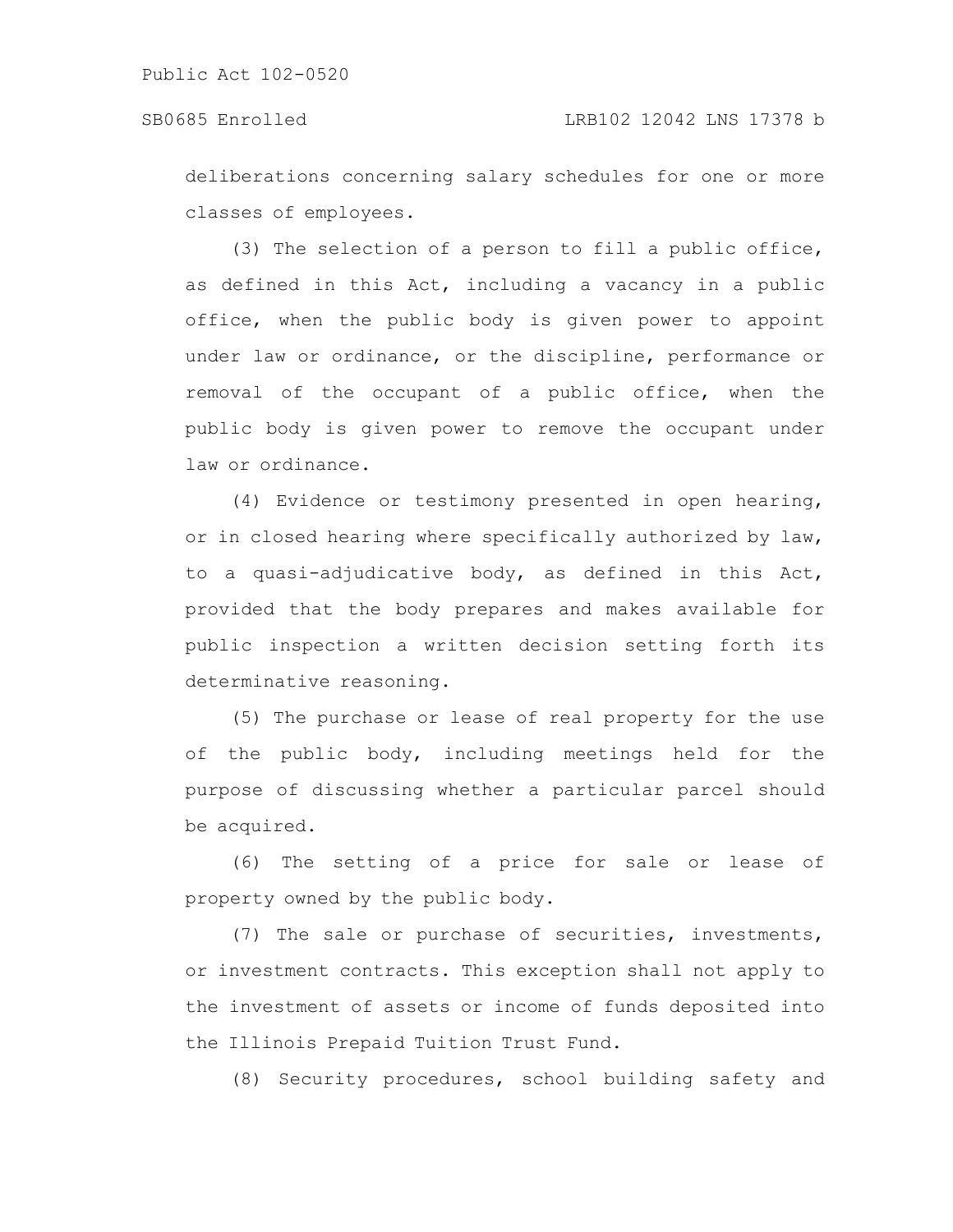deliberations concerning salary schedules for one or more classes of employees.

(3) The selection of a person to fill a public office, as defined in this Act, including a vacancy in a public office, when the public body is given power to appoint under law or ordinance, or the discipline, performance or removal of the occupant of a public office, when the public body is given power to remove the occupant under law or ordinance.

(4) Evidence or testimony presented in open hearing, or in closed hearing where specifically authorized by law, to a quasi-adjudicative body, as defined in this Act, provided that the body prepares and makes available for public inspection a written decision setting forth its determinative reasoning.

(5) The purchase or lease of real property for the use of the public body, including meetings held for the purpose of discussing whether a particular parcel should be acquired.

(6) The setting of a price for sale or lease of property owned by the public body.

(7) The sale or purchase of securities, investments, or investment contracts. This exception shall not apply to the investment of assets or income of funds deposited into the Illinois Prepaid Tuition Trust Fund.

(8) Security procedures, school building safety and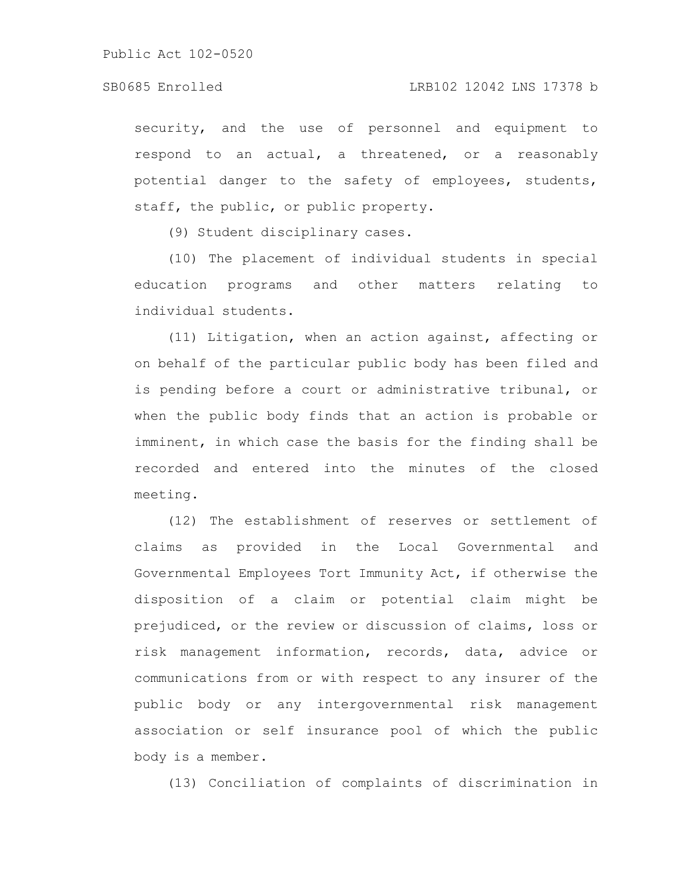security, and the use of personnel and equipment to respond to an actual, a threatened, or a reasonably potential danger to the safety of employees, students, staff, the public, or public property.

(9) Student disciplinary cases.

(10) The placement of individual students in special education programs and other matters relating to individual students.

(11) Litigation, when an action against, affecting or on behalf of the particular public body has been filed and is pending before a court or administrative tribunal, or when the public body finds that an action is probable or imminent, in which case the basis for the finding shall be recorded and entered into the minutes of the closed meeting.

(12) The establishment of reserves or settlement of claims as provided in the Local Governmental and Governmental Employees Tort Immunity Act, if otherwise the disposition of a claim or potential claim might be prejudiced, or the review or discussion of claims, loss or risk management information, records, data, advice or communications from or with respect to any insurer of the public body or any intergovernmental risk management association or self insurance pool of which the public body is a member.

(13) Conciliation of complaints of discrimination in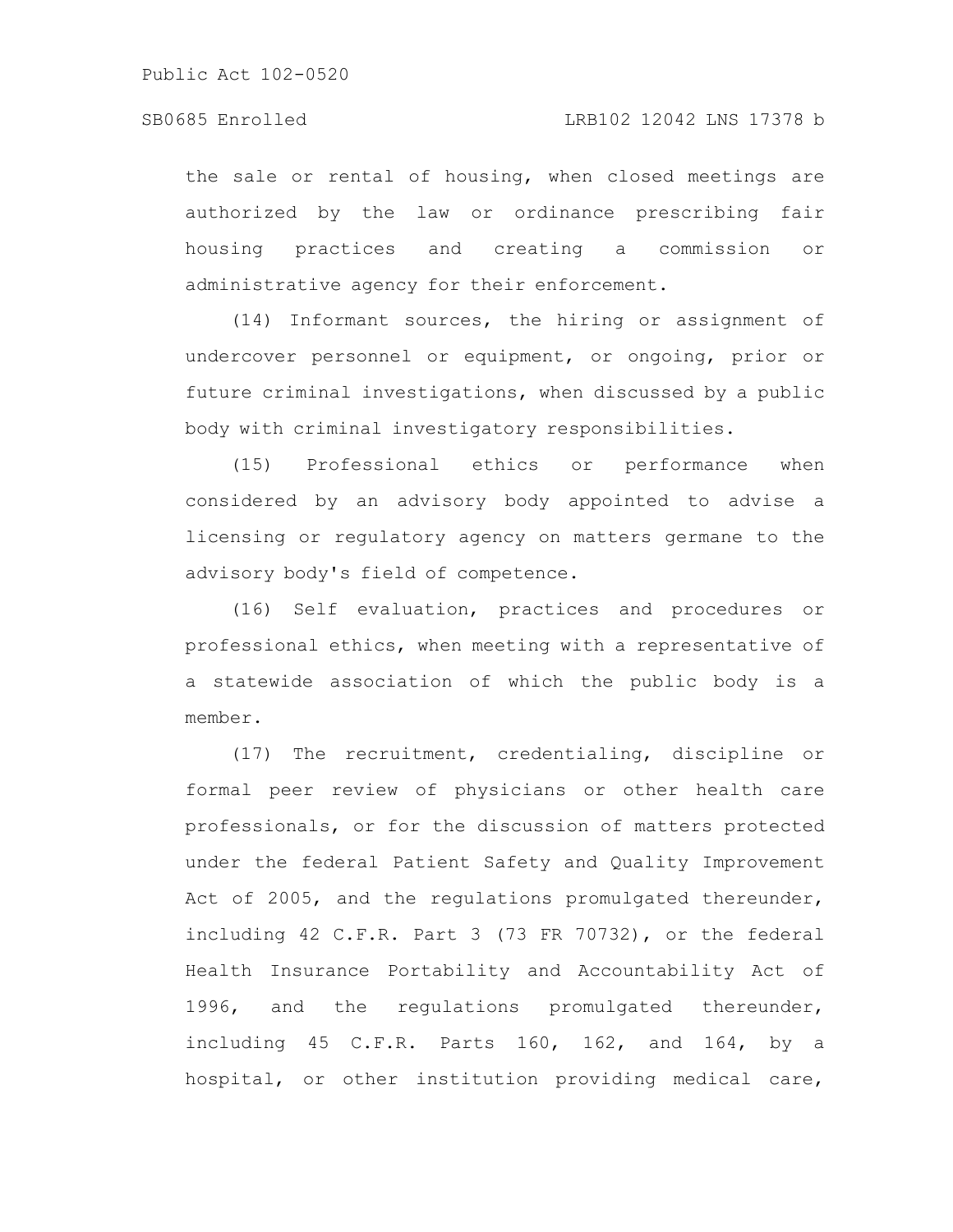the sale or rental of housing, when closed meetings are authorized by the law or ordinance prescribing fair housing practices and creating a commission or administrative agency for their enforcement.

(14) Informant sources, the hiring or assignment of undercover personnel or equipment, or ongoing, prior or future criminal investigations, when discussed by a public body with criminal investigatory responsibilities.

(15) Professional ethics or performance when considered by an advisory body appointed to advise a licensing or regulatory agency on matters germane to the advisory body's field of competence.

(16) Self evaluation, practices and procedures or professional ethics, when meeting with a representative of a statewide association of which the public body is a member.

(17) The recruitment, credentialing, discipline or formal peer review of physicians or other health care professionals, or for the discussion of matters protected under the federal Patient Safety and Quality Improvement Act of 2005, and the regulations promulgated thereunder, including 42 C.F.R. Part 3 (73 FR 70732), or the federal Health Insurance Portability and Accountability Act of 1996, and the regulations promulgated thereunder, including 45 C.F.R. Parts 160, 162, and 164, by a hospital, or other institution providing medical care,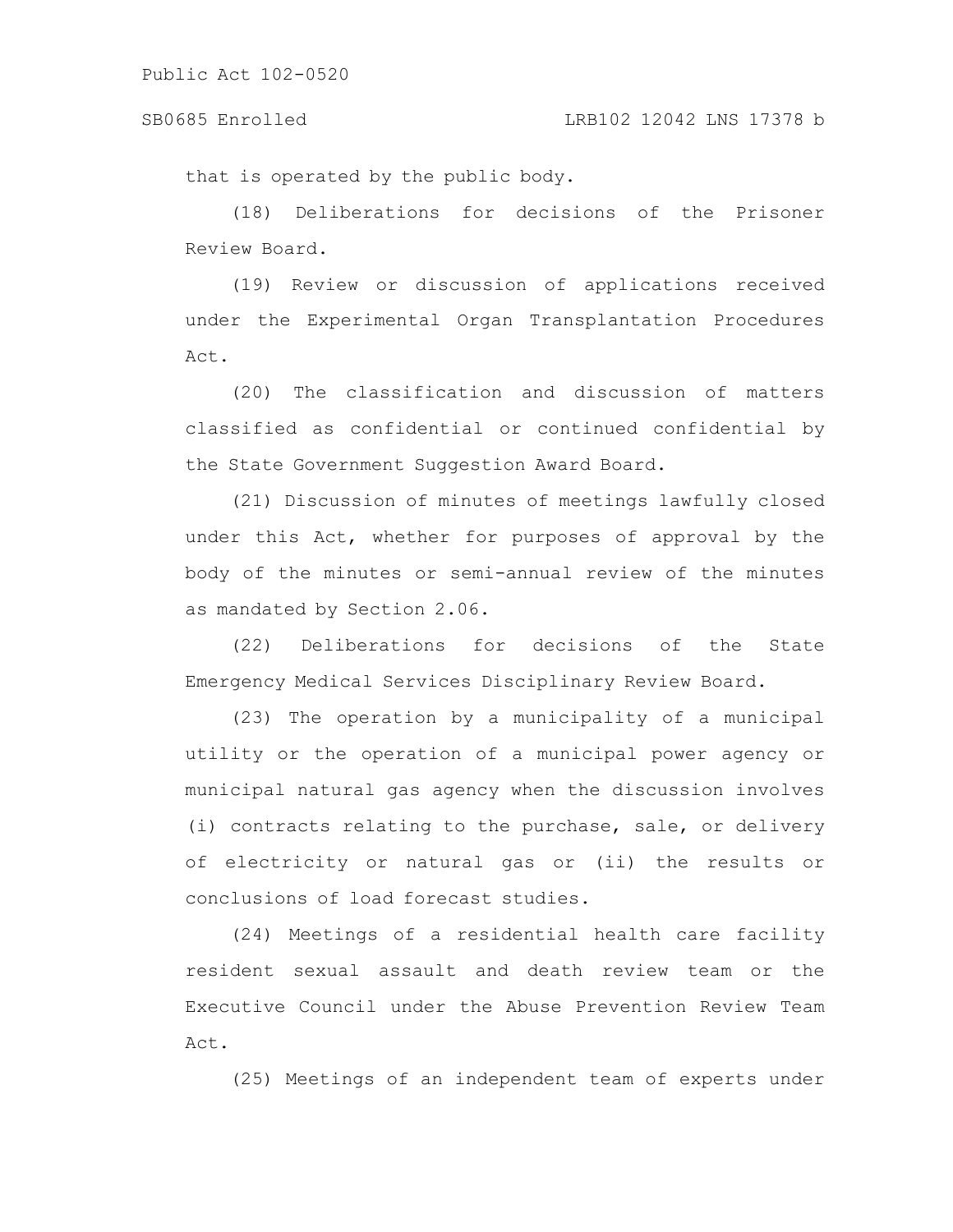that is operated by the public body.

(18) Deliberations for decisions of the Prisoner Review Board.

(19) Review or discussion of applications received under the Experimental Organ Transplantation Procedures Act.

(20) The classification and discussion of matters classified as confidential or continued confidential by the State Government Suggestion Award Board.

(21) Discussion of minutes of meetings lawfully closed under this Act, whether for purposes of approval by the body of the minutes or semi-annual review of the minutes as mandated by Section 2.06.

(22) Deliberations for decisions of the State Emergency Medical Services Disciplinary Review Board.

(23) The operation by a municipality of a municipal utility or the operation of a municipal power agency or municipal natural gas agency when the discussion involves (i) contracts relating to the purchase, sale, or delivery of electricity or natural gas or (ii) the results or conclusions of load forecast studies.

(24) Meetings of a residential health care facility resident sexual assault and death review team or the Executive Council under the Abuse Prevention Review Team Act.

(25) Meetings of an independent team of experts under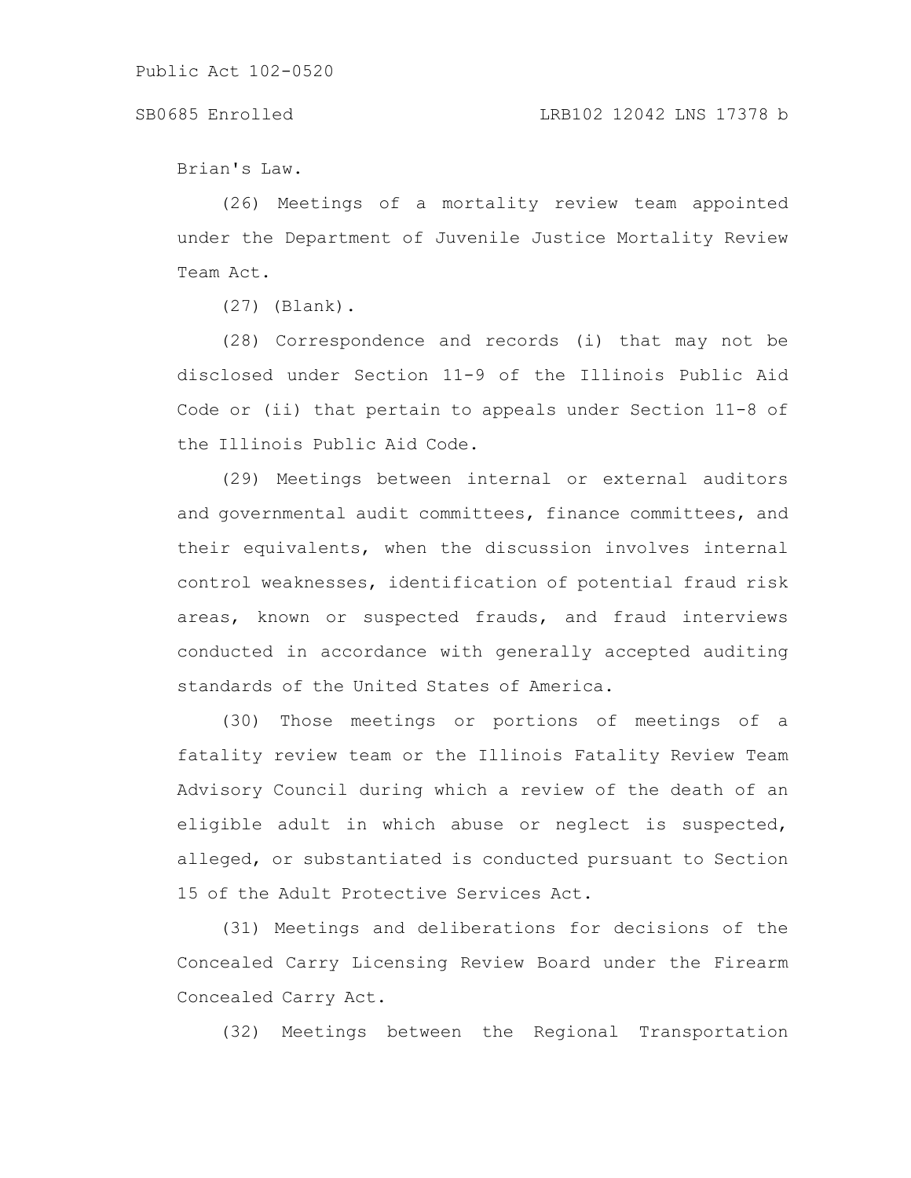Brian's Law.

(26) Meetings of a mortality review team appointed under the Department of Juvenile Justice Mortality Review Team Act.

(27) (Blank).

(28) Correspondence and records (i) that may not be disclosed under Section 11-9 of the Illinois Public Aid Code or (ii) that pertain to appeals under Section 11-8 of the Illinois Public Aid Code.

(29) Meetings between internal or external auditors and governmental audit committees, finance committees, and their equivalents, when the discussion involves internal control weaknesses, identification of potential fraud risk areas, known or suspected frauds, and fraud interviews conducted in accordance with generally accepted auditing standards of the United States of America.

(30) Those meetings or portions of meetings of a fatality review team or the Illinois Fatality Review Team Advisory Council during which a review of the death of an eligible adult in which abuse or neglect is suspected, alleged, or substantiated is conducted pursuant to Section 15 of the Adult Protective Services Act.

(31) Meetings and deliberations for decisions of the Concealed Carry Licensing Review Board under the Firearm Concealed Carry Act.

(32) Meetings between the Regional Transportation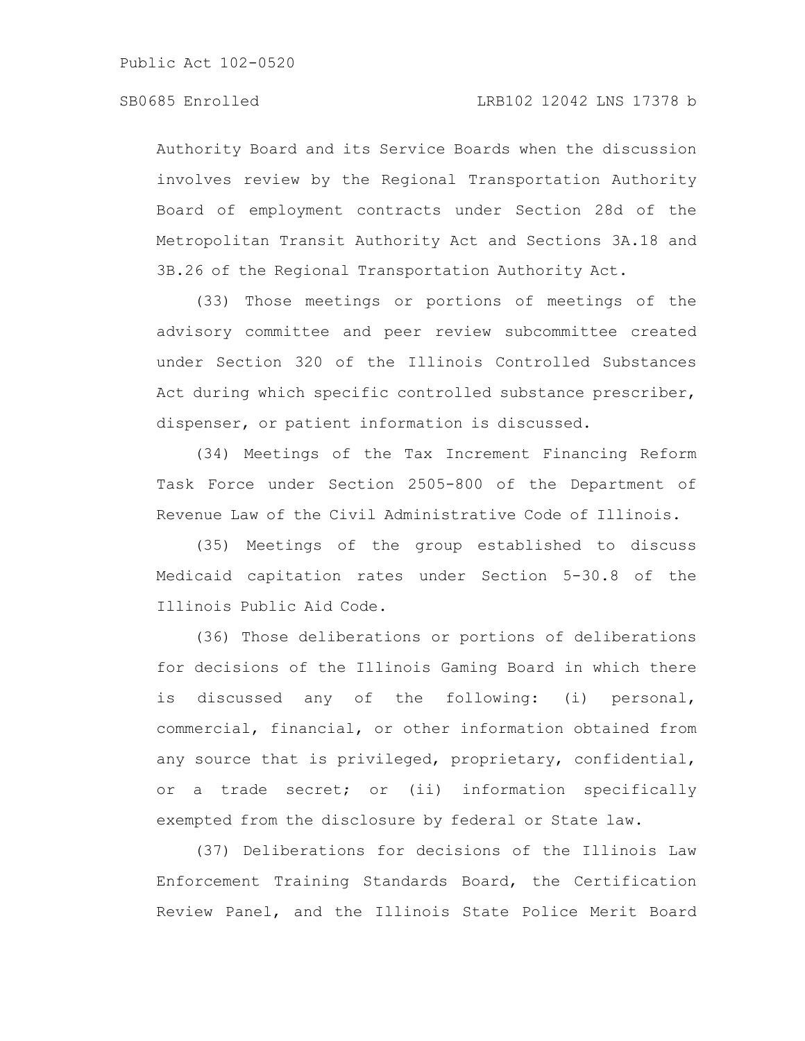Authority Board and its Service Boards when the discussion involves review by the Regional Transportation Authority Board of employment contracts under Section 28d of the Metropolitan Transit Authority Act and Sections 3A.18 and 3B.26 of the Regional Transportation Authority Act.

(33) Those meetings or portions of meetings of the advisory committee and peer review subcommittee created under Section 320 of the Illinois Controlled Substances Act during which specific controlled substance prescriber, dispenser, or patient information is discussed.

(34) Meetings of the Tax Increment Financing Reform Task Force under Section 2505-800 of the Department of Revenue Law of the Civil Administrative Code of Illinois.

(35) Meetings of the group established to discuss Medicaid capitation rates under Section 5-30.8 of the Illinois Public Aid Code.

(36) Those deliberations or portions of deliberations for decisions of the Illinois Gaming Board in which there is discussed any of the following: (i) personal, commercial, financial, or other information obtained from any source that is privileged, proprietary, confidential, or a trade secret; or (ii) information specifically exempted from the disclosure by federal or State law.

(37) Deliberations for decisions of the Illinois Law Enforcement Training Standards Board, the Certification Review Panel, and the Illinois State Police Merit Board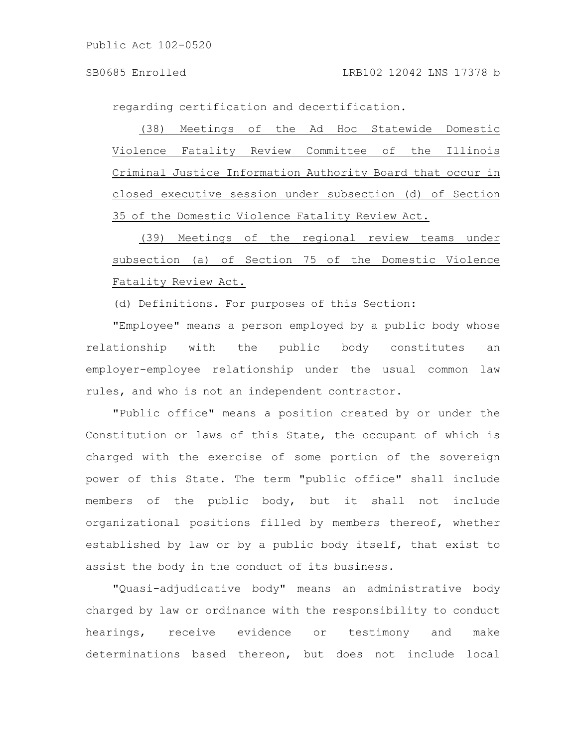regarding certification and decertification.

(38) Meetings of the Ad Hoc Statewide Domestic Violence Fatality Review Committee of the Illinois Criminal Justice Information Authority Board that occur in closed executive session under subsection (d) of Section 35 of the Domestic Violence Fatality Review Act.

(39) Meetings of the regional review teams under subsection (a) of Section 75 of the Domestic Violence Fatality Review Act.

(d) Definitions. For purposes of this Section:

"Employee" means a person employed by a public body whose relationship with the public body constitutes an employer-employee relationship under the usual common law rules, and who is not an independent contractor.

"Public office" means a position created by or under the Constitution or laws of this State, the occupant of which is charged with the exercise of some portion of the sovereign power of this State. The term "public office" shall include members of the public body, but it shall not include organizational positions filled by members thereof, whether established by law or by a public body itself, that exist to assist the body in the conduct of its business.

"Quasi-adjudicative body" means an administrative body charged by law or ordinance with the responsibility to conduct hearings, receive evidence or testimony and make determinations based thereon, but does not include local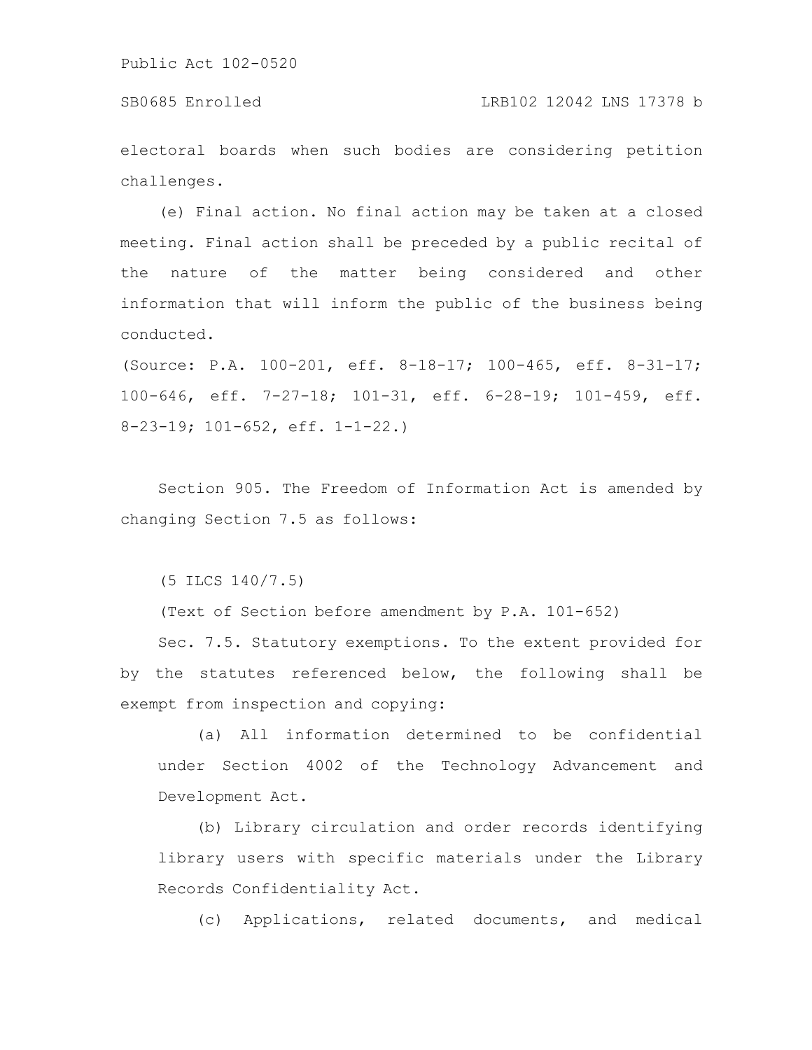electoral boards when such bodies are considering petition challenges.

(e) Final action. No final action may be taken at a closed meeting. Final action shall be preceded by a public recital of the nature of the matter being considered and other information that will inform the public of the business being conducted.

(Source: P.A. 100-201, eff. 8-18-17; 100-465, eff. 8-31-17; 100-646, eff. 7-27-18; 101-31, eff. 6-28-19; 101-459, eff. 8-23-19; 101-652, eff. 1-1-22.)

Section 905. The Freedom of Information Act is amended by changing Section 7.5 as follows:

(5 ILCS 140/7.5)

(Text of Section before amendment by P.A. 101-652)

Sec. 7.5. Statutory exemptions. To the extent provided for by the statutes referenced below, the following shall be exempt from inspection and copying:

(a) All information determined to be confidential under Section 4002 of the Technology Advancement and Development Act.

(b) Library circulation and order records identifying library users with specific materials under the Library Records Confidentiality Act.

(c) Applications, related documents, and medical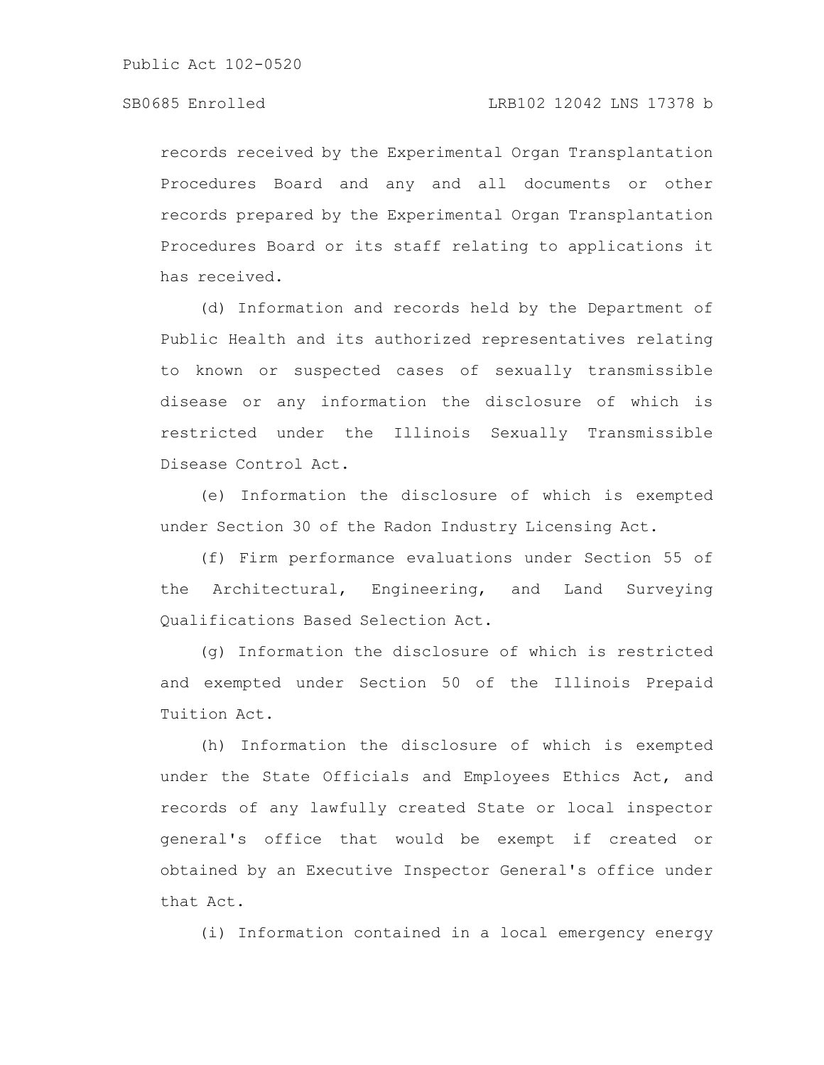records received by the Experimental Organ Transplantation Procedures Board and any and all documents or other records prepared by the Experimental Organ Transplantation Procedures Board or its staff relating to applications it has received.

(d) Information and records held by the Department of Public Health and its authorized representatives relating to known or suspected cases of sexually transmissible disease or any information the disclosure of which is restricted under the Illinois Sexually Transmissible Disease Control Act.

(e) Information the disclosure of which is exempted under Section 30 of the Radon Industry Licensing Act.

(f) Firm performance evaluations under Section 55 of the Architectural, Engineering, and Land Surveying Qualifications Based Selection Act.

(g) Information the disclosure of which is restricted and exempted under Section 50 of the Illinois Prepaid Tuition Act.

(h) Information the disclosure of which is exempted under the State Officials and Employees Ethics Act, and records of any lawfully created State or local inspector general's office that would be exempt if created or obtained by an Executive Inspector General's office under that Act.

(i) Information contained in a local emergency energy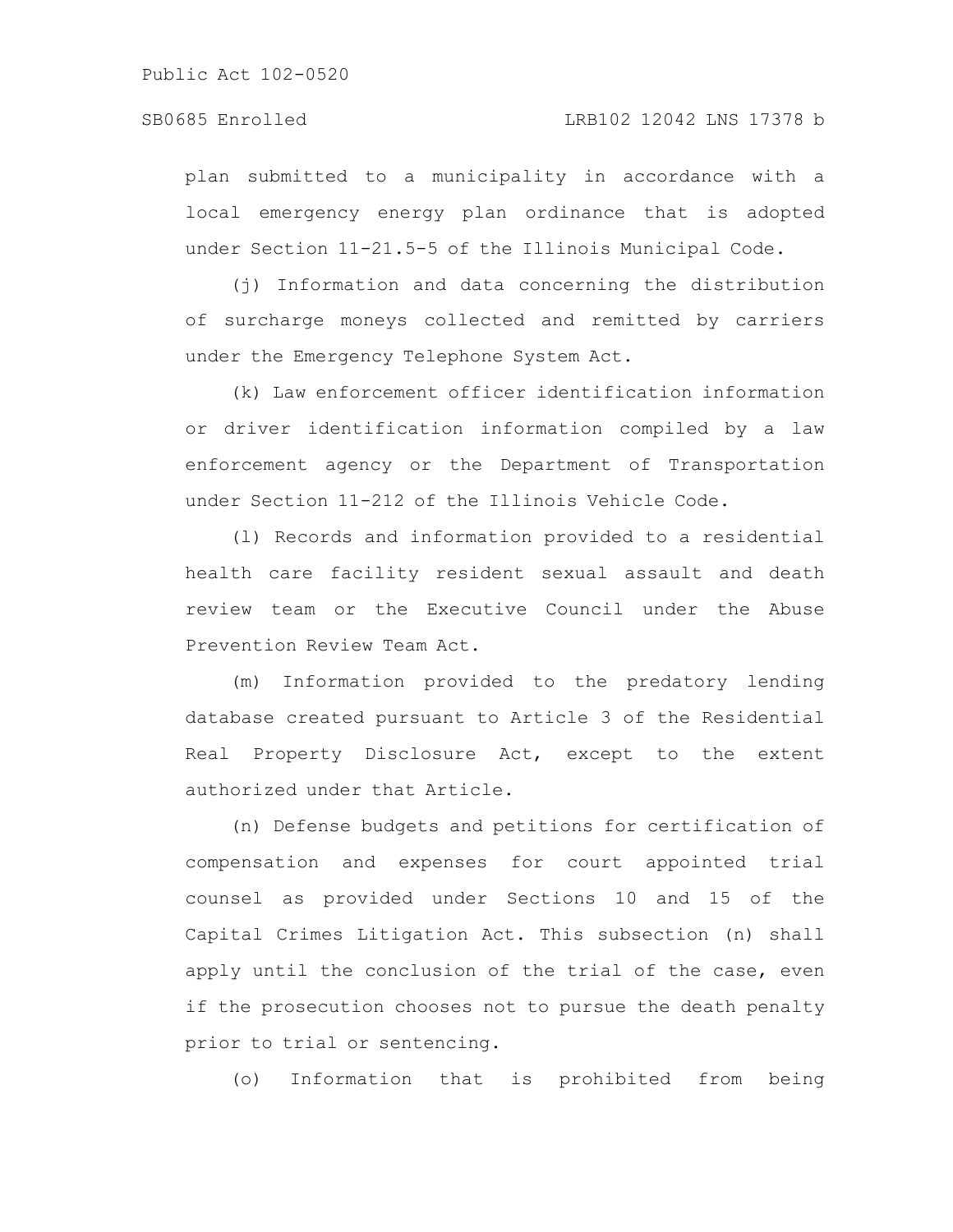plan submitted to a municipality in accordance with a local emergency energy plan ordinance that is adopted under Section 11-21.5-5 of the Illinois Municipal Code.

(j) Information and data concerning the distribution of surcharge moneys collected and remitted by carriers under the Emergency Telephone System Act.

(k) Law enforcement officer identification information or driver identification information compiled by a law enforcement agency or the Department of Transportation under Section 11-212 of the Illinois Vehicle Code.

(l) Records and information provided to a residential health care facility resident sexual assault and death review team or the Executive Council under the Abuse Prevention Review Team Act.

(m) Information provided to the predatory lending database created pursuant to Article 3 of the Residential Real Property Disclosure Act, except to the extent authorized under that Article.

(n) Defense budgets and petitions for certification of compensation and expenses for court appointed trial counsel as provided under Sections 10 and 15 of the Capital Crimes Litigation Act. This subsection (n) shall apply until the conclusion of the trial of the case, even if the prosecution chooses not to pursue the death penalty prior to trial or sentencing.

(o) Information that is prohibited from being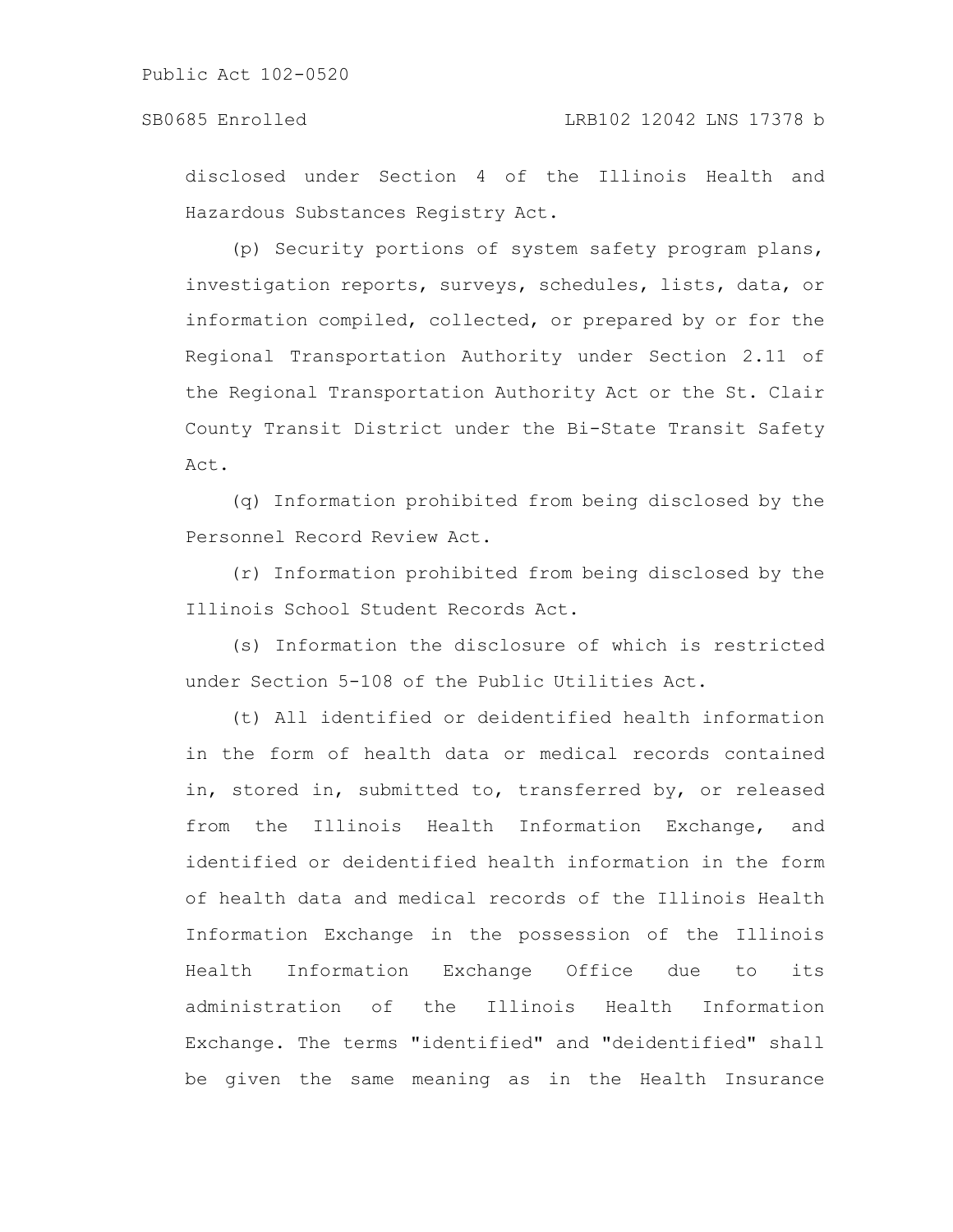disclosed under Section 4 of the Illinois Health and Hazardous Substances Registry Act.

(p) Security portions of system safety program plans, investigation reports, surveys, schedules, lists, data, or information compiled, collected, or prepared by or for the Regional Transportation Authority under Section 2.11 of the Regional Transportation Authority Act or the St. Clair County Transit District under the Bi-State Transit Safety Act.

(q) Information prohibited from being disclosed by the Personnel Record Review Act.

(r) Information prohibited from being disclosed by the Illinois School Student Records Act.

(s) Information the disclosure of which is restricted under Section 5-108 of the Public Utilities Act.

(t) All identified or deidentified health information in the form of health data or medical records contained in, stored in, submitted to, transferred by, or released from the Illinois Health Information Exchange, and identified or deidentified health information in the form of health data and medical records of the Illinois Health Information Exchange in the possession of the Illinois Health Information Exchange Office due to its administration of the Illinois Health Information Exchange. The terms "identified" and "deidentified" shall be given the same meaning as in the Health Insurance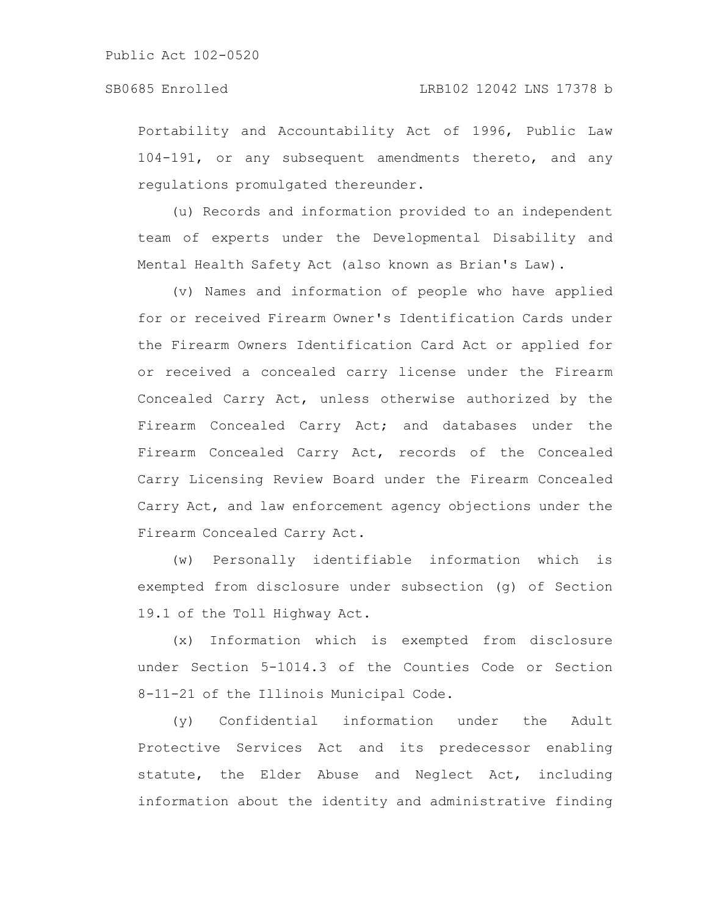Portability and Accountability Act of 1996, Public Law 104-191, or any subsequent amendments thereto, and any regulations promulgated thereunder.

(u) Records and information provided to an independent team of experts under the Developmental Disability and Mental Health Safety Act (also known as Brian's Law).

(v) Names and information of people who have applied for or received Firearm Owner's Identification Cards under the Firearm Owners Identification Card Act or applied for or received a concealed carry license under the Firearm Concealed Carry Act, unless otherwise authorized by the Firearm Concealed Carry Act; and databases under the Firearm Concealed Carry Act, records of the Concealed Carry Licensing Review Board under the Firearm Concealed Carry Act, and law enforcement agency objections under the Firearm Concealed Carry Act.

(w) Personally identifiable information which is exempted from disclosure under subsection (g) of Section 19.1 of the Toll Highway Act.

(x) Information which is exempted from disclosure under Section 5-1014.3 of the Counties Code or Section 8-11-21 of the Illinois Municipal Code.

(y) Confidential information under the Adult Protective Services Act and its predecessor enabling statute, the Elder Abuse and Neglect Act, including information about the identity and administrative finding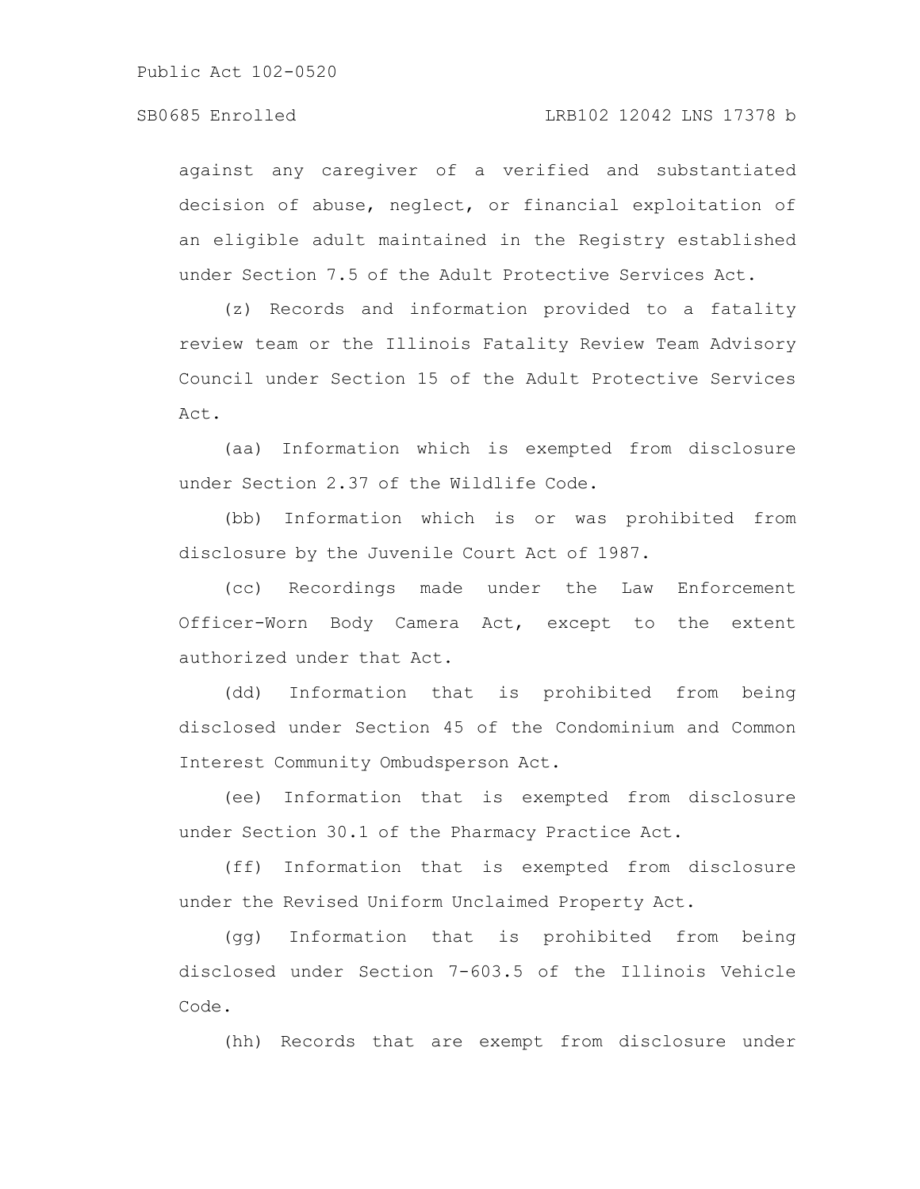against any caregiver of a verified and substantiated decision of abuse, neglect, or financial exploitation of an eligible adult maintained in the Registry established under Section 7.5 of the Adult Protective Services Act.

(z) Records and information provided to a fatality review team or the Illinois Fatality Review Team Advisory Council under Section 15 of the Adult Protective Services Act.

(aa) Information which is exempted from disclosure under Section 2.37 of the Wildlife Code.

(bb) Information which is or was prohibited from disclosure by the Juvenile Court Act of 1987.

(cc) Recordings made under the Law Enforcement Officer-Worn Body Camera Act, except to the extent authorized under that Act.

(dd) Information that is prohibited from being disclosed under Section 45 of the Condominium and Common Interest Community Ombudsperson Act.

(ee) Information that is exempted from disclosure under Section 30.1 of the Pharmacy Practice Act.

(ff) Information that is exempted from disclosure under the Revised Uniform Unclaimed Property Act.

(gg) Information that is prohibited from being disclosed under Section 7-603.5 of the Illinois Vehicle Code.

(hh) Records that are exempt from disclosure under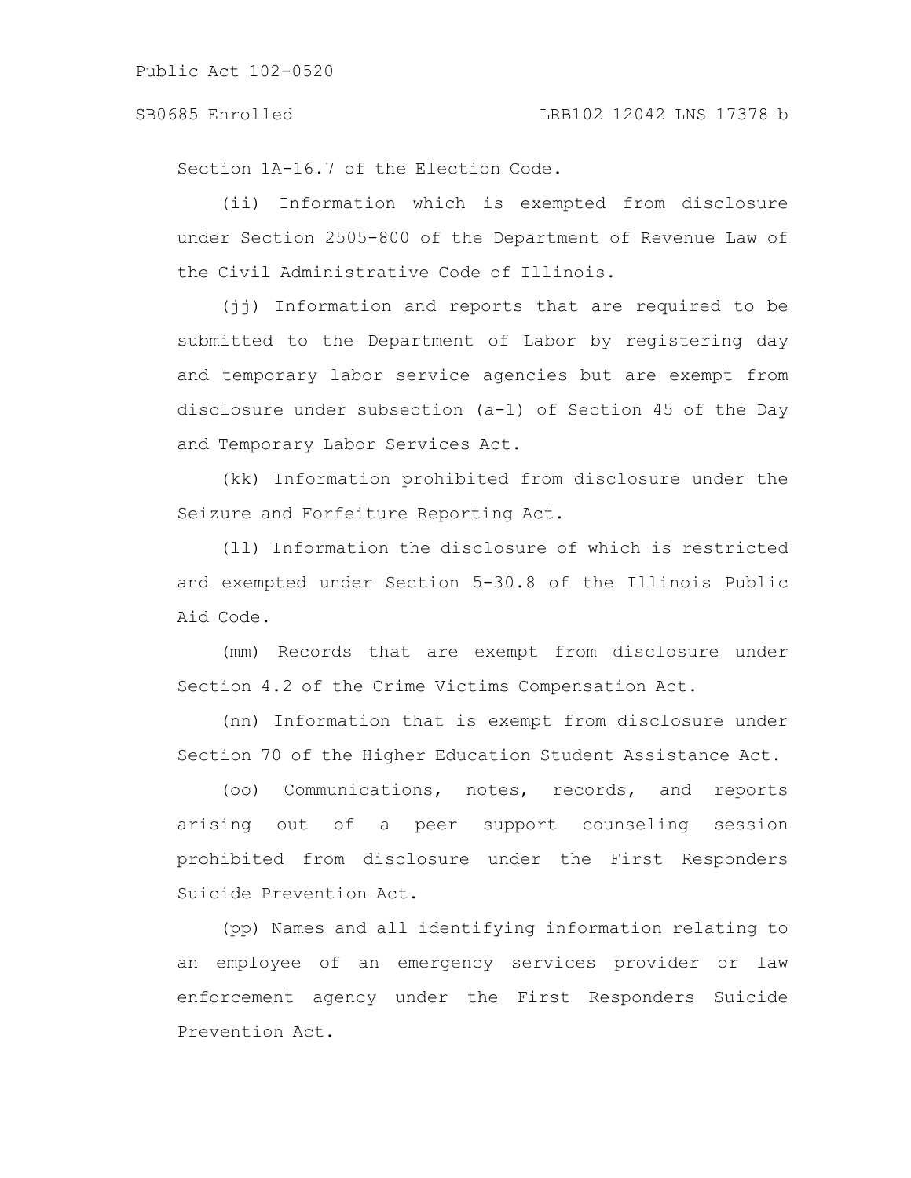Section 1A-16.7 of the Election Code.

(ii) Information which is exempted from disclosure under Section 2505-800 of the Department of Revenue Law of the Civil Administrative Code of Illinois.

(jj) Information and reports that are required to be submitted to the Department of Labor by registering day and temporary labor service agencies but are exempt from disclosure under subsection (a-1) of Section 45 of the Day and Temporary Labor Services Act.

(kk) Information prohibited from disclosure under the Seizure and Forfeiture Reporting Act.

(ll) Information the disclosure of which is restricted and exempted under Section 5-30.8 of the Illinois Public Aid Code.

(mm) Records that are exempt from disclosure under Section 4.2 of the Crime Victims Compensation Act.

(nn) Information that is exempt from disclosure under Section 70 of the Higher Education Student Assistance Act.

(oo) Communications, notes, records, and reports arising out of a peer support counseling session prohibited from disclosure under the First Responders Suicide Prevention Act.

(pp) Names and all identifying information relating to an employee of an emergency services provider or law enforcement agency under the First Responders Suicide Prevention Act.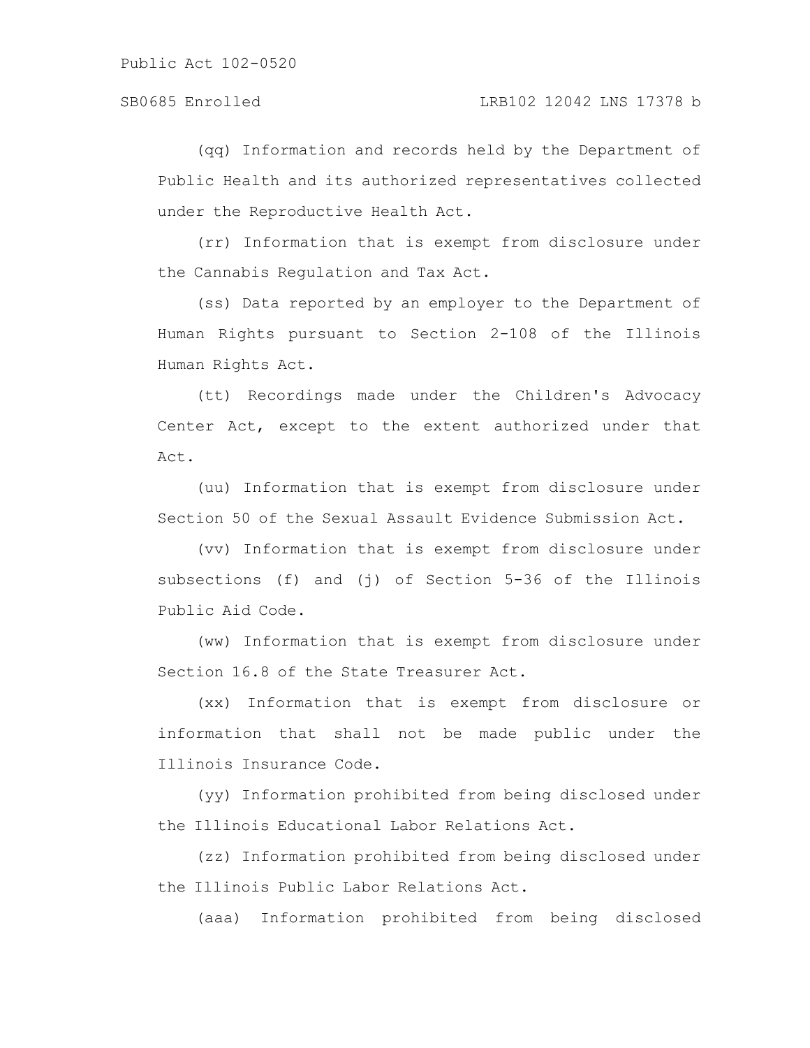(qq) Information and records held by the Department of Public Health and its authorized representatives collected under the Reproductive Health Act.

(rr) Information that is exempt from disclosure under the Cannabis Regulation and Tax Act.

(ss) Data reported by an employer to the Department of Human Rights pursuant to Section 2-108 of the Illinois Human Rights Act.

(tt) Recordings made under the Children's Advocacy Center Act, except to the extent authorized under that Act.

(uu) Information that is exempt from disclosure under Section 50 of the Sexual Assault Evidence Submission Act.

(vv) Information that is exempt from disclosure under subsections (f) and (j) of Section 5-36 of the Illinois Public Aid Code.

(ww) Information that is exempt from disclosure under Section 16.8 of the State Treasurer Act.

(xx) Information that is exempt from disclosure or information that shall not be made public under the Illinois Insurance Code.

(yy) Information prohibited from being disclosed under the Illinois Educational Labor Relations Act.

(zz) Information prohibited from being disclosed under the Illinois Public Labor Relations Act.

(aaa) Information prohibited from being disclosed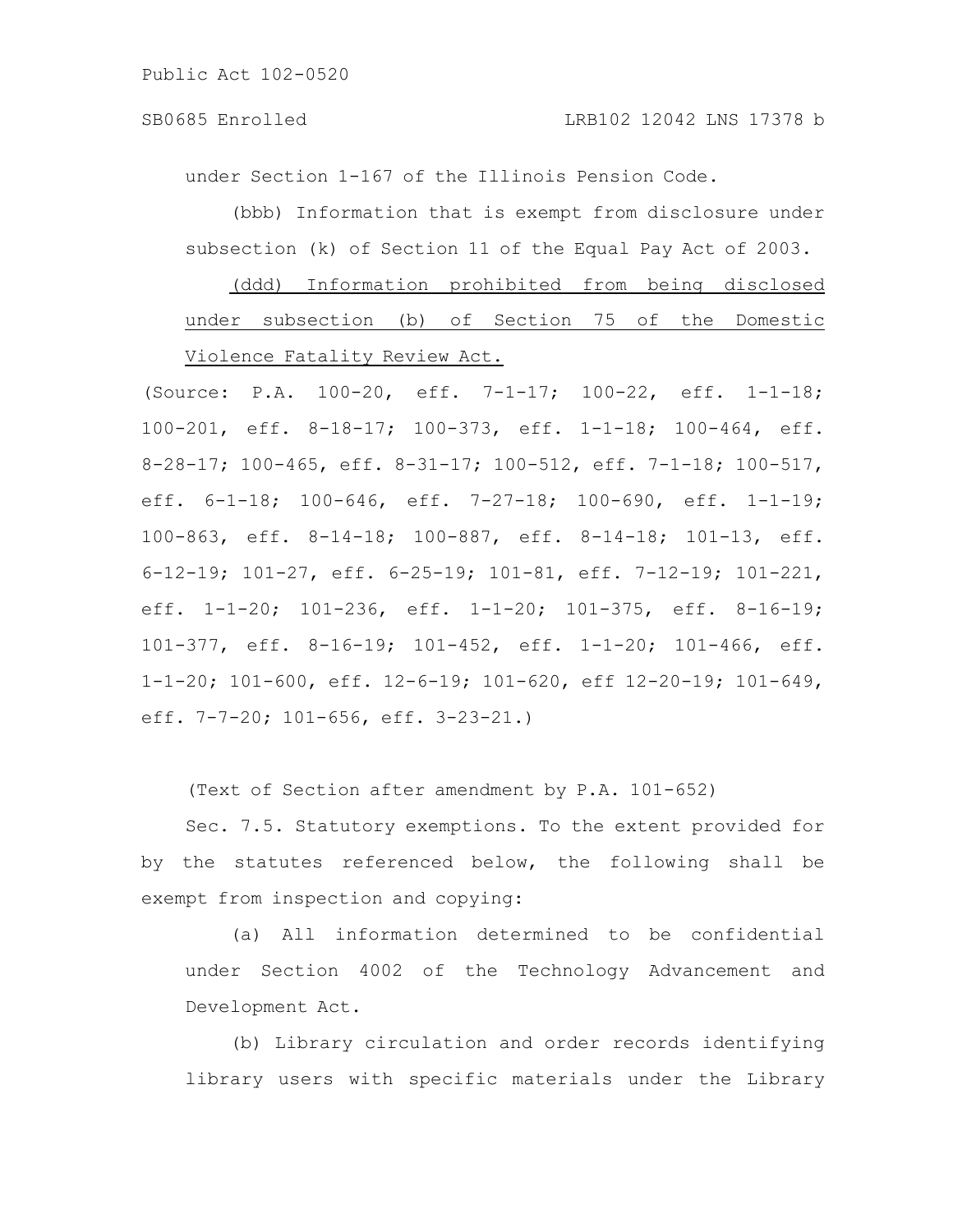under Section 1-167 of the Illinois Pension Code.

(bbb) Information that is exempt from disclosure under subsection (k) of Section 11 of the Equal Pay Act of 2003.

<u>(ddd) Information prohibited from being disclosed under subsection (b) of Section 75 of the Domestic Violence Fatality Review Act.</u>

(Source: P.A. 100-20, eff. 7-1-17; 100-22, eff. 1-1-18; 100-201, eff. 8-18-17; 100-373, eff. 1-1-18; 100-464, eff. 8-28-17; 100-465, eff. 8-31-17; 100-512, eff. 7-1-18; 100-517, eff. 6-1-18; 100-646, eff. 7-27-18; 100-690, eff. 1-1-19; 100-863, eff. 8-14-18; 100-887, eff. 8-14-18; 101-13, eff. 6-12-19; 101-27, eff. 6-25-19; 101-81, eff. 7-12-19; 101-221, eff. 1-1-20; 101-236, eff. 1-1-20; 101-375, eff. 8-16-19; 101-377, eff. 8-16-19; 101-452, eff. 1-1-20; 101-466, eff. 1-1-20; 101-600, eff. 12-6-19; 101-620, eff 12-20-19; 101-649, eff. 7-7-20; 101-656, eff. 3-23-21.)

(Text of Section after amendment by P.A. 101-652)

Sec. 7.5. Statutory exemptions. To the extent provided for by the statutes referenced below, the following shall be exempt from inspection and copying:

(a) All information determined to be confidential under Section 4002 of the Technology Advancement and Development Act.

(b) Library circulation and order records identifying library users with specific materials under the Library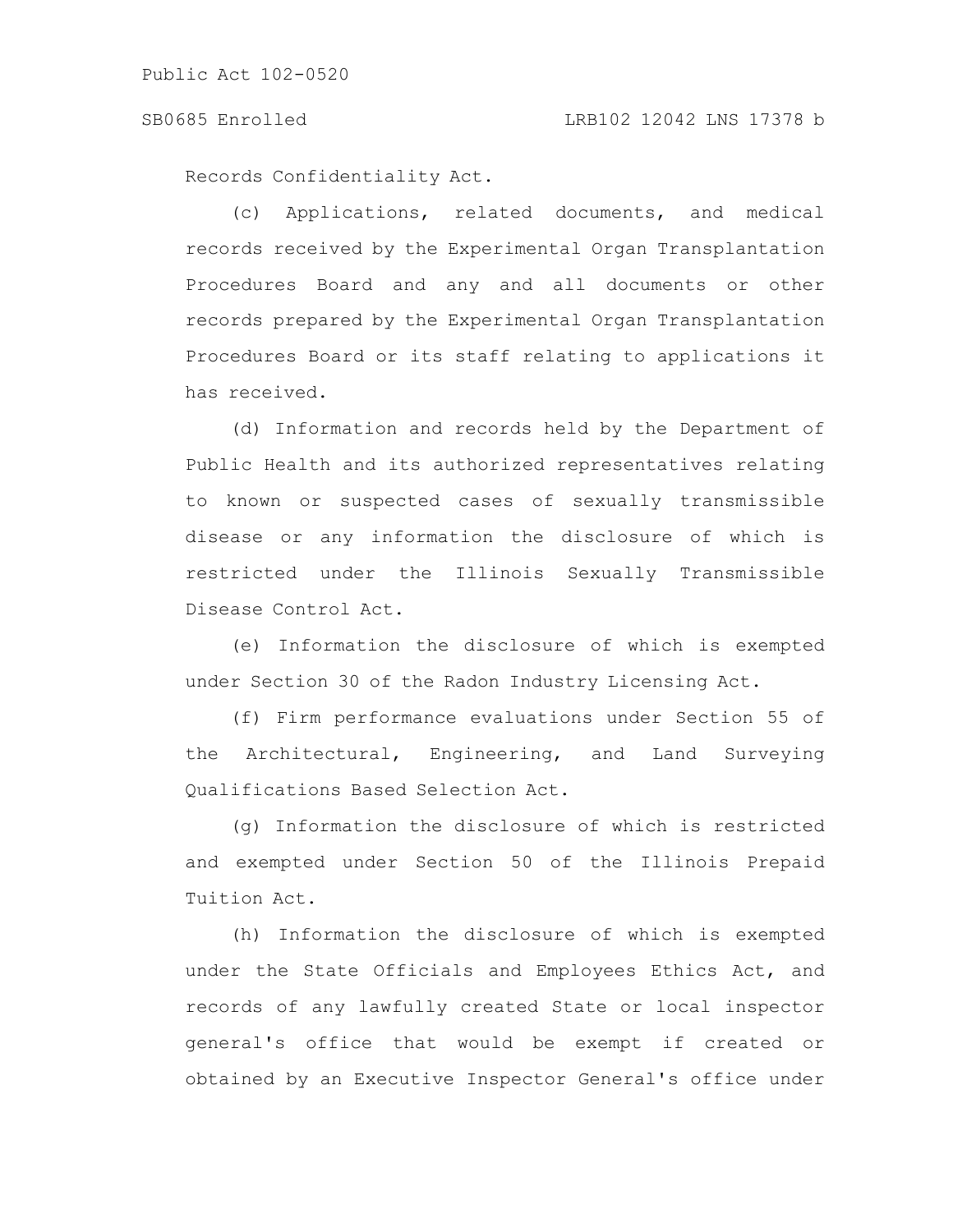Records Confidentiality Act.

(c) Applications, related documents, and medical records received by the Experimental Organ Transplantation Procedures Board and any and all documents or other records prepared by the Experimental Organ Transplantation Procedures Board or its staff relating to applications it has received.

(d) Information and records held by the Department of Public Health and its authorized representatives relating to known or suspected cases of sexually transmissible disease or any information the disclosure of which is restricted under the Illinois Sexually Transmissible Disease Control Act.

(e) Information the disclosure of which is exempted under Section 30 of the Radon Industry Licensing Act.

(f) Firm performance evaluations under Section 55 of the Architectural, Engineering, and Land Surveying Qualifications Based Selection Act.

(g) Information the disclosure of which is restricted and exempted under Section 50 of the Illinois Prepaid Tuition Act.

(h) Information the disclosure of which is exempted under the State Officials and Employees Ethics Act, and records of any lawfully created State or local inspector general's office that would be exempt if created or obtained by an Executive Inspector General's office under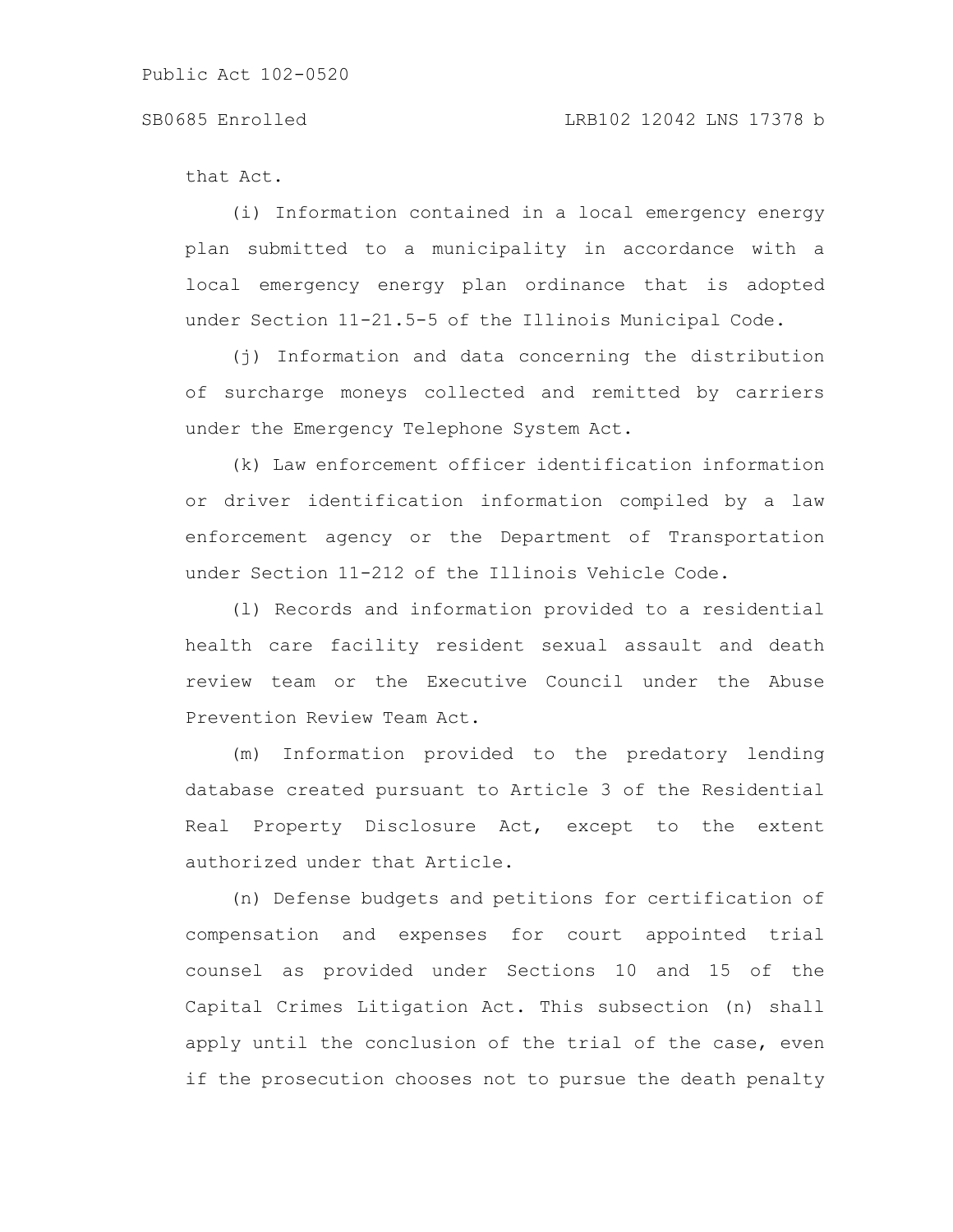that Act.

(i) Information contained in a local emergency energy plan submitted to a municipality in accordance with a local emergency energy plan ordinance that is adopted under Section 11-21.5-5 of the Illinois Municipal Code.

(j) Information and data concerning the distribution of surcharge moneys collected and remitted by carriers under the Emergency Telephone System Act.

(k) Law enforcement officer identification information or driver identification information compiled by a law enforcement agency or the Department of Transportation under Section 11-212 of the Illinois Vehicle Code.

(l) Records and information provided to a residential health care facility resident sexual assault and death review team or the Executive Council under the Abuse Prevention Review Team Act.

(m) Information provided to the predatory lending database created pursuant to Article 3 of the Residential Real Property Disclosure Act, except to the extent authorized under that Article.

(n) Defense budgets and petitions for certification of compensation and expenses for court appointed trial counsel as provided under Sections 10 and 15 of the Capital Crimes Litigation Act. This subsection (n) shall apply until the conclusion of the trial of the case, even if the prosecution chooses not to pursue the death penalty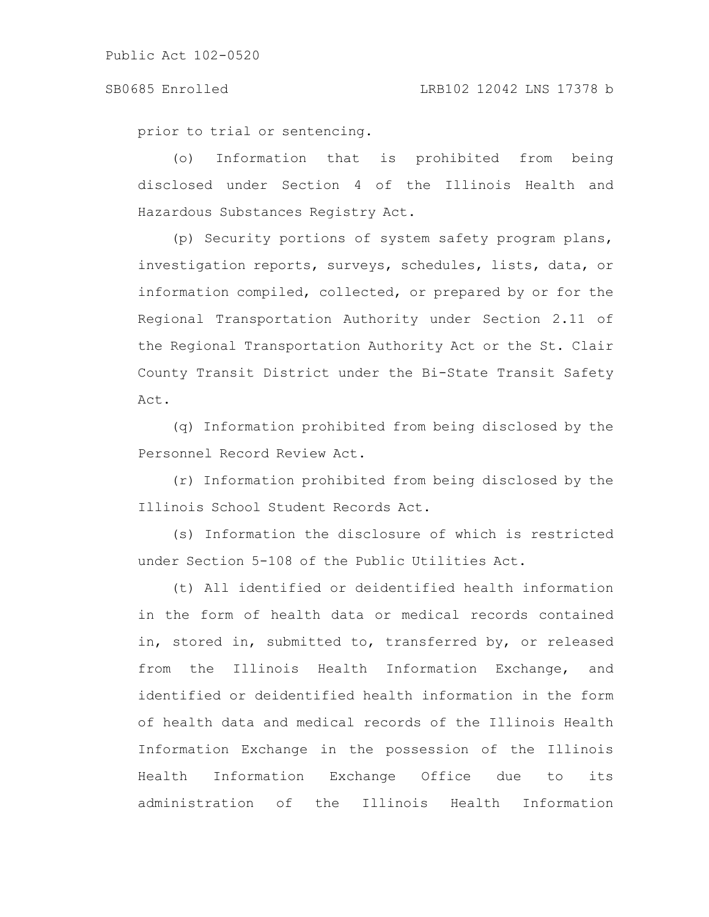prior to trial or sentencing.

(o) Information that is prohibited from being disclosed under Section 4 of the Illinois Health and Hazardous Substances Registry Act.

(p) Security portions of system safety program plans, investigation reports, surveys, schedules, lists, data, or information compiled, collected, or prepared by or for the Regional Transportation Authority under Section 2.11 of the Regional Transportation Authority Act or the St. Clair County Transit District under the Bi-State Transit Safety Act.

(q) Information prohibited from being disclosed by the Personnel Record Review Act.

(r) Information prohibited from being disclosed by the Illinois School Student Records Act.

(s) Information the disclosure of which is restricted under Section 5-108 of the Public Utilities Act.

(t) All identified or deidentified health information in the form of health data or medical records contained in, stored in, submitted to, transferred by, or released from the Illinois Health Information Exchange, and identified or deidentified health information in the form of health data and medical records of the Illinois Health Information Exchange in the possession of the Illinois Health Information Exchange Office due to its administration of the Illinois Health Information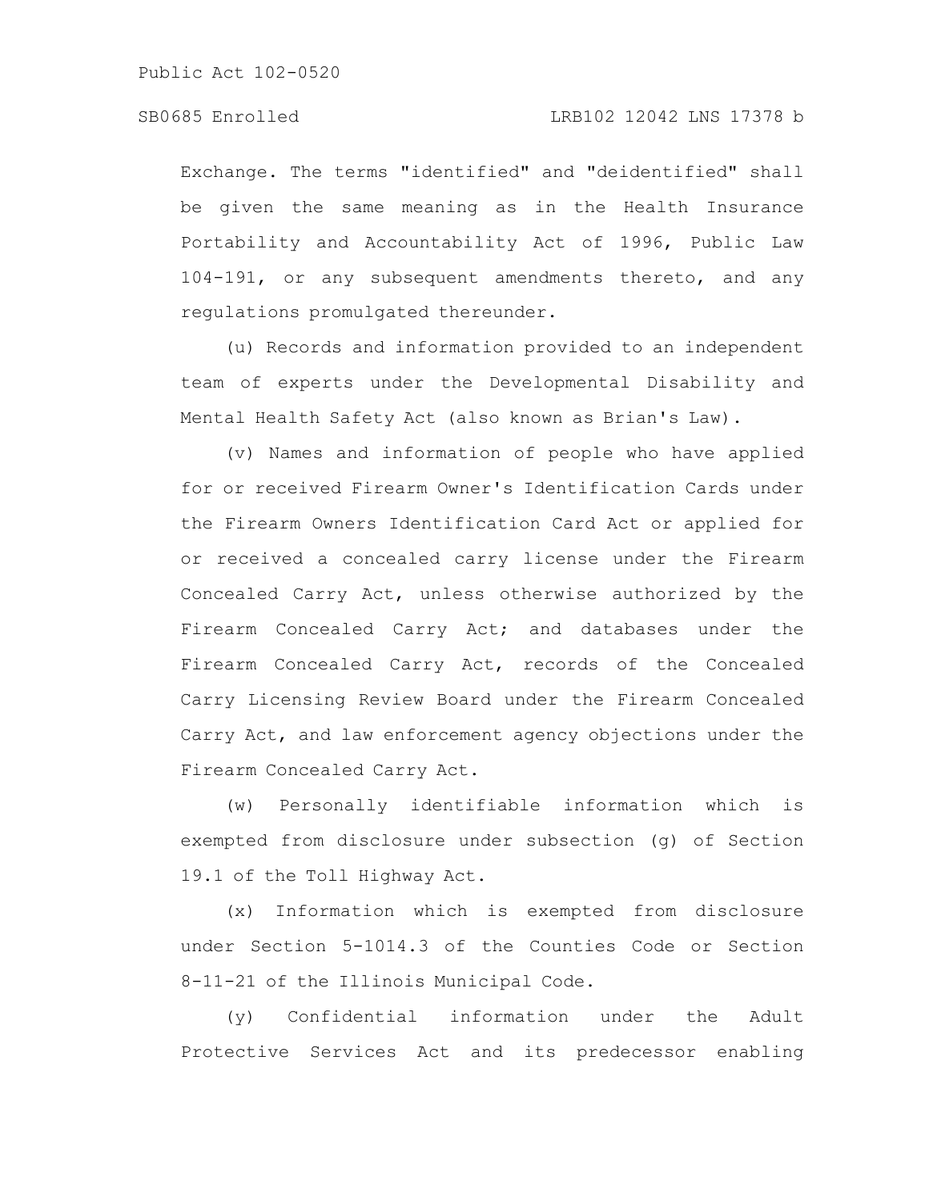Exchange. The terms "identified" and "deidentified" shall be given the same meaning as in the Health Insurance Portability and Accountability Act of 1996, Public Law 104-191, or any subsequent amendments thereto, and any regulations promulgated thereunder.

(u) Records and information provided to an independent team of experts under the Developmental Disability and Mental Health Safety Act (also known as Brian's Law).

(v) Names and information of people who have applied for or received Firearm Owner's Identification Cards under the Firearm Owners Identification Card Act or applied for or received a concealed carry license under the Firearm Concealed Carry Act, unless otherwise authorized by the Firearm Concealed Carry Act; and databases under the Firearm Concealed Carry Act, records of the Concealed Carry Licensing Review Board under the Firearm Concealed Carry Act, and law enforcement agency objections under the Firearm Concealed Carry Act.

(w) Personally identifiable information which is exempted from disclosure under subsection (g) of Section 19.1 of the Toll Highway Act.

(x) Information which is exempted from disclosure under Section 5-1014.3 of the Counties Code or Section 8-11-21 of the Illinois Municipal Code.

(y) Confidential information under the Adult Protective Services Act and its predecessor enabling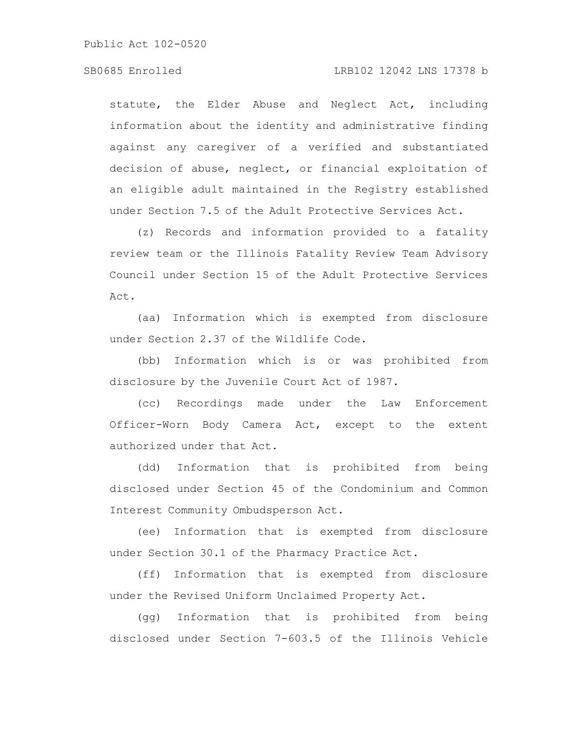statute, the Elder Abuse and Neglect Act, including information about the identity and administrative finding against any caregiver of a verified and substantiated decision of abuse, neglect, or financial exploitation of an eligible adult maintained in the Registry established under Section 7.5 of the Adult Protective Services Act.

(z) Records and information provided to a fatality review team or the Illinois Fatality Review Team Advisory Council under Section 15 of the Adult Protective Services Act.

(aa) Information which is exempted from disclosure under Section 2.37 of the Wildlife Code.

(bb) Information which is or was prohibited from disclosure by the Juvenile Court Act of 1987.

(cc) Recordings made under the Law Enforcement Officer-Worn Body Camera Act, except to the extent authorized under that Act.

(dd) Information that is prohibited from being disclosed under Section 45 of the Condominium and Common Interest Community Ombudsperson Act.

(ee) Information that is exempted from disclosure under Section 30.1 of the Pharmacy Practice Act.

(ff) Information that is exempted from disclosure under the Revised Uniform Unclaimed Property Act.

(gg) Information that is prohibited from being disclosed under Section 7-603.5 of the Illinois Vehicle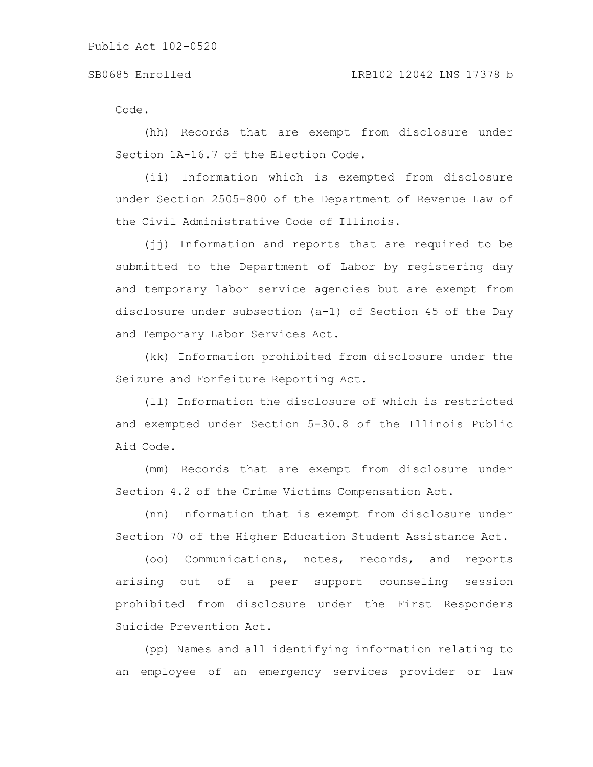Code.

(hh) Records that are exempt from disclosure under Section 1A-16.7 of the Election Code.

(ii) Information which is exempted from disclosure under Section 2505-800 of the Department of Revenue Law of the Civil Administrative Code of Illinois.

(jj) Information and reports that are required to be submitted to the Department of Labor by registering day and temporary labor service agencies but are exempt from disclosure under subsection (a-1) of Section 45 of the Day and Temporary Labor Services Act.

(kk) Information prohibited from disclosure under the Seizure and Forfeiture Reporting Act.

(ll) Information the disclosure of which is restricted and exempted under Section 5-30.8 of the Illinois Public Aid Code.

(mm) Records that are exempt from disclosure under Section 4.2 of the Crime Victims Compensation Act.

(nn) Information that is exempt from disclosure under Section 70 of the Higher Education Student Assistance Act.

(oo) Communications, notes, records, and reports arising out of a peer support counseling session prohibited from disclosure under the First Responders Suicide Prevention Act.

(pp) Names and all identifying information relating to an employee of an emergency services provider or law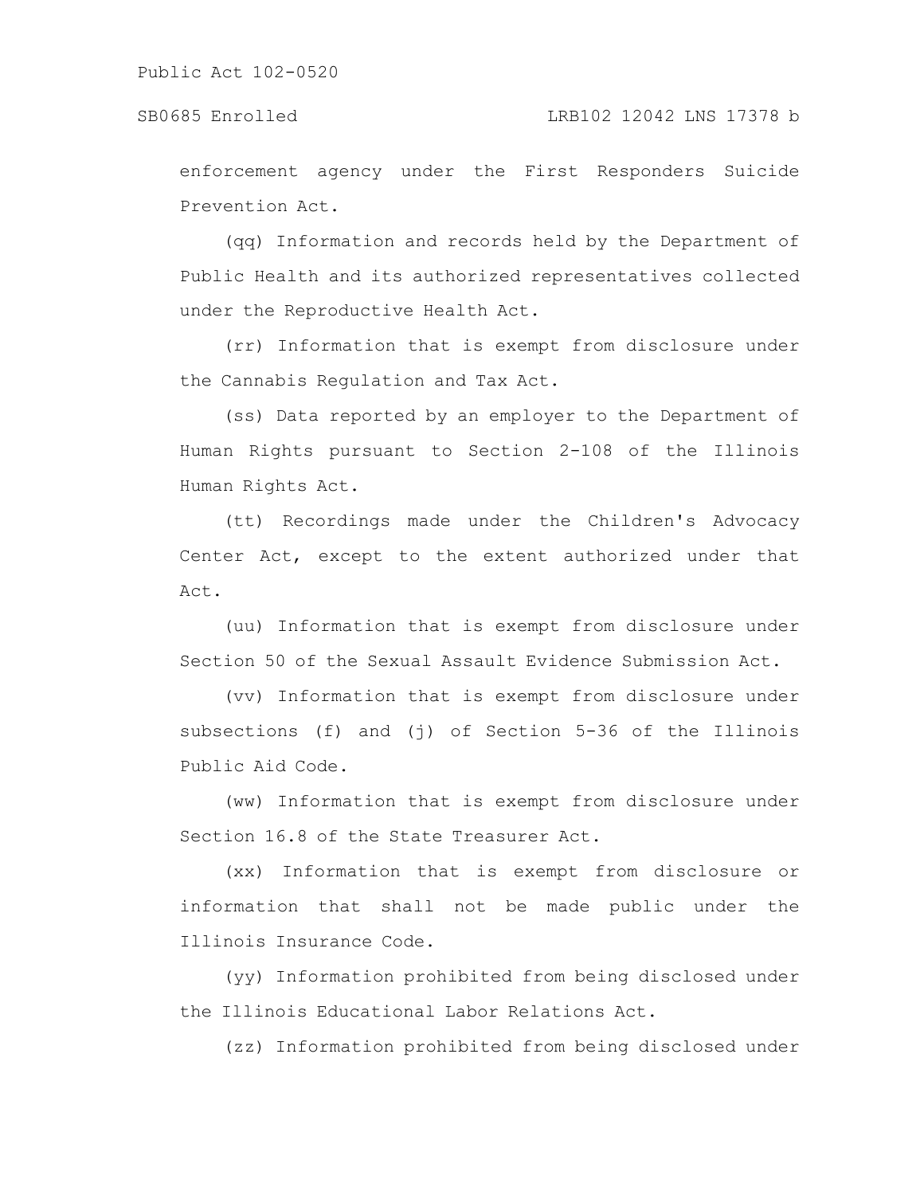enforcement agency under the First Responders Suicide Prevention Act.

(qq) Information and records held by the Department of Public Health and its authorized representatives collected under the Reproductive Health Act.

(rr) Information that is exempt from disclosure under the Cannabis Regulation and Tax Act.

(ss) Data reported by an employer to the Department of Human Rights pursuant to Section 2-108 of the Illinois Human Rights Act.

(tt) Recordings made under the Children's Advocacy Center Act, except to the extent authorized under that Act.

(uu) Information that is exempt from disclosure under Section 50 of the Sexual Assault Evidence Submission Act.

(vv) Information that is exempt from disclosure under subsections (f) and (j) of Section 5-36 of the Illinois Public Aid Code.

(ww) Information that is exempt from disclosure under Section 16.8 of the State Treasurer Act.

(xx) Information that is exempt from disclosure or information that shall not be made public under the Illinois Insurance Code.

(yy) Information prohibited from being disclosed under the Illinois Educational Labor Relations Act.

(zz) Information prohibited from being disclosed under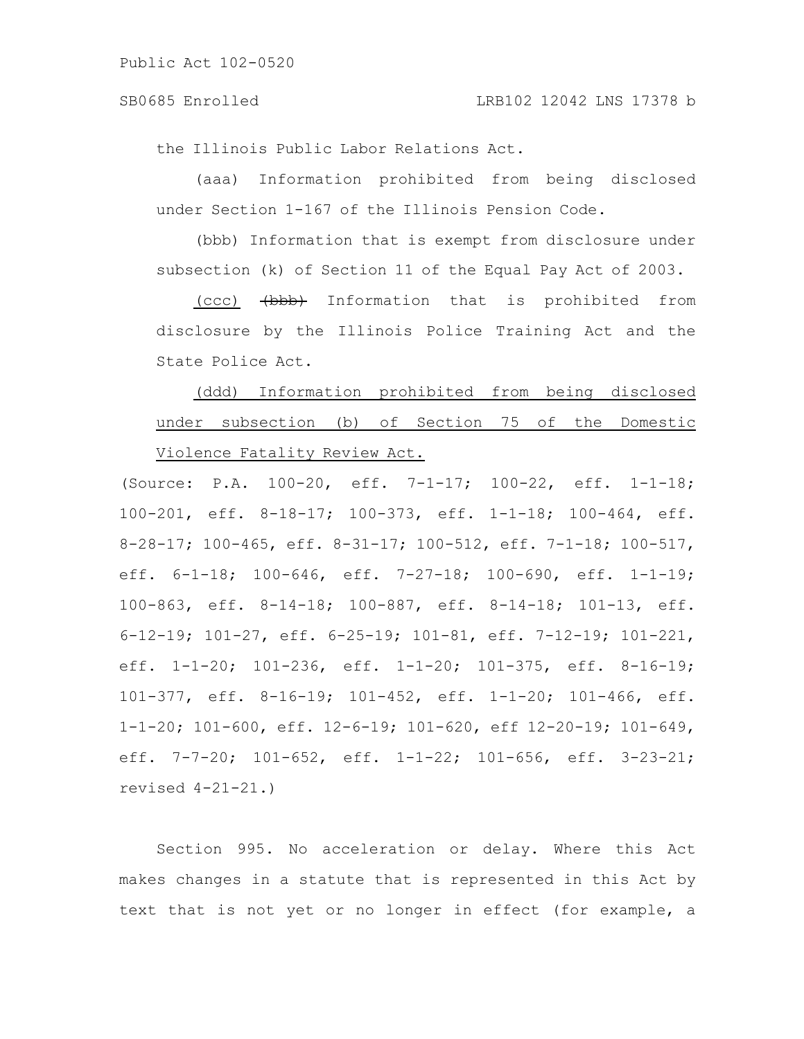the Illinois Public Labor Relations Act.

(aaa) Information prohibited from being disclosed under Section 1-167 of the Illinois Pension Code.

(bbb) Information that is exempt from disclosure under subsection (k) of Section 11 of the Equal Pay Act of 2003.

<u>(ccc)</u> ~~(bbb)~~ Information that is prohibited from disclosure by the Illinois Police Training Act and the State Police Act.

<u>(ddd) Information prohibited from being disclosed under subsection (b) of Section 75 of the Domestic Violence Fatality Review Act.</u>

(Source: P.A. 100-20, eff. 7-1-17; 100-22, eff. 1-1-18; 100-201, eff. 8-18-17; 100-373, eff. 1-1-18; 100-464, eff. 8-28-17; 100-465, eff. 8-31-17; 100-512, eff. 7-1-18; 100-517, eff. 6-1-18; 100-646, eff. 7-27-18; 100-690, eff. 1-1-19; 100-863, eff. 8-14-18; 100-887, eff. 8-14-18; 101-13, eff. 6-12-19; 101-27, eff. 6-25-19; 101-81, eff. 7-12-19; 101-221, eff. 1-1-20; 101-236, eff. 1-1-20; 101-375, eff. 8-16-19; 101-377, eff. 8-16-19; 101-452, eff. 1-1-20; 101-466, eff. 1-1-20; 101-600, eff. 12-6-19; 101-620, eff 12-20-19; 101-649, eff. 7-7-20; 101-652, eff. 1-1-22; 101-656, eff. 3-23-21; revised 4-21-21.)

Section 995. No acceleration or delay. Where this Act makes changes in a statute that is represented in this Act by text that is not yet or no longer in effect (for example, a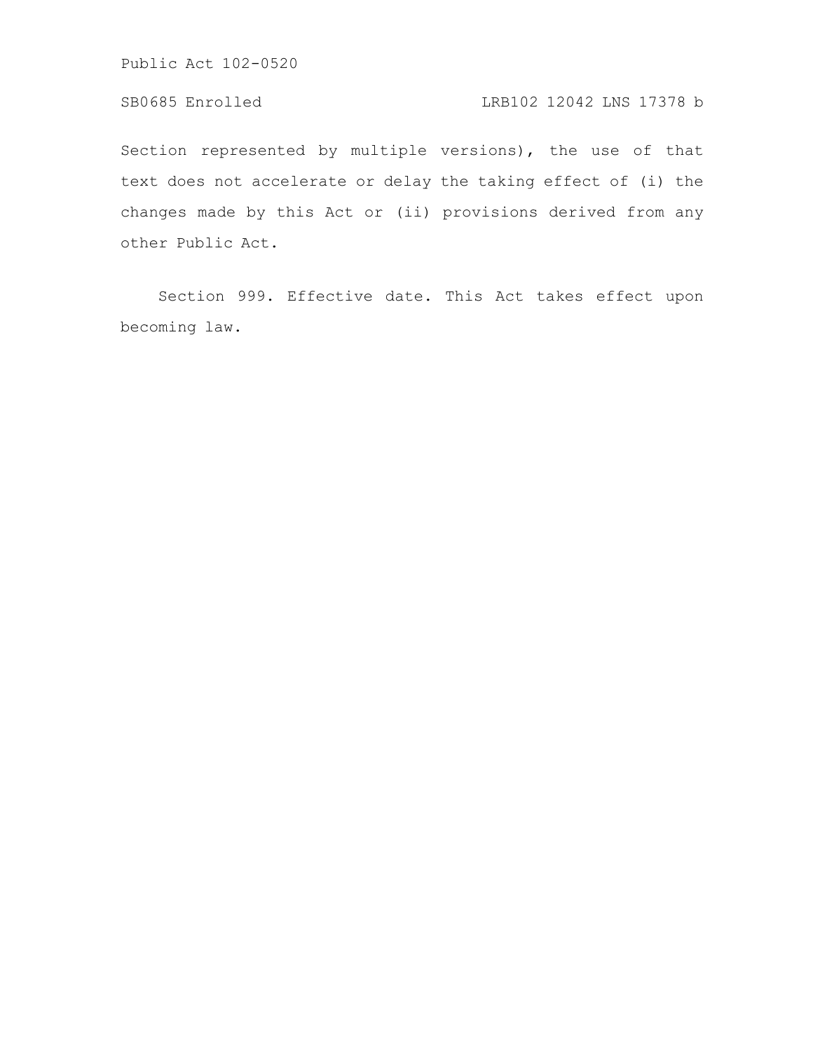Section represented by multiple versions), the use of that text does not accelerate or delay the taking effect of (i) the changes made by this Act or (ii) provisions derived from any other Public Act.

Section 999. Effective date. This Act takes effect upon becoming law.